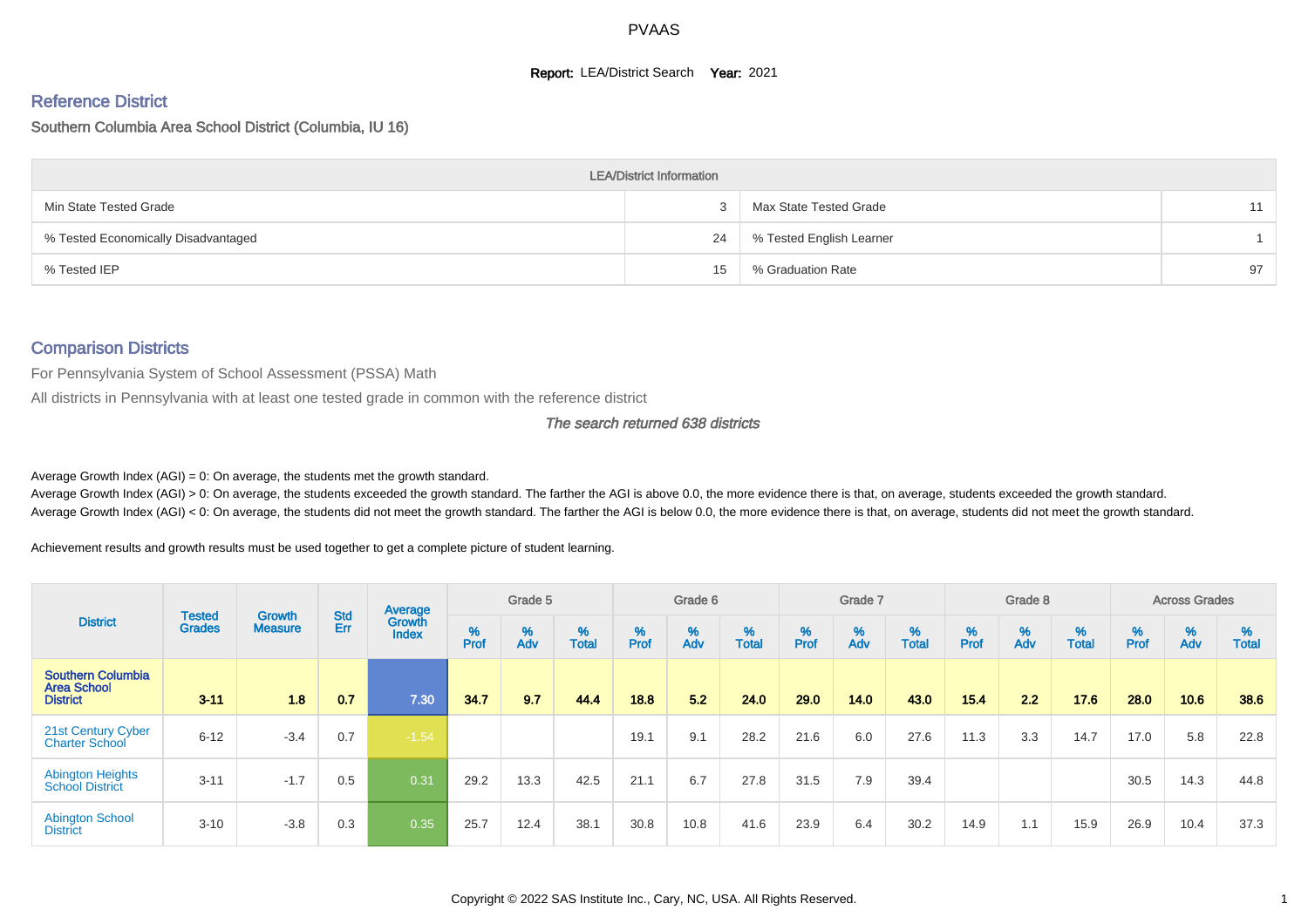PVAAS

**Report:** LEA/District Search **Year:** 2021

## Reference District

Southern Columbia Area School District (Columbia, IU 16)

| LEA/District Information | | | |
|---|---|---|---|
| Min State Tested Grade | 3 | Max State Tested Grade | 11 |
| % Tested Economically Disadvantaged | 24 | % Tested English Learner | 1 |
| % Tested IEP | 15 | % Graduation Rate | 97 |

## Comparison Districts

For Pennsylvania System of School Assessment (PSSA) Math

All districts in Pennsylvania with at least one tested grade in common with the reference district

*The search returned 638 districts*

Average Growth Index (AGI) = 0: On average, the students met the growth standard.

Average Growth Index (AGI) > 0: On average, the students exceeded the growth standard. The farther the AGI is above 0.0, the more evidence there is that, on average, students exceeded the growth standard.

Average Growth Index (AGI) < 0: On average, the students did not meet the growth standard. The farther the AGI is below 0.0, the more evidence there is that, on average, students did not meet the growth standard.

Achievement results and growth results must be used together to get a complete picture of student learning.

| District | Tested Grades | Growth Measure | Std Err | Average Growth Index | Grade 5 | | | Grade 6 | | | Grade 7 | | | Grade 8 | | | Across Grades | | |
|---|---|---|---|---|---|---|---|---|---|---|---|---|---|---|---|---|---|---|---|
| | | | | | % Prof | % Adv | % Total | % Prof | % Adv | % Total | % Prof | % Adv | % Total | % Prof | % Adv | % Total | % Prof | % Adv | % Total |
| **Southern Columbia Area School District** | **3-11** | **1.8** | **0.7** | **7.30** | **34.7** | **9.7** | **44.4** | **18.8** | **5.2** | **24.0** | **29.0** | **14.0** | **43.0** | **15.4** | **2.2** | **17.6** | **28.0** | **10.6** | **38.6** |
| 21st Century Cyber Charter School | 6-12 | -3.4 | 0.7 | -1.54 | | | | 19.1 | 9.1 | 28.2 | 21.6 | 6.0 | 27.6 | 11.3 | 3.3 | 14.7 | 17.0 | 5.8 | 22.8 |
| Abington Heights School District | 3-11 | -1.7 | 0.5 | 0.31 | 29.2 | 13.3 | 42.5 | 21.1 | 6.7 | 27.8 | 31.5 | 7.9 | 39.4 | | | | 30.5 | 14.3 | 44.8 |
| Abington School District | 3-10 | -3.8 | 0.3 | 0.35 | 25.7 | 12.4 | 38.1 | 30.8 | 10.8 | 41.6 | 23.9 | 6.4 | 30.2 | 14.9 | 1.1 | 15.9 | 26.9 | 10.4 | 37.3 |

Copyright © 2022 SAS Institute Inc., Cary, NC, USA. All Rights Reserved.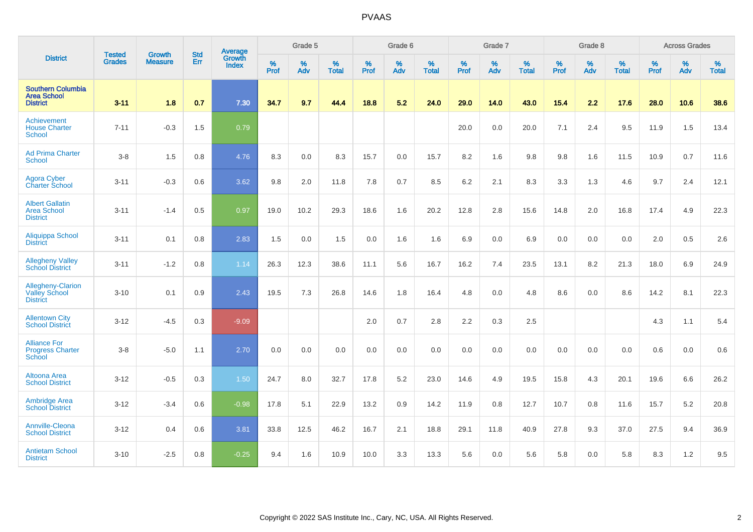| District | Tested Grades | Growth Measure | Std Err | Average Growth Index | Grade 5 | | | Grade 6 | | | Grade 7 | | | Grade 8 | | | Across Grades | | |
|---|---|---|---|---|---|---|---|---|---|---|---|---|---|---|---|---|---|---|---|
| | | | | | % Prof | % Adv | % Total | % Prof | % Adv | % Total | % Prof | % Adv | % Total | % Prof | % Adv | % Total | % Prof | % Adv | % Total |
| **Southern Columbia Area School District** | **3-11** | **1.8** | **0.7** | **7.30** | **34.7** | **9.7** | **44.4** | **18.8** | **5.2** | **24.0** | **29.0** | **14.0** | **43.0** | **15.4** | **2.2** | **17.6** | **28.0** | **10.6** | **38.6** |
| Achievement House Charter School | 7-11 | -0.3 | 1.5 | 0.79 | | | | | | | 20.0 | 0.0 | 20.0 | 7.1 | 2.4 | 9.5 | 11.9 | 1.5 | 13.4 |
| Ad Prima Charter School | 3-8 | 1.5 | 0.8 | 4.76 | 8.3 | 0.0 | 8.3 | 15.7 | 0.0 | 15.7 | 8.2 | 1.6 | 9.8 | 9.8 | 1.6 | 11.5 | 10.9 | 0.7 | 11.6 |
| Agora Cyber Charter School | 3-11 | -0.3 | 0.6 | 3.62 | 9.8 | 2.0 | 11.8 | 7.8 | 0.7 | 8.5 | 6.2 | 2.1 | 8.3 | 3.3 | 1.3 | 4.6 | 9.7 | 2.4 | 12.1 |
| Albert Gallatin Area School District | 3-11 | -1.4 | 0.5 | 0.97 | 19.0 | 10.2 | 29.3 | 18.6 | 1.6 | 20.2 | 12.8 | 2.8 | 15.6 | 14.8 | 2.0 | 16.8 | 17.4 | 4.9 | 22.3 |
| Aliquippa School District | 3-11 | 0.1 | 0.8 | 2.83 | 1.5 | 0.0 | 1.5 | 0.0 | 1.6 | 1.6 | 6.9 | 0.0 | 6.9 | 0.0 | 0.0 | 0.0 | 2.0 | 0.5 | 2.6 |
| Allegheny Valley School District | 3-11 | -1.2 | 0.8 | 1.14 | 26.3 | 12.3 | 38.6 | 11.1 | 5.6 | 16.7 | 16.2 | 7.4 | 23.5 | 13.1 | 8.2 | 21.3 | 18.0 | 6.9 | 24.9 |
| Allegheny-Clarion Valley School District | 3-10 | 0.1 | 0.9 | 2.43 | 19.5 | 7.3 | 26.8 | 14.6 | 1.8 | 16.4 | 4.8 | 0.0 | 4.8 | 8.6 | 0.0 | 8.6 | 14.2 | 8.1 | 22.3 |
| Allentown City School District | 3-12 | -4.5 | 0.3 | -9.09 | | | | 2.0 | 0.7 | 2.8 | 2.2 | 0.3 | 2.5 | | | | 4.3 | 1.1 | 5.4 |
| Alliance For Progress Charter School | 3-8 | -5.0 | 1.1 | 2.70 | 0.0 | 0.0 | 0.0 | 0.0 | 0.0 | 0.0 | 0.0 | 0.0 | 0.0 | 0.0 | 0.0 | 0.0 | 0.6 | 0.0 | 0.6 |
| Altoona Area School District | 3-12 | -0.5 | 0.3 | 1.50 | 24.7 | 8.0 | 32.7 | 17.8 | 5.2 | 23.0 | 14.6 | 4.9 | 19.5 | 15.8 | 4.3 | 20.1 | 19.6 | 6.6 | 26.2 |
| Ambridge Area School District | 3-12 | -3.4 | 0.6 | -0.98 | 17.8 | 5.1 | 22.9 | 13.2 | 0.9 | 14.2 | 11.9 | 0.8 | 12.7 | 10.7 | 0.8 | 11.6 | 15.7 | 5.2 | 20.8 |
| Annville-Cleona School District | 3-12 | 0.4 | 0.6 | 3.81 | 33.8 | 12.5 | 46.2 | 16.7 | 2.1 | 18.8 | 29.1 | 11.8 | 40.9 | 27.8 | 9.3 | 37.0 | 27.5 | 9.4 | 36.9 |
| Antietam School District | 3-10 | -2.5 | 0.8 | -0.25 | 9.4 | 1.6 | 10.9 | 10.0 | 3.3 | 13.3 | 5.6 | 0.0 | 5.6 | 5.8 | 0.0 | 5.8 | 8.3 | 1.2 | 9.5 |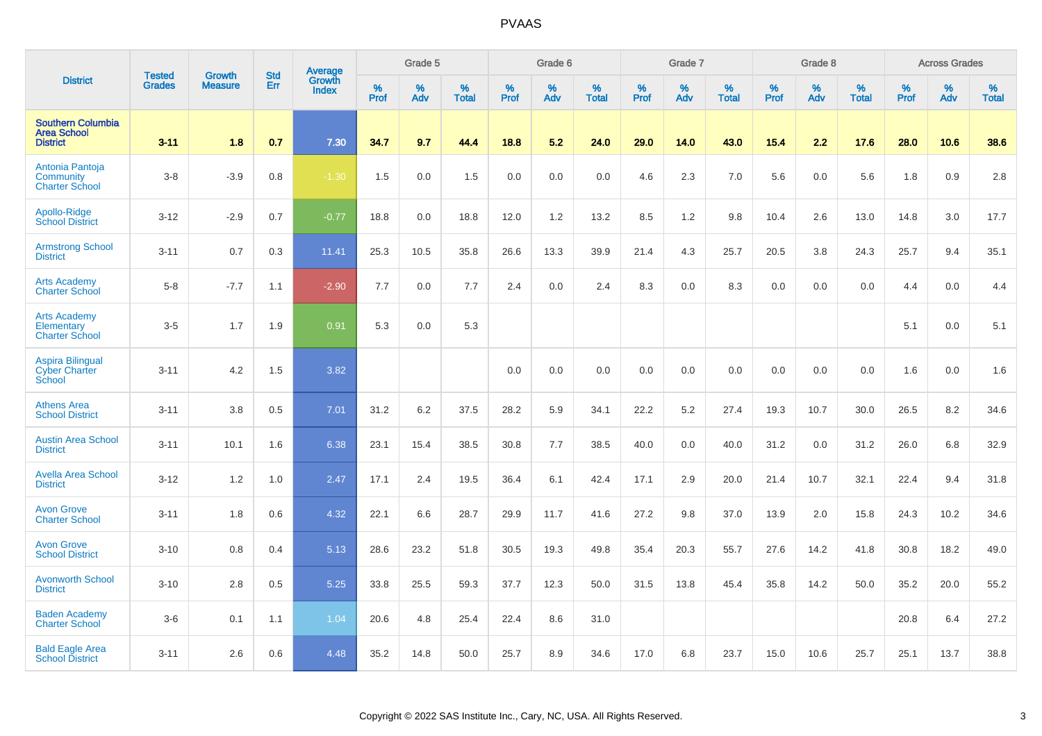| District | Tested Grades | Growth Measure | Std Err | Average Growth Index | Grade 5 | | | Grade 6 | | | Grade 7 | | | Grade 8 | | | Across Grades | | |
|---|---|---|---|---|---|---|---|---|---|---|---|---|---|---|---|---|---|---|---|
| | | | | | % Prof | % Adv | % Total | % Prof | % Adv | % Total | % Prof | % Adv | % Total | % Prof | % Adv | % Total | % Prof | % Adv | % Total |
| **Southern Columbia Area School District** | **3-11** | **1.8** | **0.7** | **7.30** | **34.7** | **9.7** | **44.4** | **18.8** | **5.2** | **24.0** | **29.0** | **14.0** | **43.0** | **15.4** | **2.2** | **17.6** | **28.0** | **10.6** | **38.6** |
| Antonia Pantoja Community Charter School | 3-8 | -3.9 | 0.8 | -1.30 | 1.5 | 0.0 | 1.5 | 0.0 | 0.0 | 0.0 | 4.6 | 2.3 | 7.0 | 5.6 | 0.0 | 5.6 | 1.8 | 0.9 | 2.8 |
| Apollo-Ridge School District | 3-12 | -2.9 | 0.7 | -0.77 | 18.8 | 0.0 | 18.8 | 12.0 | 1.2 | 13.2 | 8.5 | 1.2 | 9.8 | 10.4 | 2.6 | 13.0 | 14.8 | 3.0 | 17.7 |
| Armstrong School District | 3-11 | 0.7 | 0.3 | 11.41 | 25.3 | 10.5 | 35.8 | 26.6 | 13.3 | 39.9 | 21.4 | 4.3 | 25.7 | 20.5 | 3.8 | 24.3 | 25.7 | 9.4 | 35.1 |
| Arts Academy Charter School | 5-8 | -7.7 | 1.1 | -2.90 | 7.7 | 0.0 | 7.7 | 2.4 | 0.0 | 2.4 | 8.3 | 0.0 | 8.3 | 0.0 | 0.0 | 0.0 | 4.4 | 0.0 | 4.4 |
| Arts Academy Elementary Charter School | 3-5 | 1.7 | 1.9 | 0.91 | 5.3 | 0.0 | 5.3 | | | | | | | | | | 5.1 | 0.0 | 5.1 |
| Aspira Bilingual Cyber Charter School | 3-11 | 4.2 | 1.5 | 3.82 | | | | 0.0 | 0.0 | 0.0 | 0.0 | 0.0 | 0.0 | 0.0 | 0.0 | 0.0 | 1.6 | 0.0 | 1.6 |
| Athens Area School District | 3-11 | 3.8 | 0.5 | 7.01 | 31.2 | 6.2 | 37.5 | 28.2 | 5.9 | 34.1 | 22.2 | 5.2 | 27.4 | 19.3 | 10.7 | 30.0 | 26.5 | 8.2 | 34.6 |
| Austin Area School District | 3-11 | 10.1 | 1.6 | 6.38 | 23.1 | 15.4 | 38.5 | 30.8 | 7.7 | 38.5 | 40.0 | 0.0 | 40.0 | 31.2 | 0.0 | 31.2 | 26.0 | 6.8 | 32.9 |
| Avella Area School District | 3-12 | 1.2 | 1.0 | 2.47 | 17.1 | 2.4 | 19.5 | 36.4 | 6.1 | 42.4 | 17.1 | 2.9 | 20.0 | 21.4 | 10.7 | 32.1 | 22.4 | 9.4 | 31.8 |
| Avon Grove Charter School | 3-11 | 1.8 | 0.6 | 4.32 | 22.1 | 6.6 | 28.7 | 29.9 | 11.7 | 41.6 | 27.2 | 9.8 | 37.0 | 13.9 | 2.0 | 15.8 | 24.3 | 10.2 | 34.6 |
| Avon Grove School District | 3-10 | 0.8 | 0.4 | 5.13 | 28.6 | 23.2 | 51.8 | 30.5 | 19.3 | 49.8 | 35.4 | 20.3 | 55.7 | 27.6 | 14.2 | 41.8 | 30.8 | 18.2 | 49.0 |
| Avonworth School District | 3-10 | 2.8 | 0.5 | 5.25 | 33.8 | 25.5 | 59.3 | 37.7 | 12.3 | 50.0 | 31.5 | 13.8 | 45.4 | 35.8 | 14.2 | 50.0 | 35.2 | 20.0 | 55.2 |
| Baden Academy Charter School | 3-6 | 0.1 | 1.1 | 1.04 | 20.6 | 4.8 | 25.4 | 22.4 | 8.6 | 31.0 | | | | | | | 20.8 | 6.4 | 27.2 |
| Bald Eagle Area School District | 3-11 | 2.6 | 0.6 | 4.48 | 35.2 | 14.8 | 50.0 | 25.7 | 8.9 | 34.6 | 17.0 | 6.8 | 23.7 | 15.0 | 10.6 | 25.7 | 25.1 | 13.7 | 38.8 |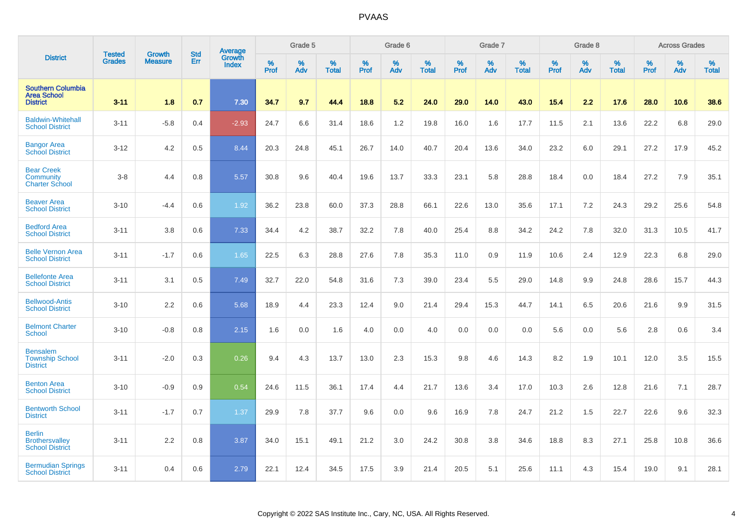| District | Tested Grades | Growth Measure | Std Err | Average Growth Index | Grade 5 | | | Grade 6 | | | Grade 7 | | | Grade 8 | | | Across Grades | | |
|---|---|---|---|---|---|---|---|---|---|---|---|---|---|---|---|---|---|---|---|
| | | | | | % Prof | % Adv | % Total | % Prof | % Adv | % Total | % Prof | % Adv | % Total | % Prof | % Adv | % Total | % Prof | % Adv | % Total |
| **Southern Columbia Area School District** | **3-11** | **1.8** | **0.7** | **7.30** | **34.7** | **9.7** | **44.4** | **18.8** | **5.2** | **24.0** | **29.0** | **14.0** | **43.0** | **15.4** | **2.2** | **17.6** | **28.0** | **10.6** | **38.6** |
| Baldwin-Whitehall School District | 3-11 | -5.8 | 0.4 | -2.93 | 24.7 | 6.6 | 31.4 | 18.6 | 1.2 | 19.8 | 16.0 | 1.6 | 17.7 | 11.5 | 2.1 | 13.6 | 22.2 | 6.8 | 29.0 |
| Bangor Area School District | 3-12 | 4.2 | 0.5 | 8.44 | 20.3 | 24.8 | 45.1 | 26.7 | 14.0 | 40.7 | 20.4 | 13.6 | 34.0 | 23.2 | 6.0 | 29.1 | 27.2 | 17.9 | 45.2 |
| Bear Creek Community Charter School | 3-8 | 4.4 | 0.8 | 5.57 | 30.8 | 9.6 | 40.4 | 19.6 | 13.7 | 33.3 | 23.1 | 5.8 | 28.8 | 18.4 | 0.0 | 18.4 | 27.2 | 7.9 | 35.1 |
| Beaver Area School District | 3-10 | -4.4 | 0.6 | 1.92 | 36.2 | 23.8 | 60.0 | 37.3 | 28.8 | 66.1 | 22.6 | 13.0 | 35.6 | 17.1 | 7.2 | 24.3 | 29.2 | 25.6 | 54.8 |
| Bedford Area School District | 3-11 | 3.8 | 0.6 | 7.33 | 34.4 | 4.2 | 38.7 | 32.2 | 7.8 | 40.0 | 25.4 | 8.8 | 34.2 | 24.2 | 7.8 | 32.0 | 31.3 | 10.5 | 41.7 |
| Belle Vernon Area School District | 3-11 | -1.7 | 0.6 | 1.65 | 22.5 | 6.3 | 28.8 | 27.6 | 7.8 | 35.3 | 11.0 | 0.9 | 11.9 | 10.6 | 2.4 | 12.9 | 22.3 | 6.8 | 29.0 |
| Bellefonte Area School District | 3-11 | 3.1 | 0.5 | 7.49 | 32.7 | 22.0 | 54.8 | 31.6 | 7.3 | 39.0 | 23.4 | 5.5 | 29.0 | 14.8 | 9.9 | 24.8 | 28.6 | 15.7 | 44.3 |
| Bellwood-Antis School District | 3-10 | 2.2 | 0.6 | 5.68 | 18.9 | 4.4 | 23.3 | 12.4 | 9.0 | 21.4 | 29.4 | 15.3 | 44.7 | 14.1 | 6.5 | 20.6 | 21.6 | 9.9 | 31.5 |
| Belmont Charter School | 3-10 | -0.8 | 0.8 | 2.15 | 1.6 | 0.0 | 1.6 | 4.0 | 0.0 | 4.0 | 0.0 | 0.0 | 0.0 | 5.6 | 0.0 | 5.6 | 2.8 | 0.6 | 3.4 |
| Bensalem Township School District | 3-11 | -2.0 | 0.3 | 0.26 | 9.4 | 4.3 | 13.7 | 13.0 | 2.3 | 15.3 | 9.8 | 4.6 | 14.3 | 8.2 | 1.9 | 10.1 | 12.0 | 3.5 | 15.5 |
| Benton Area School District | 3-10 | -0.9 | 0.9 | 0.54 | 24.6 | 11.5 | 36.1 | 17.4 | 4.4 | 21.7 | 13.6 | 3.4 | 17.0 | 10.3 | 2.6 | 12.8 | 21.6 | 7.1 | 28.7 |
| Bentworth School District | 3-11 | -1.7 | 0.7 | 1.37 | 29.9 | 7.8 | 37.7 | 9.6 | 0.0 | 9.6 | 16.9 | 7.8 | 24.7 | 21.2 | 1.5 | 22.7 | 22.6 | 9.6 | 32.3 |
| Berlin Brothersvalley School District | 3-11 | 2.2 | 0.8 | 3.87 | 34.0 | 15.1 | 49.1 | 21.2 | 3.0 | 24.2 | 30.8 | 3.8 | 34.6 | 18.8 | 8.3 | 27.1 | 25.8 | 10.8 | 36.6 |
| Bermudian Springs School District | 3-11 | 0.4 | 0.6 | 2.79 | 22.1 | 12.4 | 34.5 | 17.5 | 3.9 | 21.4 | 20.5 | 5.1 | 25.6 | 11.1 | 4.3 | 15.4 | 19.0 | 9.1 | 28.1 |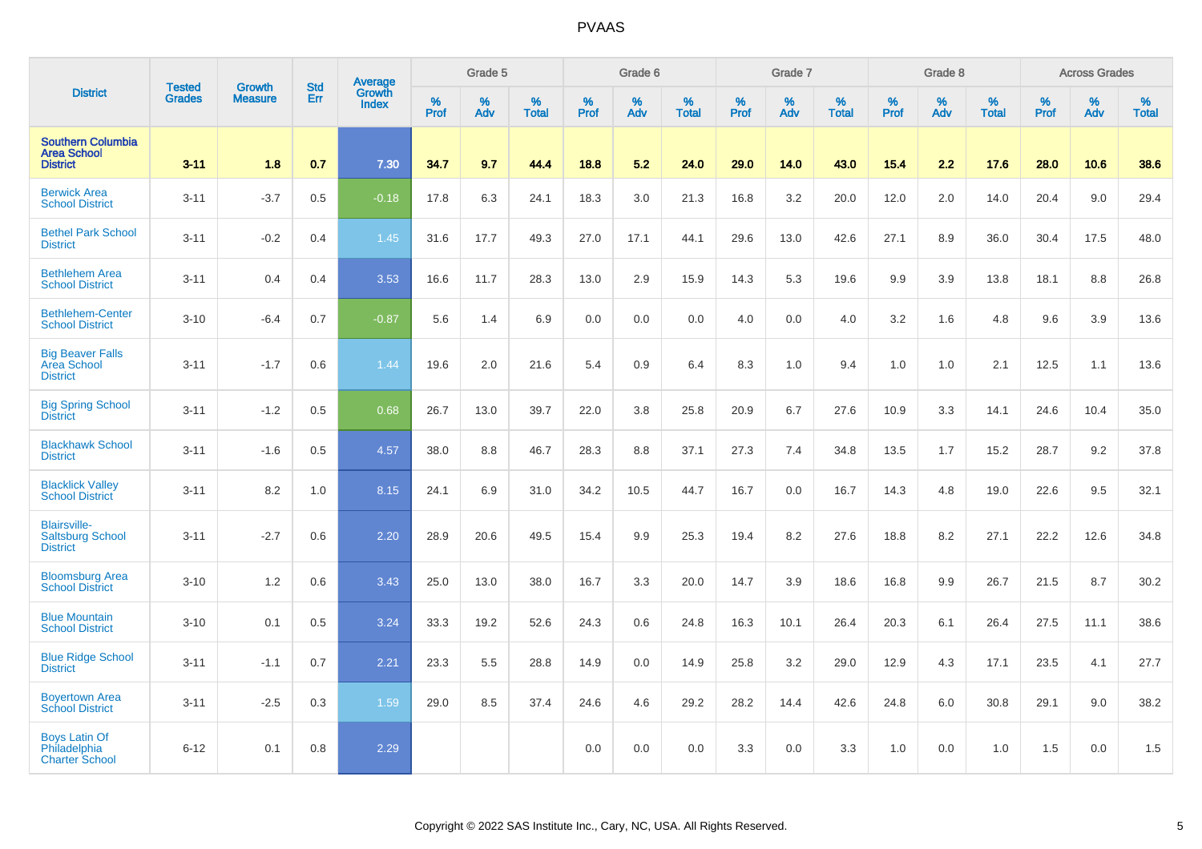# PVAAS

| District | Tested Grades | Growth Measure | Std Err | Average Growth Index | Grade 5 | | | Grade 6 | | | Grade 7 | | | Grade 8 | | | Across Grades | | |
|---|---|---|---|---|---|---|---|---|---|---|---|---|---|---|---|---|---|---|---|
| | | | | | % Prof | % Adv | % Total | % Prof | % Adv | % Total | % Prof | % Adv | % Total | % Prof | % Adv | % Total | % Prof | % Adv | % Total |
| **Southern Columbia Area School District** | **3-11** | **1.8** | **0.7** | **7.30** | **34.7** | **9.7** | **44.4** | **18.8** | **5.2** | **24.0** | **29.0** | **14.0** | **43.0** | **15.4** | **2.2** | **17.6** | **28.0** | **10.6** | **38.6** |
| Berwick Area School District | 3-11 | -3.7 | 0.5 | -0.18 | 17.8 | 6.3 | 24.1 | 18.3 | 3.0 | 21.3 | 16.8 | 3.2 | 20.0 | 12.0 | 2.0 | 14.0 | 20.4 | 9.0 | 29.4 |
| Bethel Park School District | 3-11 | -0.2 | 0.4 | 1.45 | 31.6 | 17.7 | 49.3 | 27.0 | 17.1 | 44.1 | 29.6 | 13.0 | 42.6 | 27.1 | 8.9 | 36.0 | 30.4 | 17.5 | 48.0 |
| Bethlehem Area School District | 3-11 | 0.4 | 0.4 | 3.53 | 16.6 | 11.7 | 28.3 | 13.0 | 2.9 | 15.9 | 14.3 | 5.3 | 19.6 | 9.9 | 3.9 | 13.8 | 18.1 | 8.8 | 26.8 |
| Bethlehem-Center School District | 3-10 | -6.4 | 0.7 | -0.87 | 5.6 | 1.4 | 6.9 | 0.0 | 0.0 | 0.0 | 4.0 | 0.0 | 4.0 | 3.2 | 1.6 | 4.8 | 9.6 | 3.9 | 13.6 |
| Big Beaver Falls Area School District | 3-11 | -1.7 | 0.6 | 1.44 | 19.6 | 2.0 | 21.6 | 5.4 | 0.9 | 6.4 | 8.3 | 1.0 | 9.4 | 1.0 | 1.0 | 2.1 | 12.5 | 1.1 | 13.6 |
| Big Spring School District | 3-11 | -1.2 | 0.5 | 0.68 | 26.7 | 13.0 | 39.7 | 22.0 | 3.8 | 25.8 | 20.9 | 6.7 | 27.6 | 10.9 | 3.3 | 14.1 | 24.6 | 10.4 | 35.0 |
| Blackhawk School District | 3-11 | -1.6 | 0.5 | 4.57 | 38.0 | 8.8 | 46.7 | 28.3 | 8.8 | 37.1 | 27.3 | 7.4 | 34.8 | 13.5 | 1.7 | 15.2 | 28.7 | 9.2 | 37.8 |
| Blacklick Valley School District | 3-11 | 8.2 | 1.0 | 8.15 | 24.1 | 6.9 | 31.0 | 34.2 | 10.5 | 44.7 | 16.7 | 0.0 | 16.7 | 14.3 | 4.8 | 19.0 | 22.6 | 9.5 | 32.1 |
| Blairsville-Saltsburg School District | 3-11 | -2.7 | 0.6 | 2.20 | 28.9 | 20.6 | 49.5 | 15.4 | 9.9 | 25.3 | 19.4 | 8.2 | 27.6 | 18.8 | 8.2 | 27.1 | 22.2 | 12.6 | 34.8 |
| Bloomsburg Area School District | 3-10 | 1.2 | 0.6 | 3.43 | 25.0 | 13.0 | 38.0 | 16.7 | 3.3 | 20.0 | 14.7 | 3.9 | 18.6 | 16.8 | 9.9 | 26.7 | 21.5 | 8.7 | 30.2 |
| Blue Mountain School District | 3-10 | 0.1 | 0.5 | 3.24 | 33.3 | 19.2 | 52.6 | 24.3 | 0.6 | 24.8 | 16.3 | 10.1 | 26.4 | 20.3 | 6.1 | 26.4 | 27.5 | 11.1 | 38.6 |
| Blue Ridge School District | 3-11 | -1.1 | 0.7 | 2.21 | 23.3 | 5.5 | 28.8 | 14.9 | 0.0 | 14.9 | 25.8 | 3.2 | 29.0 | 12.9 | 4.3 | 17.1 | 23.5 | 4.1 | 27.7 |
| Boyertown Area School District | 3-11 | -2.5 | 0.3 | 1.59 | 29.0 | 8.5 | 37.4 | 24.6 | 4.6 | 29.2 | 28.2 | 14.4 | 42.6 | 24.8 | 6.0 | 30.8 | 29.1 | 9.0 | 38.2 |
| Boys Latin Of Philadelphia Charter School | 6-12 | 0.1 | 0.8 | 2.29 | | | | 0.0 | 0.0 | 0.0 | 3.3 | 0.0 | 3.3 | 1.0 | 0.0 | 1.0 | 1.5 | 0.0 | 1.5 |

Copyright © 2022 SAS Institute Inc., Cary, NC, USA. All Rights Reserved.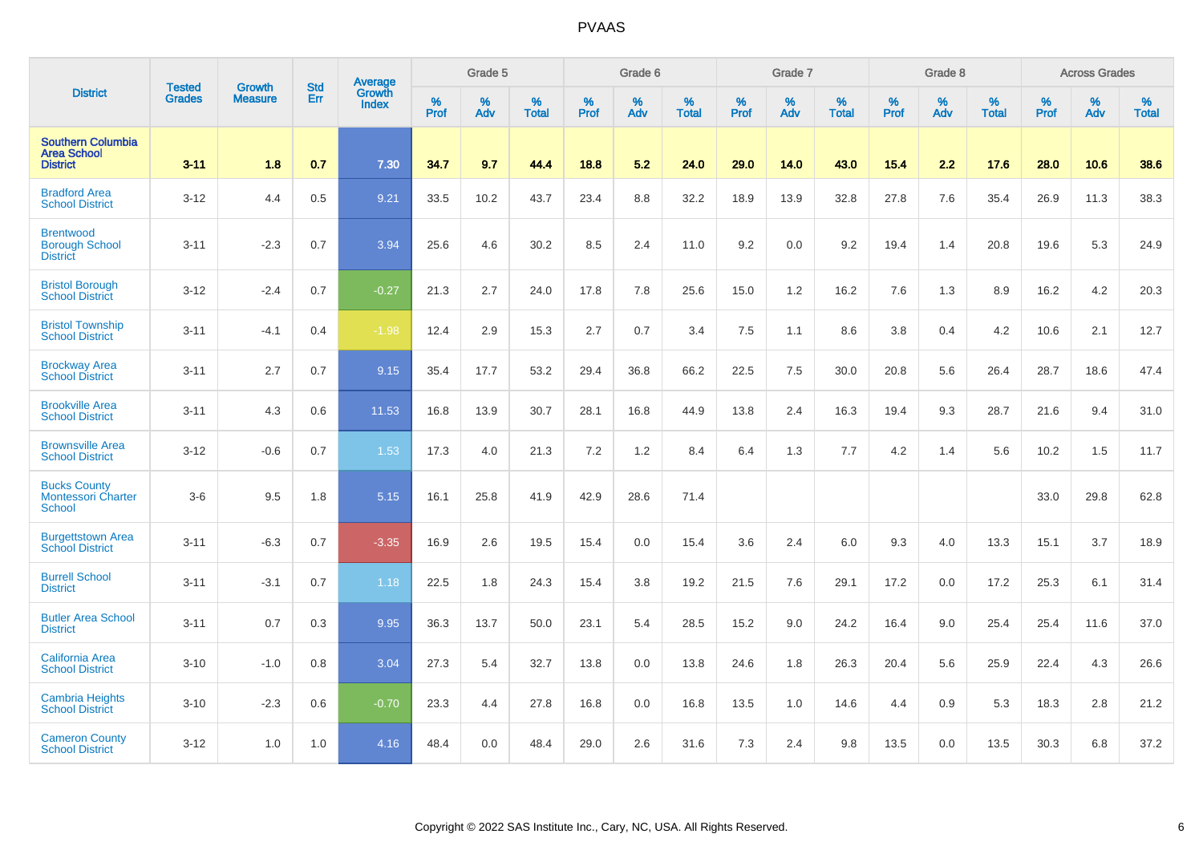# PVAAS

| District | Tested Grades | Growth Measure | Std Err | Average Growth Index | Grade 5 | | | Grade 6 | | | Grade 7 | | | Grade 8 | | | Across Grades | | |
|---|---|---|---|---|---|---|---|---|---|---|---|---|---|---|---|---|---|---|---|
| | | | | | % Prof | % Adv | % Total | % Prof | % Adv | % Total | % Prof | % Adv | % Total | % Prof | % Adv | % Total | % Prof | % Adv | % Total |
| **Southern Columbia Area School District** | **3-11** | **1.8** | **0.7** | **7.30** | **34.7** | **9.7** | **44.4** | **18.8** | **5.2** | **24.0** | **29.0** | **14.0** | **43.0** | **15.4** | **2.2** | **17.6** | **28.0** | **10.6** | **38.6** |
| Bradford Area School District | 3-12 | 4.4 | 0.5 | 9.21 | 33.5 | 10.2 | 43.7 | 23.4 | 8.8 | 32.2 | 18.9 | 13.9 | 32.8 | 27.8 | 7.6 | 35.4 | 26.9 | 11.3 | 38.3 |
| Brentwood Borough School District | 3-11 | -2.3 | 0.7 | 3.94 | 25.6 | 4.6 | 30.2 | 8.5 | 2.4 | 11.0 | 9.2 | 0.0 | 9.2 | 19.4 | 1.4 | 20.8 | 19.6 | 5.3 | 24.9 |
| Bristol Borough School District | 3-12 | -2.4 | 0.7 | -0.27 | 21.3 | 2.7 | 24.0 | 17.8 | 7.8 | 25.6 | 15.0 | 1.2 | 16.2 | 7.6 | 1.3 | 8.9 | 16.2 | 4.2 | 20.3 |
| Bristol Township School District | 3-11 | -4.1 | 0.4 | -1.98 | 12.4 | 2.9 | 15.3 | 2.7 | 0.7 | 3.4 | 7.5 | 1.1 | 8.6 | 3.8 | 0.4 | 4.2 | 10.6 | 2.1 | 12.7 |
| Brockway Area School District | 3-11 | 2.7 | 0.7 | 9.15 | 35.4 | 17.7 | 53.2 | 29.4 | 36.8 | 66.2 | 22.5 | 7.5 | 30.0 | 20.8 | 5.6 | 26.4 | 28.7 | 18.6 | 47.4 |
| Brookville Area School District | 3-11 | 4.3 | 0.6 | 11.53 | 16.8 | 13.9 | 30.7 | 28.1 | 16.8 | 44.9 | 13.8 | 2.4 | 16.3 | 19.4 | 9.3 | 28.7 | 21.6 | 9.4 | 31.0 |
| Brownsville Area School District | 3-12 | -0.6 | 0.7 | 1.53 | 17.3 | 4.0 | 21.3 | 7.2 | 1.2 | 8.4 | 6.4 | 1.3 | 7.7 | 4.2 | 1.4 | 5.6 | 10.2 | 1.5 | 11.7 |
| Bucks County Montessori Charter School | 3-6 | 9.5 | 1.8 | 5.15 | 16.1 | 25.8 | 41.9 | 42.9 | 28.6 | 71.4 | | | | | | | 33.0 | 29.8 | 62.8 |
| Burgettstown Area School District | 3-11 | -6.3 | 0.7 | -3.35 | 16.9 | 2.6 | 19.5 | 15.4 | 0.0 | 15.4 | 3.6 | 2.4 | 6.0 | 9.3 | 4.0 | 13.3 | 15.1 | 3.7 | 18.9 |
| Burrell School District | 3-11 | -3.1 | 0.7 | 1.18 | 22.5 | 1.8 | 24.3 | 15.4 | 3.8 | 19.2 | 21.5 | 7.6 | 29.1 | 17.2 | 0.0 | 17.2 | 25.3 | 6.1 | 31.4 |
| Butler Area School District | 3-11 | 0.7 | 0.3 | 9.95 | 36.3 | 13.7 | 50.0 | 23.1 | 5.4 | 28.5 | 15.2 | 9.0 | 24.2 | 16.4 | 9.0 | 25.4 | 25.4 | 11.6 | 37.0 |
| California Area School District | 3-10 | -1.0 | 0.8 | 3.04 | 27.3 | 5.4 | 32.7 | 13.8 | 0.0 | 13.8 | 24.6 | 1.8 | 26.3 | 20.4 | 5.6 | 25.9 | 22.4 | 4.3 | 26.6 |
| Cambria Heights School District | 3-10 | -2.3 | 0.6 | -0.70 | 23.3 | 4.4 | 27.8 | 16.8 | 0.0 | 16.8 | 13.5 | 1.0 | 14.6 | 4.4 | 0.9 | 5.3 | 18.3 | 2.8 | 21.2 |
| Cameron County School District | 3-12 | 1.0 | 1.0 | 4.16 | 48.4 | 0.0 | 48.4 | 29.0 | 2.6 | 31.6 | 7.3 | 2.4 | 9.8 | 13.5 | 0.0 | 13.5 | 30.3 | 6.8 | 37.2 |

Copyright © 2022 SAS Institute Inc., Cary, NC, USA. All Rights Reserved.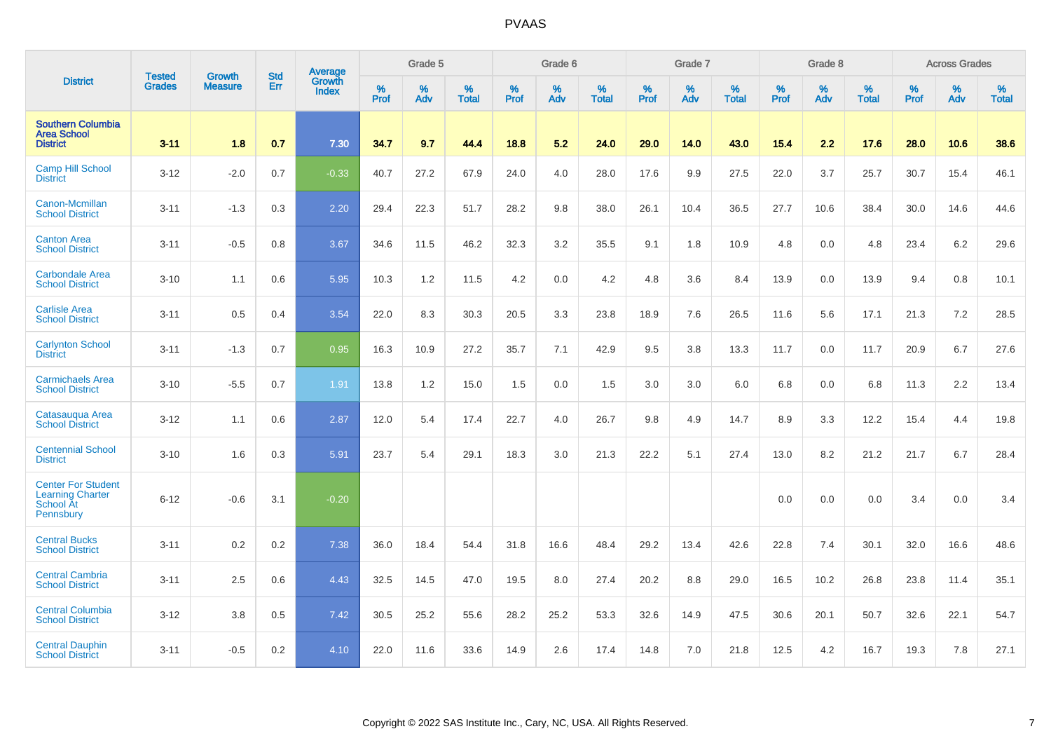PVAAS

| District | Tested Grades | Growth Measure | Std Err | Average Growth Index | Grade 5 | | | Grade 6 | | | Grade 7 | | | Grade 8 | | | Across Grades | | |
|---|---|---|---|---|---|---|---|---|---|---|---|---|---|---|---|---|---|---|---|
| | | | | | % Prof | % Adv | % Total | % Prof | % Adv | % Total | % Prof | % Adv | % Total | % Prof | % Adv | % Total | % Prof | % Adv | % Total |
| **Southern Columbia Area School District** | **3-11** | **1.8** | **0.7** | **7.30** | **34.7** | **9.7** | **44.4** | **18.8** | **5.2** | **24.0** | **29.0** | **14.0** | **43.0** | **15.4** | **2.2** | **17.6** | **28.0** | **10.6** | **38.6** |
| Camp Hill School District | 3-12 | -2.0 | 0.7 | -0.33 | 40.7 | 27.2 | 67.9 | 24.0 | 4.0 | 28.0 | 17.6 | 9.9 | 27.5 | 22.0 | 3.7 | 25.7 | 30.7 | 15.4 | 46.1 |
| Canon-Mcmillan School District | 3-11 | -1.3 | 0.3 | 2.20 | 29.4 | 22.3 | 51.7 | 28.2 | 9.8 | 38.0 | 26.1 | 10.4 | 36.5 | 27.7 | 10.6 | 38.4 | 30.0 | 14.6 | 44.6 |
| Canton Area School District | 3-11 | -0.5 | 0.8 | 3.67 | 34.6 | 11.5 | 46.2 | 32.3 | 3.2 | 35.5 | 9.1 | 1.8 | 10.9 | 4.8 | 0.0 | 4.8 | 23.4 | 6.2 | 29.6 |
| Carbondale Area School District | 3-10 | 1.1 | 0.6 | 5.95 | 10.3 | 1.2 | 11.5 | 4.2 | 0.0 | 4.2 | 4.8 | 3.6 | 8.4 | 13.9 | 0.0 | 13.9 | 9.4 | 0.8 | 10.1 |
| Carlisle Area School District | 3-11 | 0.5 | 0.4 | 3.54 | 22.0 | 8.3 | 30.3 | 20.5 | 3.3 | 23.8 | 18.9 | 7.6 | 26.5 | 11.6 | 5.6 | 17.1 | 21.3 | 7.2 | 28.5 |
| Carlynton School District | 3-11 | -1.3 | 0.7 | 0.95 | 16.3 | 10.9 | 27.2 | 35.7 | 7.1 | 42.9 | 9.5 | 3.8 | 13.3 | 11.7 | 0.0 | 11.7 | 20.9 | 6.7 | 27.6 |
| Carmichaels Area School District | 3-10 | -5.5 | 0.7 | 1.91 | 13.8 | 1.2 | 15.0 | 1.5 | 0.0 | 1.5 | 3.0 | 3.0 | 6.0 | 6.8 | 0.0 | 6.8 | 11.3 | 2.2 | 13.4 |
| Catasauqua Area School District | 3-12 | 1.1 | 0.6 | 2.87 | 12.0 | 5.4 | 17.4 | 22.7 | 4.0 | 26.7 | 9.8 | 4.9 | 14.7 | 8.9 | 3.3 | 12.2 | 15.4 | 4.4 | 19.8 |
| Centennial School District | 3-10 | 1.6 | 0.3 | 5.91 | 23.7 | 5.4 | 29.1 | 18.3 | 3.0 | 21.3 | 22.2 | 5.1 | 27.4 | 13.0 | 8.2 | 21.2 | 21.7 | 6.7 | 28.4 |
| Center For Student Learning Charter School At Pennsbury | 6-12 | -0.6 | 3.1 | -0.20 | | | | | | | | | | 0.0 | 0.0 | 0.0 | 3.4 | 0.0 | 3.4 |
| Central Bucks School District | 3-11 | 0.2 | 0.2 | 7.38 | 36.0 | 18.4 | 54.4 | 31.8 | 16.6 | 48.4 | 29.2 | 13.4 | 42.6 | 22.8 | 7.4 | 30.1 | 32.0 | 16.6 | 48.6 |
| Central Cambria School District | 3-11 | 2.5 | 0.6 | 4.43 | 32.5 | 14.5 | 47.0 | 19.5 | 8.0 | 27.4 | 20.2 | 8.8 | 29.0 | 16.5 | 10.2 | 26.8 | 23.8 | 11.4 | 35.1 |
| Central Columbia School District | 3-12 | 3.8 | 0.5 | 7.42 | 30.5 | 25.2 | 55.6 | 28.2 | 25.2 | 53.3 | 32.6 | 14.9 | 47.5 | 30.6 | 20.1 | 50.7 | 32.6 | 22.1 | 54.7 |
| Central Dauphin School District | 3-11 | -0.5 | 0.2 | 4.10 | 22.0 | 11.6 | 33.6 | 14.9 | 2.6 | 17.4 | 14.8 | 7.0 | 21.8 | 12.5 | 4.2 | 16.7 | 19.3 | 7.8 | 27.1 |

Copyright © 2022 SAS Institute Inc., Cary, NC, USA. All Rights Reserved.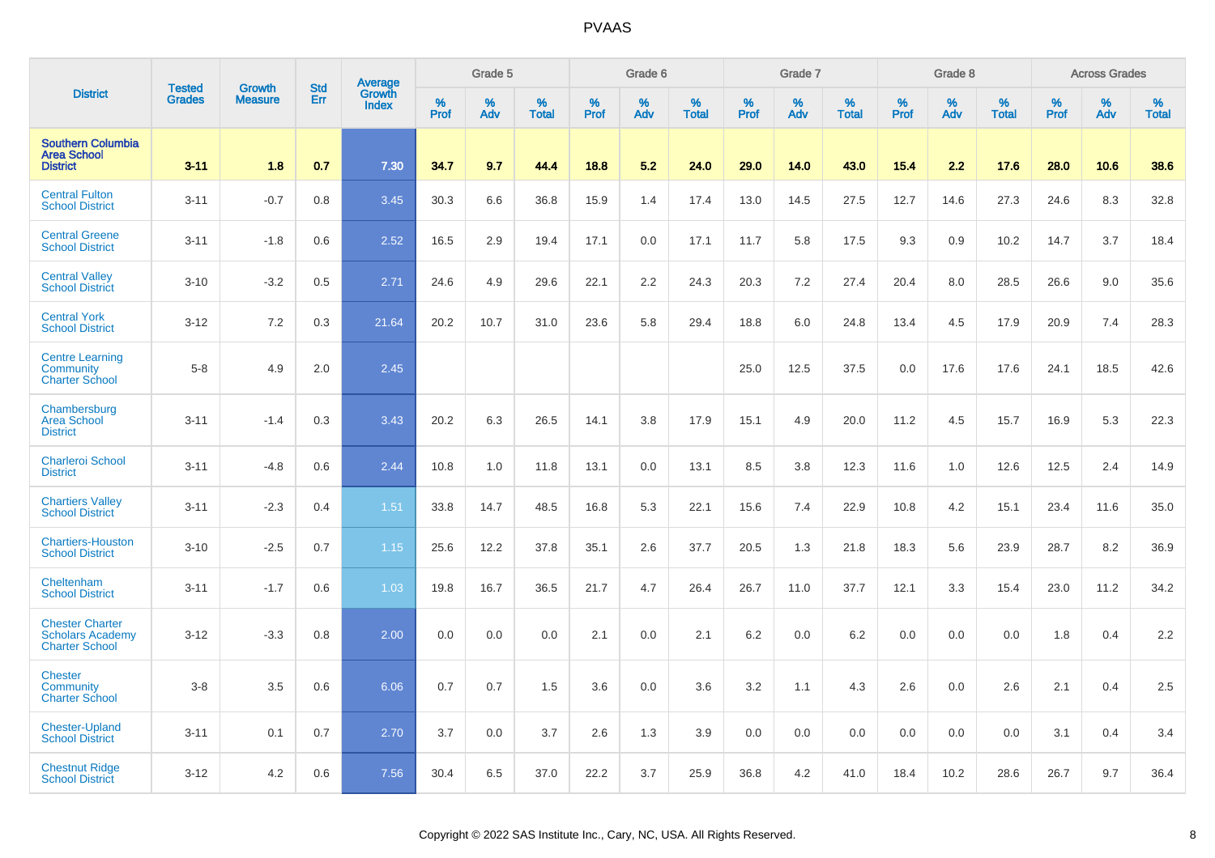# PVAAS

| District | Tested Grades | Growth Measure | Std Err | Average Growth Index | Grade 5 | | | Grade 6 | | | Grade 7 | | | Grade 8 | | | Across Grades | | |
|---|---|---|---|---|---|---|---|---|---|---|---|---|---|---|---|---|---|---|---|
| | | | | | % Prof | % Adv | % Total | % Prof | % Adv | % Total | % Prof | % Adv | % Total | % Prof | % Adv | % Total | % Prof | % Adv | % Total |
| **Southern Columbia Area School District** | **3-11** | **1.8** | **0.7** | **7.30** | **34.7** | **9.7** | **44.4** | **18.8** | **5.2** | **24.0** | **29.0** | **14.0** | **43.0** | **15.4** | **2.2** | **17.6** | **28.0** | **10.6** | **38.6** |
| Central Fulton School District | 3-11 | -0.7 | 0.8 | 3.45 | 30.3 | 6.6 | 36.8 | 15.9 | 1.4 | 17.4 | 13.0 | 14.5 | 27.5 | 12.7 | 14.6 | 27.3 | 24.6 | 8.3 | 32.8 |
| Central Greene School District | 3-11 | -1.8 | 0.6 | 2.52 | 16.5 | 2.9 | 19.4 | 17.1 | 0.0 | 17.1 | 11.7 | 5.8 | 17.5 | 9.3 | 0.9 | 10.2 | 14.7 | 3.7 | 18.4 |
| Central Valley School District | 3-10 | -3.2 | 0.5 | 2.71 | 24.6 | 4.9 | 29.6 | 22.1 | 2.2 | 24.3 | 20.3 | 7.2 | 27.4 | 20.4 | 8.0 | 28.5 | 26.6 | 9.0 | 35.6 |
| Central York School District | 3-12 | 7.2 | 0.3 | 21.64 | 20.2 | 10.7 | 31.0 | 23.6 | 5.8 | 29.4 | 18.8 | 6.0 | 24.8 | 13.4 | 4.5 | 17.9 | 20.9 | 7.4 | 28.3 |
| Centre Learning Community Charter School | 5-8 | 4.9 | 2.0 | 2.45 | | | | | | | 25.0 | 12.5 | 37.5 | 0.0 | 17.6 | 17.6 | 24.1 | 18.5 | 42.6 |
| Chambersburg Area School District | 3-11 | -1.4 | 0.3 | 3.43 | 20.2 | 6.3 | 26.5 | 14.1 | 3.8 | 17.9 | 15.1 | 4.9 | 20.0 | 11.2 | 4.5 | 15.7 | 16.9 | 5.3 | 22.3 |
| Charleroi School District | 3-11 | -4.8 | 0.6 | 2.44 | 10.8 | 1.0 | 11.8 | 13.1 | 0.0 | 13.1 | 8.5 | 3.8 | 12.3 | 11.6 | 1.0 | 12.6 | 12.5 | 2.4 | 14.9 |
| Chartiers Valley School District | 3-11 | -2.3 | 0.4 | 1.51 | 33.8 | 14.7 | 48.5 | 16.8 | 5.3 | 22.1 | 15.6 | 7.4 | 22.9 | 10.8 | 4.2 | 15.1 | 23.4 | 11.6 | 35.0 |
| Chartiers-Houston School District | 3-10 | -2.5 | 0.7 | 1.15 | 25.6 | 12.2 | 37.8 | 35.1 | 2.6 | 37.7 | 20.5 | 1.3 | 21.8 | 18.3 | 5.6 | 23.9 | 28.7 | 8.2 | 36.9 |
| Cheltenham School District | 3-11 | -1.7 | 0.6 | 1.03 | 19.8 | 16.7 | 36.5 | 21.7 | 4.7 | 26.4 | 26.7 | 11.0 | 37.7 | 12.1 | 3.3 | 15.4 | 23.0 | 11.2 | 34.2 |
| Chester Charter Scholars Academy Charter School | 3-12 | -3.3 | 0.8 | 2.00 | 0.0 | 0.0 | 0.0 | 2.1 | 0.0 | 2.1 | 6.2 | 0.0 | 6.2 | 0.0 | 0.0 | 0.0 | 1.8 | 0.4 | 2.2 |
| Chester Community Charter School | 3-8 | 3.5 | 0.6 | 6.06 | 0.7 | 0.7 | 1.5 | 3.6 | 0.0 | 3.6 | 3.2 | 1.1 | 4.3 | 2.6 | 0.0 | 2.6 | 2.1 | 0.4 | 2.5 |
| Chester-Upland School District | 3-11 | 0.1 | 0.7 | 2.70 | 3.7 | 0.0 | 3.7 | 2.6 | 1.3 | 3.9 | 0.0 | 0.0 | 0.0 | 0.0 | 0.0 | 0.0 | 3.1 | 0.4 | 3.4 |
| Chestnut Ridge School District | 3-12 | 4.2 | 0.6 | 7.56 | 30.4 | 6.5 | 37.0 | 22.2 | 3.7 | 25.9 | 36.8 | 4.2 | 41.0 | 18.4 | 10.2 | 28.6 | 26.7 | 9.7 | 36.4 |

Copyright © 2022 SAS Institute Inc., Cary, NC, USA. All Rights Reserved.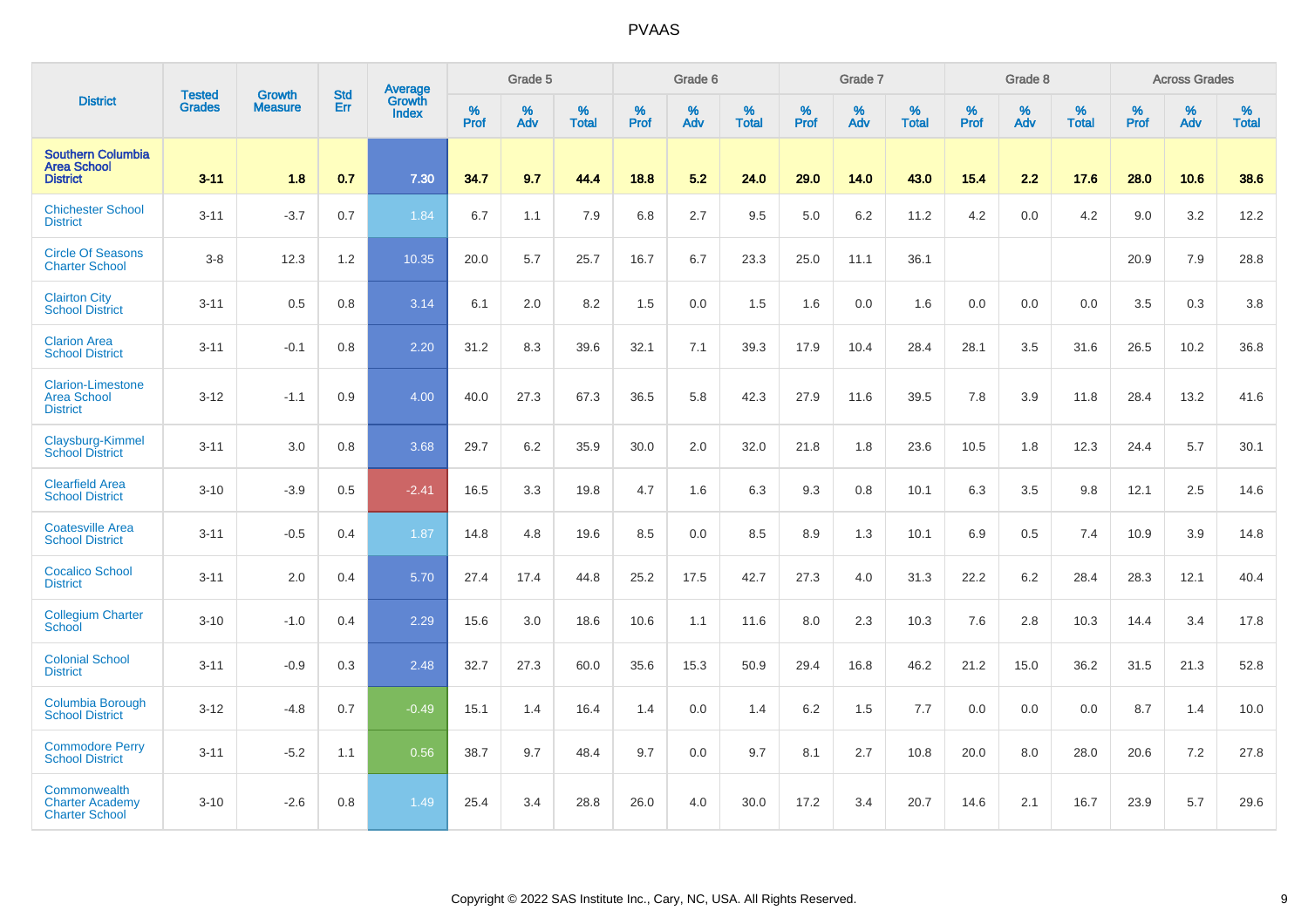# PVAAS

| District | Tested Grades | Growth Measure | Std Err | Average Growth Index | Grade 5 | | | Grade 6 | | | Grade 7 | | | Grade 8 | | | Across Grades | | |
|---|---|---|---|---|---|---|---|---|---|---|---|---|---|---|---|---|---|---|---|
| | | | | | % Prof | % Adv | % Total | % Prof | % Adv | % Total | % Prof | % Adv | % Total | % Prof | % Adv | % Total | % Prof | % Adv | % Total |
| **Southern Columbia Area School District** | **3-11** | **1.8** | **0.7** | **7.30** | **34.7** | **9.7** | **44.4** | **18.8** | **5.2** | **24.0** | **29.0** | **14.0** | **43.0** | **15.4** | **2.2** | **17.6** | **28.0** | **10.6** | **38.6** |
| Chichester School District | 3-11 | -3.7 | 0.7 | 1.84 | 6.7 | 1.1 | 7.9 | 6.8 | 2.7 | 9.5 | 5.0 | 6.2 | 11.2 | 4.2 | 0.0 | 4.2 | 9.0 | 3.2 | 12.2 |
| Circle Of Seasons Charter School | 3-8 | 12.3 | 1.2 | 10.35 | 20.0 | 5.7 | 25.7 | 16.7 | 6.7 | 23.3 | 25.0 | 11.1 | 36.1 | | | | 20.9 | 7.9 | 28.8 |
| Clairton City School District | 3-11 | 0.5 | 0.8 | 3.14 | 6.1 | 2.0 | 8.2 | 1.5 | 0.0 | 1.5 | 1.6 | 0.0 | 1.6 | 0.0 | 0.0 | 0.0 | 3.5 | 0.3 | 3.8 |
| Clarion Area School District | 3-11 | -0.1 | 0.8 | 2.20 | 31.2 | 8.3 | 39.6 | 32.1 | 7.1 | 39.3 | 17.9 | 10.4 | 28.4 | 28.1 | 3.5 | 31.6 | 26.5 | 10.2 | 36.8 |
| Clarion-Limestone Area School District | 3-12 | -1.1 | 0.9 | 4.00 | 40.0 | 27.3 | 67.3 | 36.5 | 5.8 | 42.3 | 27.9 | 11.6 | 39.5 | 7.8 | 3.9 | 11.8 | 28.4 | 13.2 | 41.6 |
| Claysburg-Kimmel School District | 3-11 | 3.0 | 0.8 | 3.68 | 29.7 | 6.2 | 35.9 | 30.0 | 2.0 | 32.0 | 21.8 | 1.8 | 23.6 | 10.5 | 1.8 | 12.3 | 24.4 | 5.7 | 30.1 |
| Clearfield Area School District | 3-10 | -3.9 | 0.5 | -2.41 | 16.5 | 3.3 | 19.8 | 4.7 | 1.6 | 6.3 | 9.3 | 0.8 | 10.1 | 6.3 | 3.5 | 9.8 | 12.1 | 2.5 | 14.6 |
| Coatesville Area School District | 3-11 | -0.5 | 0.4 | 1.87 | 14.8 | 4.8 | 19.6 | 8.5 | 0.0 | 8.5 | 8.9 | 1.3 | 10.1 | 6.9 | 0.5 | 7.4 | 10.9 | 3.9 | 14.8 |
| Cocalico School District | 3-11 | 2.0 | 0.4 | 5.70 | 27.4 | 17.4 | 44.8 | 25.2 | 17.5 | 42.7 | 27.3 | 4.0 | 31.3 | 22.2 | 6.2 | 28.4 | 28.3 | 12.1 | 40.4 |
| Collegium Charter School | 3-10 | -1.0 | 0.4 | 2.29 | 15.6 | 3.0 | 18.6 | 10.6 | 1.1 | 11.6 | 8.0 | 2.3 | 10.3 | 7.6 | 2.8 | 10.3 | 14.4 | 3.4 | 17.8 |
| Colonial School District | 3-11 | -0.9 | 0.3 | 2.48 | 32.7 | 27.3 | 60.0 | 35.6 | 15.3 | 50.9 | 29.4 | 16.8 | 46.2 | 21.2 | 15.0 | 36.2 | 31.5 | 21.3 | 52.8 |
| Columbia Borough School District | 3-12 | -4.8 | 0.7 | -0.49 | 15.1 | 1.4 | 16.4 | 1.4 | 0.0 | 1.4 | 6.2 | 1.5 | 7.7 | 0.0 | 0.0 | 0.0 | 8.7 | 1.4 | 10.0 |
| Commodore Perry School District | 3-11 | -5.2 | 1.1 | 0.56 | 38.7 | 9.7 | 48.4 | 9.7 | 0.0 | 9.7 | 8.1 | 2.7 | 10.8 | 20.0 | 8.0 | 28.0 | 20.6 | 7.2 | 27.8 |
| Commonwealth Charter Academy Charter School | 3-10 | -2.6 | 0.8 | 1.49 | 25.4 | 3.4 | 28.8 | 26.0 | 4.0 | 30.0 | 17.2 | 3.4 | 20.7 | 14.6 | 2.1 | 16.7 | 23.9 | 5.7 | 29.6 |

Copyright © 2022 SAS Institute Inc., Cary, NC, USA. All Rights Reserved.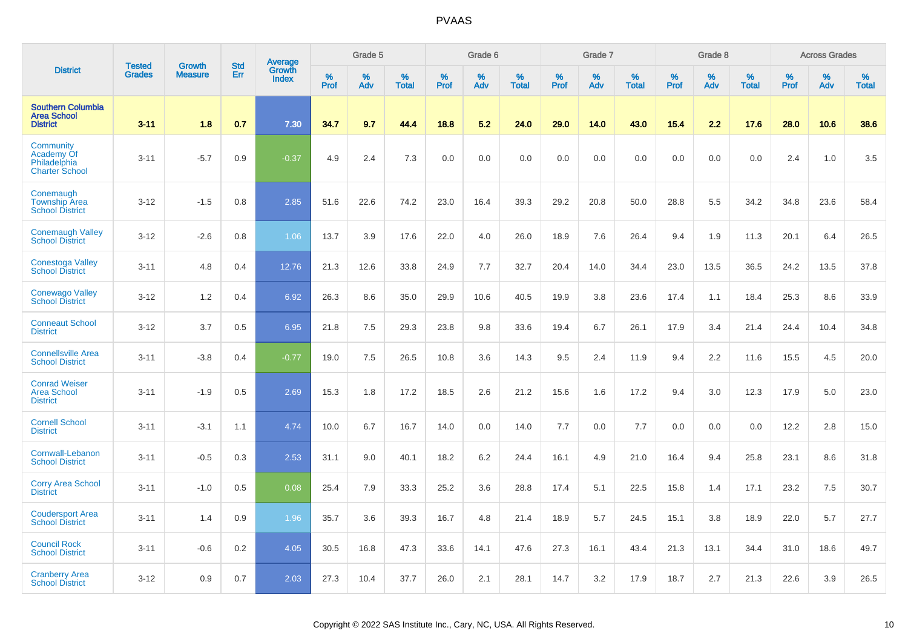# PVAAS

| District | Tested Grades | Growth Measure | Std Err | Average Growth Index | Grade 5 | | | Grade 6 | | | Grade 7 | | | Grade 8 | | | Across Grades | | |
|---|---|---|---|---|---|---|---|---|---|---|---|---|---|---|---|---|---|---|---|
| | | | | | % Prof | % Adv | % Total | % Prof | % Adv | % Total | % Prof | % Adv | % Total | % Prof | % Adv | % Total | % Prof | % Adv | % Total |
| **Southern Columbia Area School District** | **3-11** | **1.8** | **0.7** | **7.30** | **34.7** | **9.7** | **44.4** | **18.8** | **5.2** | **24.0** | **29.0** | **14.0** | **43.0** | **15.4** | **2.2** | **17.6** | **28.0** | **10.6** | **38.6** |
| Community Academy Of Philadelphia Charter School | 3-11 | -5.7 | 0.9 | -0.37 | 4.9 | 2.4 | 7.3 | 0.0 | 0.0 | 0.0 | 0.0 | 0.0 | 0.0 | 0.0 | 0.0 | 0.0 | 2.4 | 1.0 | 3.5 |
| Conemaugh Township Area School District | 3-12 | -1.5 | 0.8 | 2.85 | 51.6 | 22.6 | 74.2 | 23.0 | 16.4 | 39.3 | 29.2 | 20.8 | 50.0 | 28.8 | 5.5 | 34.2 | 34.8 | 23.6 | 58.4 |
| Conemaugh Valley School District | 3-12 | -2.6 | 0.8 | 1.06 | 13.7 | 3.9 | 17.6 | 22.0 | 4.0 | 26.0 | 18.9 | 7.6 | 26.4 | 9.4 | 1.9 | 11.3 | 20.1 | 6.4 | 26.5 |
| Conestoga Valley School District | 3-11 | 4.8 | 0.4 | 12.76 | 21.3 | 12.6 | 33.8 | 24.9 | 7.7 | 32.7 | 20.4 | 14.0 | 34.4 | 23.0 | 13.5 | 36.5 | 24.2 | 13.5 | 37.8 |
| Conewago Valley School District | 3-12 | 1.2 | 0.4 | 6.92 | 26.3 | 8.6 | 35.0 | 29.9 | 10.6 | 40.5 | 19.9 | 3.8 | 23.6 | 17.4 | 1.1 | 18.4 | 25.3 | 8.6 | 33.9 |
| Conneaut School District | 3-12 | 3.7 | 0.5 | 6.95 | 21.8 | 7.5 | 29.3 | 23.8 | 9.8 | 33.6 | 19.4 | 6.7 | 26.1 | 17.9 | 3.4 | 21.4 | 24.4 | 10.4 | 34.8 |
| Connellsville Area School District | 3-11 | -3.8 | 0.4 | -0.77 | 19.0 | 7.5 | 26.5 | 10.8 | 3.6 | 14.3 | 9.5 | 2.4 | 11.9 | 9.4 | 2.2 | 11.6 | 15.5 | 4.5 | 20.0 |
| Conrad Weiser Area School District | 3-11 | -1.9 | 0.5 | 2.69 | 15.3 | 1.8 | 17.2 | 18.5 | 2.6 | 21.2 | 15.6 | 1.6 | 17.2 | 9.4 | 3.0 | 12.3 | 17.9 | 5.0 | 23.0 |
| Cornell School District | 3-11 | -3.1 | 1.1 | 4.74 | 10.0 | 6.7 | 16.7 | 14.0 | 0.0 | 14.0 | 7.7 | 0.0 | 7.7 | 0.0 | 0.0 | 0.0 | 12.2 | 2.8 | 15.0 |
| Cornwall-Lebanon School District | 3-11 | -0.5 | 0.3 | 2.53 | 31.1 | 9.0 | 40.1 | 18.2 | 6.2 | 24.4 | 16.1 | 4.9 | 21.0 | 16.4 | 9.4 | 25.8 | 23.1 | 8.6 | 31.8 |
| Corry Area School District | 3-11 | -1.0 | 0.5 | 0.08 | 25.4 | 7.9 | 33.3 | 25.2 | 3.6 | 28.8 | 17.4 | 5.1 | 22.5 | 15.8 | 1.4 | 17.1 | 23.2 | 7.5 | 30.7 |
| Coudersport Area School District | 3-11 | 1.4 | 0.9 | 1.96 | 35.7 | 3.6 | 39.3 | 16.7 | 4.8 | 21.4 | 18.9 | 5.7 | 24.5 | 15.1 | 3.8 | 18.9 | 22.0 | 5.7 | 27.7 |
| Council Rock School District | 3-11 | -0.6 | 0.2 | 4.05 | 30.5 | 16.8 | 47.3 | 33.6 | 14.1 | 47.6 | 27.3 | 16.1 | 43.4 | 21.3 | 13.1 | 34.4 | 31.0 | 18.6 | 49.7 |
| Cranberry Area School District | 3-12 | 0.9 | 0.7 | 2.03 | 27.3 | 10.4 | 37.7 | 26.0 | 2.1 | 28.1 | 14.7 | 3.2 | 17.9 | 18.7 | 2.7 | 21.3 | 22.6 | 3.9 | 26.5 |

Copyright © 2022 SAS Institute Inc., Cary, NC, USA. All Rights Reserved.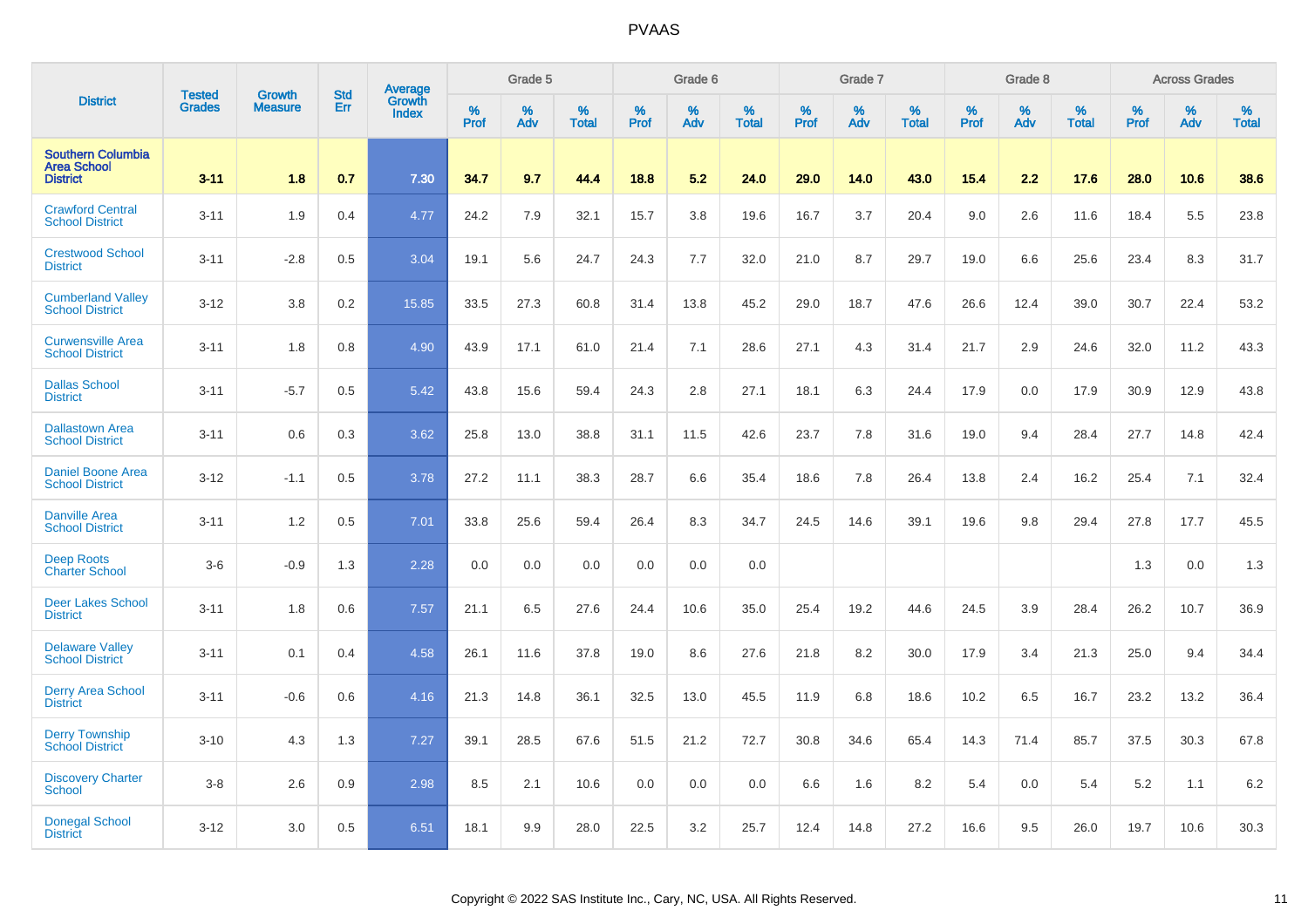| District | Tested Grades | Growth Measure | Std Err | Average Growth Index | Grade 5 | | | Grade 6 | | | Grade 7 | | | Grade 8 | | | Across Grades | | |
|---|---|---|---|---|---|---|---|---|---|---|---|---|---|---|---|---|---|---|---|
| | | | | | % Prof | % Adv | % Total | % Prof | % Adv | % Total | % Prof | % Adv | % Total | % Prof | % Adv | % Total | % Prof | % Adv | % Total |
| Southern Columbia Area School District | 3-11 | 1.8 | 0.7 | 7.30 | 34.7 | 9.7 | 44.4 | 18.8 | 5.2 | 24.0 | 29.0 | 14.0 | 43.0 | 15.4 | 2.2 | 17.6 | 28.0 | 10.6 | 38.6 |
| Crawford Central School District | 3-11 | 1.9 | 0.4 | 4.77 | 24.2 | 7.9 | 32.1 | 15.7 | 3.8 | 19.6 | 16.7 | 3.7 | 20.4 | 9.0 | 2.6 | 11.6 | 18.4 | 5.5 | 23.8 |
| Crestwood School District | 3-11 | -2.8 | 0.5 | 3.04 | 19.1 | 5.6 | 24.7 | 24.3 | 7.7 | 32.0 | 21.0 | 8.7 | 29.7 | 19.0 | 6.6 | 25.6 | 23.4 | 8.3 | 31.7 |
| Cumberland Valley School District | 3-12 | 3.8 | 0.2 | 15.85 | 33.5 | 27.3 | 60.8 | 31.4 | 13.8 | 45.2 | 29.0 | 18.7 | 47.6 | 26.6 | 12.4 | 39.0 | 30.7 | 22.4 | 53.2 |
| Curwensville Area School District | 3-11 | 1.8 | 0.8 | 4.90 | 43.9 | 17.1 | 61.0 | 21.4 | 7.1 | 28.6 | 27.1 | 4.3 | 31.4 | 21.7 | 2.9 | 24.6 | 32.0 | 11.2 | 43.3 |
| Dallas School District | 3-11 | -5.7 | 0.5 | 5.42 | 43.8 | 15.6 | 59.4 | 24.3 | 2.8 | 27.1 | 18.1 | 6.3 | 24.4 | 17.9 | 0.0 | 17.9 | 30.9 | 12.9 | 43.8 |
| Dallastown Area School District | 3-11 | 0.6 | 0.3 | 3.62 | 25.8 | 13.0 | 38.8 | 31.1 | 11.5 | 42.6 | 23.7 | 7.8 | 31.6 | 19.0 | 9.4 | 28.4 | 27.7 | 14.8 | 42.4 |
| Daniel Boone Area School District | 3-12 | -1.1 | 0.5 | 3.78 | 27.2 | 11.1 | 38.3 | 28.7 | 6.6 | 35.4 | 18.6 | 7.8 | 26.4 | 13.8 | 2.4 | 16.2 | 25.4 | 7.1 | 32.4 |
| Danville Area School District | 3-11 | 1.2 | 0.5 | 7.01 | 33.8 | 25.6 | 59.4 | 26.4 | 8.3 | 34.7 | 24.5 | 14.6 | 39.1 | 19.6 | 9.8 | 29.4 | 27.8 | 17.7 | 45.5 |
| Deep Roots Charter School | 3-6 | -0.9 | 1.3 | 2.28 | 0.0 | 0.0 | 0.0 | 0.0 | 0.0 | 0.0 | | | | | | | 1.3 | 0.0 | 1.3 |
| Deer Lakes School District | 3-11 | 1.8 | 0.6 | 7.57 | 21.1 | 6.5 | 27.6 | 24.4 | 10.6 | 35.0 | 25.4 | 19.2 | 44.6 | 24.5 | 3.9 | 28.4 | 26.2 | 10.7 | 36.9 |
| Delaware Valley School District | 3-11 | 0.1 | 0.4 | 4.58 | 26.1 | 11.6 | 37.8 | 19.0 | 8.6 | 27.6 | 21.8 | 8.2 | 30.0 | 17.9 | 3.4 | 21.3 | 25.0 | 9.4 | 34.4 |
| Derry Area School District | 3-11 | -0.6 | 0.6 | 4.16 | 21.3 | 14.8 | 36.1 | 32.5 | 13.0 | 45.5 | 11.9 | 6.8 | 18.6 | 10.2 | 6.5 | 16.7 | 23.2 | 13.2 | 36.4 |
| Derry Township School District | 3-10 | 4.3 | 1.3 | 7.27 | 39.1 | 28.5 | 67.6 | 51.5 | 21.2 | 72.7 | 30.8 | 34.6 | 65.4 | 14.3 | 71.4 | 85.7 | 37.5 | 30.3 | 67.8 |
| Discovery Charter School | 3-8 | 2.6 | 0.9 | 2.98 | 8.5 | 2.1 | 10.6 | 0.0 | 0.0 | 0.0 | 6.6 | 1.6 | 8.2 | 5.4 | 0.0 | 5.4 | 5.2 | 1.1 | 6.2 |
| Donegal School District | 3-12 | 3.0 | 0.5 | 6.51 | 18.1 | 9.9 | 28.0 | 22.5 | 3.2 | 25.7 | 12.4 | 14.8 | 27.2 | 16.6 | 9.5 | 26.0 | 19.7 | 10.6 | 30.3 |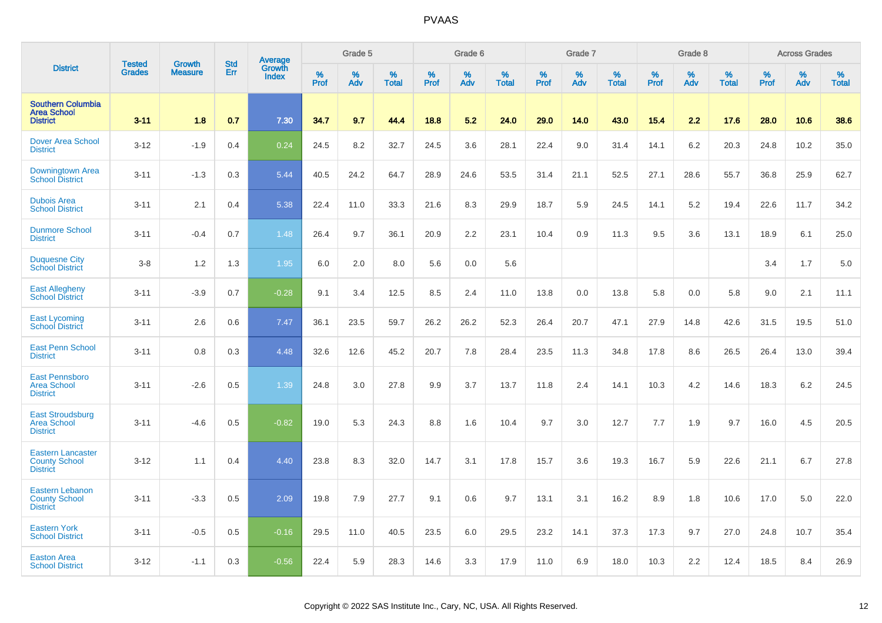| District | Tested Grades | Growth Measure | Std Err | Average Growth Index | Grade 5 | | | Grade 6 | | | Grade 7 | | | Grade 8 | | | Across Grades | | |
|---|---|---|---|---|---|---|---|---|---|---|---|---|---|---|---|---|---|---|---|
| | | | | | % Prof | % Adv | % Total | % Prof | % Adv | % Total | % Prof | % Adv | % Total | % Prof | % Adv | % Total | % Prof | % Adv | % Total |
| **Southern Columbia Area School District** | **3-11** | **1.8** | **0.7** | **7.30** | **34.7** | **9.7** | **44.4** | **18.8** | **5.2** | **24.0** | **29.0** | **14.0** | **43.0** | **15.4** | **2.2** | **17.6** | **28.0** | **10.6** | **38.6** |
| Dover Area School District | 3-12 | -1.9 | 0.4 | 0.24 | 24.5 | 8.2 | 32.7 | 24.5 | 3.6 | 28.1 | 22.4 | 9.0 | 31.4 | 14.1 | 6.2 | 20.3 | 24.8 | 10.2 | 35.0 |
| Downingtown Area School District | 3-11 | -1.3 | 0.3 | 5.44 | 40.5 | 24.2 | 64.7 | 28.9 | 24.6 | 53.5 | 31.4 | 21.1 | 52.5 | 27.1 | 28.6 | 55.7 | 36.8 | 25.9 | 62.7 |
| Dubois Area School District | 3-11 | 2.1 | 0.4 | 5.38 | 22.4 | 11.0 | 33.3 | 21.6 | 8.3 | 29.9 | 18.7 | 5.9 | 24.5 | 14.1 | 5.2 | 19.4 | 22.6 | 11.7 | 34.2 |
| Dunmore School District | 3-11 | -0.4 | 0.7 | 1.48 | 26.4 | 9.7 | 36.1 | 20.9 | 2.2 | 23.1 | 10.4 | 0.9 | 11.3 | 9.5 | 3.6 | 13.1 | 18.9 | 6.1 | 25.0 |
| Duquesne City School District | 3-8 | 1.2 | 1.3 | 1.95 | 6.0 | 2.0 | 8.0 | 5.6 | 0.0 | 5.6 | | | | | | | 3.4 | 1.7 | 5.0 |
| East Allegheny School District | 3-11 | -3.9 | 0.7 | -0.28 | 9.1 | 3.4 | 12.5 | 8.5 | 2.4 | 11.0 | 13.8 | 0.0 | 13.8 | 5.8 | 0.0 | 5.8 | 9.0 | 2.1 | 11.1 |
| East Lycoming School District | 3-11 | 2.6 | 0.6 | 7.47 | 36.1 | 23.5 | 59.7 | 26.2 | 26.2 | 52.3 | 26.4 | 20.7 | 47.1 | 27.9 | 14.8 | 42.6 | 31.5 | 19.5 | 51.0 |
| East Penn School District | 3-11 | 0.8 | 0.3 | 4.48 | 32.6 | 12.6 | 45.2 | 20.7 | 7.8 | 28.4 | 23.5 | 11.3 | 34.8 | 17.8 | 8.6 | 26.5 | 26.4 | 13.0 | 39.4 |
| East Pennsboro Area School District | 3-11 | -2.6 | 0.5 | 1.39 | 24.8 | 3.0 | 27.8 | 9.9 | 3.7 | 13.7 | 11.8 | 2.4 | 14.1 | 10.3 | 4.2 | 14.6 | 18.3 | 6.2 | 24.5 |
| East Stroudsburg Area School District | 3-11 | -4.6 | 0.5 | -0.82 | 19.0 | 5.3 | 24.3 | 8.8 | 1.6 | 10.4 | 9.7 | 3.0 | 12.7 | 7.7 | 1.9 | 9.7 | 16.0 | 4.5 | 20.5 |
| Eastern Lancaster County School District | 3-12 | 1.1 | 0.4 | 4.40 | 23.8 | 8.3 | 32.0 | 14.7 | 3.1 | 17.8 | 15.7 | 3.6 | 19.3 | 16.7 | 5.9 | 22.6 | 21.1 | 6.7 | 27.8 |
| Eastern Lebanon County School District | 3-11 | -3.3 | 0.5 | 2.09 | 19.8 | 7.9 | 27.7 | 9.1 | 0.6 | 9.7 | 13.1 | 3.1 | 16.2 | 8.9 | 1.8 | 10.6 | 17.0 | 5.0 | 22.0 |
| Eastern York School District | 3-11 | -0.5 | 0.5 | -0.16 | 29.5 | 11.0 | 40.5 | 23.5 | 6.0 | 29.5 | 23.2 | 14.1 | 37.3 | 17.3 | 9.7 | 27.0 | 24.8 | 10.7 | 35.4 |
| Easton Area School District | 3-12 | -1.1 | 0.3 | -0.56 | 22.4 | 5.9 | 28.3 | 14.6 | 3.3 | 17.9 | 11.0 | 6.9 | 18.0 | 10.3 | 2.2 | 12.4 | 18.5 | 8.4 | 26.9 |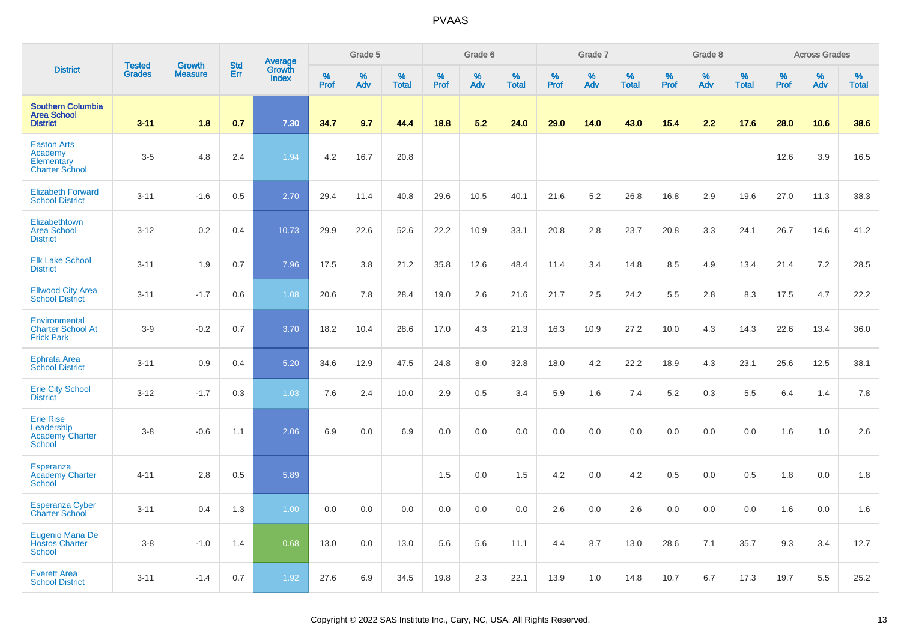# PVAAS

| District | Tested Grades | Growth Measure | Std Err | Average Growth Index | Grade 5 | | | Grade 6 | | | Grade 7 | | | Grade 8 | | | Across Grades | | |
|---|---|---|---|---|---|---|---|---|---|---|---|---|---|---|---|---|---|---|---|
| | | | | | % Prof | % Adv | % Total | % Prof | % Adv | % Total | % Prof | % Adv | % Total | % Prof | % Adv | % Total | % Prof | % Adv | % Total |
| **Southern Columbia Area School District** | **3-11** | **1.8** | **0.7** | **7.30** | **34.7** | **9.7** | **44.4** | **18.8** | **5.2** | **24.0** | **29.0** | **14.0** | **43.0** | **15.4** | **2.2** | **17.6** | **28.0** | **10.6** | **38.6** |
| Easton Arts Academy Elementary Charter School | 3-5 | 4.8 | 2.4 | 1.94 | 4.2 | 16.7 | 20.8 | | | | | | | | | | 12.6 | 3.9 | 16.5 |
| Elizabeth Forward School District | 3-11 | -1.6 | 0.5 | 2.70 | 29.4 | 11.4 | 40.8 | 29.6 | 10.5 | 40.1 | 21.6 | 5.2 | 26.8 | 16.8 | 2.9 | 19.6 | 27.0 | 11.3 | 38.3 |
| Elizabethtown Area School District | 3-12 | 0.2 | 0.4 | 10.73 | 29.9 | 22.6 | 52.6 | 22.2 | 10.9 | 33.1 | 20.8 | 2.8 | 23.7 | 20.8 | 3.3 | 24.1 | 26.7 | 14.6 | 41.2 |
| Elk Lake School District | 3-11 | 1.9 | 0.7 | 7.96 | 17.5 | 3.8 | 21.2 | 35.8 | 12.6 | 48.4 | 11.4 | 3.4 | 14.8 | 8.5 | 4.9 | 13.4 | 21.4 | 7.2 | 28.5 |
| Ellwood City Area School District | 3-11 | -1.7 | 0.6 | 1.08 | 20.6 | 7.8 | 28.4 | 19.0 | 2.6 | 21.6 | 21.7 | 2.5 | 24.2 | 5.5 | 2.8 | 8.3 | 17.5 | 4.7 | 22.2 |
| Environmental Charter School At Frick Park | 3-9 | -0.2 | 0.7 | 3.70 | 18.2 | 10.4 | 28.6 | 17.0 | 4.3 | 21.3 | 16.3 | 10.9 | 27.2 | 10.0 | 4.3 | 14.3 | 22.6 | 13.4 | 36.0 |
| Ephrata Area School District | 3-11 | 0.9 | 0.4 | 5.20 | 34.6 | 12.9 | 47.5 | 24.8 | 8.0 | 32.8 | 18.0 | 4.2 | 22.2 | 18.9 | 4.3 | 23.1 | 25.6 | 12.5 | 38.1 |
| Erie City School District | 3-12 | -1.7 | 0.3 | 1.03 | 7.6 | 2.4 | 10.0 | 2.9 | 0.5 | 3.4 | 5.9 | 1.6 | 7.4 | 5.2 | 0.3 | 5.5 | 6.4 | 1.4 | 7.8 |
| Erie Rise Leadership Academy Charter School | 3-8 | -0.6 | 1.1 | 2.06 | 6.9 | 0.0 | 6.9 | 0.0 | 0.0 | 0.0 | 0.0 | 0.0 | 0.0 | 0.0 | 0.0 | 0.0 | 1.6 | 1.0 | 2.6 |
| Esperanza Academy Charter School | 4-11 | 2.8 | 0.5 | 5.89 | | | | 1.5 | 0.0 | 1.5 | 4.2 | 0.0 | 4.2 | 0.5 | 0.0 | 0.5 | 1.8 | 0.0 | 1.8 |
| Esperanza Cyber Charter School | 3-11 | 0.4 | 1.3 | 1.00 | 0.0 | 0.0 | 0.0 | 0.0 | 0.0 | 0.0 | 2.6 | 0.0 | 2.6 | 0.0 | 0.0 | 0.0 | 1.6 | 0.0 | 1.6 |
| Eugenio Maria De Hostos Charter School | 3-8 | -1.0 | 1.4 | 0.68 | 13.0 | 0.0 | 13.0 | 5.6 | 5.6 | 11.1 | 4.4 | 8.7 | 13.0 | 28.6 | 7.1 | 35.7 | 9.3 | 3.4 | 12.7 |
| Everett Area School District | 3-11 | -1.4 | 0.7 | 1.92 | 27.6 | 6.9 | 34.5 | 19.8 | 2.3 | 22.1 | 13.9 | 1.0 | 14.8 | 10.7 | 6.7 | 17.3 | 19.7 | 5.5 | 25.2 |

Copyright © 2022 SAS Institute Inc., Cary, NC, USA. All Rights Reserved.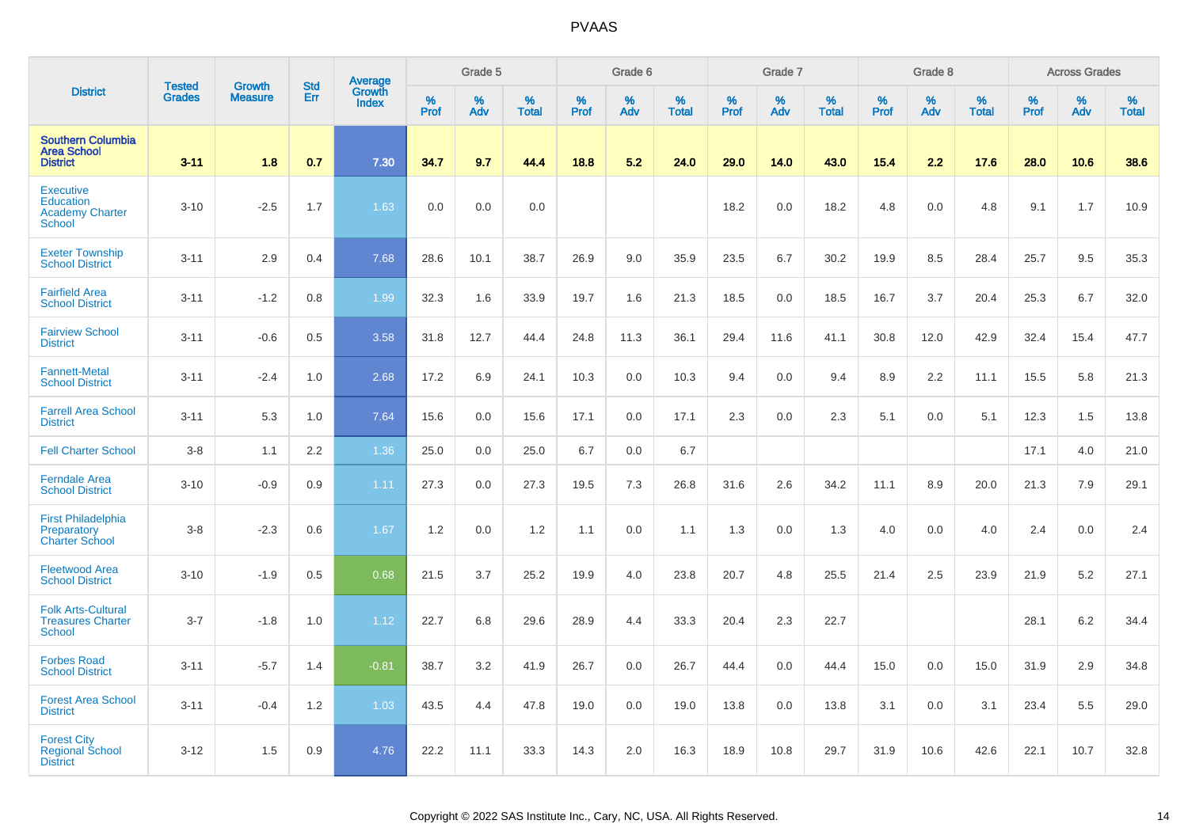# PVAAS

| District | Tested Grades | Growth Measure | Std Err | Average Growth Index | Grade 5 | | | Grade 6 | | | Grade 7 | | | Grade 8 | | | Across Grades | | |
|---|---|---|---|---|---|---|---|---|---|---|---|---|---|---|---|---|---|---|---|
| | | | | | % Prof | % Adv | % Total | % Prof | % Adv | % Total | % Prof | % Adv | % Total | % Prof | % Adv | % Total | % Prof | % Adv | % Total |
| **Southern Columbia Area School District** | **3-11** | **1.8** | **0.7** | **7.30** | **34.7** | **9.7** | **44.4** | **18.8** | **5.2** | **24.0** | **29.0** | **14.0** | **43.0** | **15.4** | **2.2** | **17.6** | **28.0** | **10.6** | **38.6** |
| Executive Education Academy Charter School | 3-10 | -2.5 | 1.7 | 1.63 | 0.0 | 0.0 | 0.0 | | | | 18.2 | 0.0 | 18.2 | 4.8 | 0.0 | 4.8 | 9.1 | 1.7 | 10.9 |
| Exeter Township School District | 3-11 | 2.9 | 0.4 | 7.68 | 28.6 | 10.1 | 38.7 | 26.9 | 9.0 | 35.9 | 23.5 | 6.7 | 30.2 | 19.9 | 8.5 | 28.4 | 25.7 | 9.5 | 35.3 |
| Fairfield Area School District | 3-11 | -1.2 | 0.8 | 1.99 | 32.3 | 1.6 | 33.9 | 19.7 | 1.6 | 21.3 | 18.5 | 0.0 | 18.5 | 16.7 | 3.7 | 20.4 | 25.3 | 6.7 | 32.0 |
| Fairview School District | 3-11 | -0.6 | 0.5 | 3.58 | 31.8 | 12.7 | 44.4 | 24.8 | 11.3 | 36.1 | 29.4 | 11.6 | 41.1 | 30.8 | 12.0 | 42.9 | 32.4 | 15.4 | 47.7 |
| Fannett-Metal School District | 3-11 | -2.4 | 1.0 | 2.68 | 17.2 | 6.9 | 24.1 | 10.3 | 0.0 | 10.3 | 9.4 | 0.0 | 9.4 | 8.9 | 2.2 | 11.1 | 15.5 | 5.8 | 21.3 |
| Farrell Area School District | 3-11 | 5.3 | 1.0 | 7.64 | 15.6 | 0.0 | 15.6 | 17.1 | 0.0 | 17.1 | 2.3 | 0.0 | 2.3 | 5.1 | 0.0 | 5.1 | 12.3 | 1.5 | 13.8 |
| Fell Charter School | 3-8 | 1.1 | 2.2 | 1.36 | 25.0 | 0.0 | 25.0 | 6.7 | 0.0 | 6.7 | | | | | | | 17.1 | 4.0 | 21.0 |
| Ferndale Area School District | 3-10 | -0.9 | 0.9 | 1.11 | 27.3 | 0.0 | 27.3 | 19.5 | 7.3 | 26.8 | 31.6 | 2.6 | 34.2 | 11.1 | 8.9 | 20.0 | 21.3 | 7.9 | 29.1 |
| First Philadelphia Preparatory Charter School | 3-8 | -2.3 | 0.6 | 1.67 | 1.2 | 0.0 | 1.2 | 1.1 | 0.0 | 1.1 | 1.3 | 0.0 | 1.3 | 4.0 | 0.0 | 4.0 | 2.4 | 0.0 | 2.4 |
| Fleetwood Area School District | 3-10 | -1.9 | 0.5 | 0.68 | 21.5 | 3.7 | 25.2 | 19.9 | 4.0 | 23.8 | 20.7 | 4.8 | 25.5 | 21.4 | 2.5 | 23.9 | 21.9 | 5.2 | 27.1 |
| Folk Arts-Cultural Treasures Charter School | 3-7 | -1.8 | 1.0 | 1.12 | 22.7 | 6.8 | 29.6 | 28.9 | 4.4 | 33.3 | 20.4 | 2.3 | 22.7 | | | | 28.1 | 6.2 | 34.4 |
| Forbes Road School District | 3-11 | -5.7 | 1.4 | -0.81 | 38.7 | 3.2 | 41.9 | 26.7 | 0.0 | 26.7 | 44.4 | 0.0 | 44.4 | 15.0 | 0.0 | 15.0 | 31.9 | 2.9 | 34.8 |
| Forest Area School District | 3-11 | -0.4 | 1.2 | 1.03 | 43.5 | 4.4 | 47.8 | 19.0 | 0.0 | 19.0 | 13.8 | 0.0 | 13.8 | 3.1 | 0.0 | 3.1 | 23.4 | 5.5 | 29.0 |
| Forest City Regional School District | 3-12 | 1.5 | 0.9 | 4.76 | 22.2 | 11.1 | 33.3 | 14.3 | 2.0 | 16.3 | 18.9 | 10.8 | 29.7 | 31.9 | 10.6 | 42.6 | 22.1 | 10.7 | 32.8 |

Copyright © 2022 SAS Institute Inc., Cary, NC, USA. All Rights Reserved.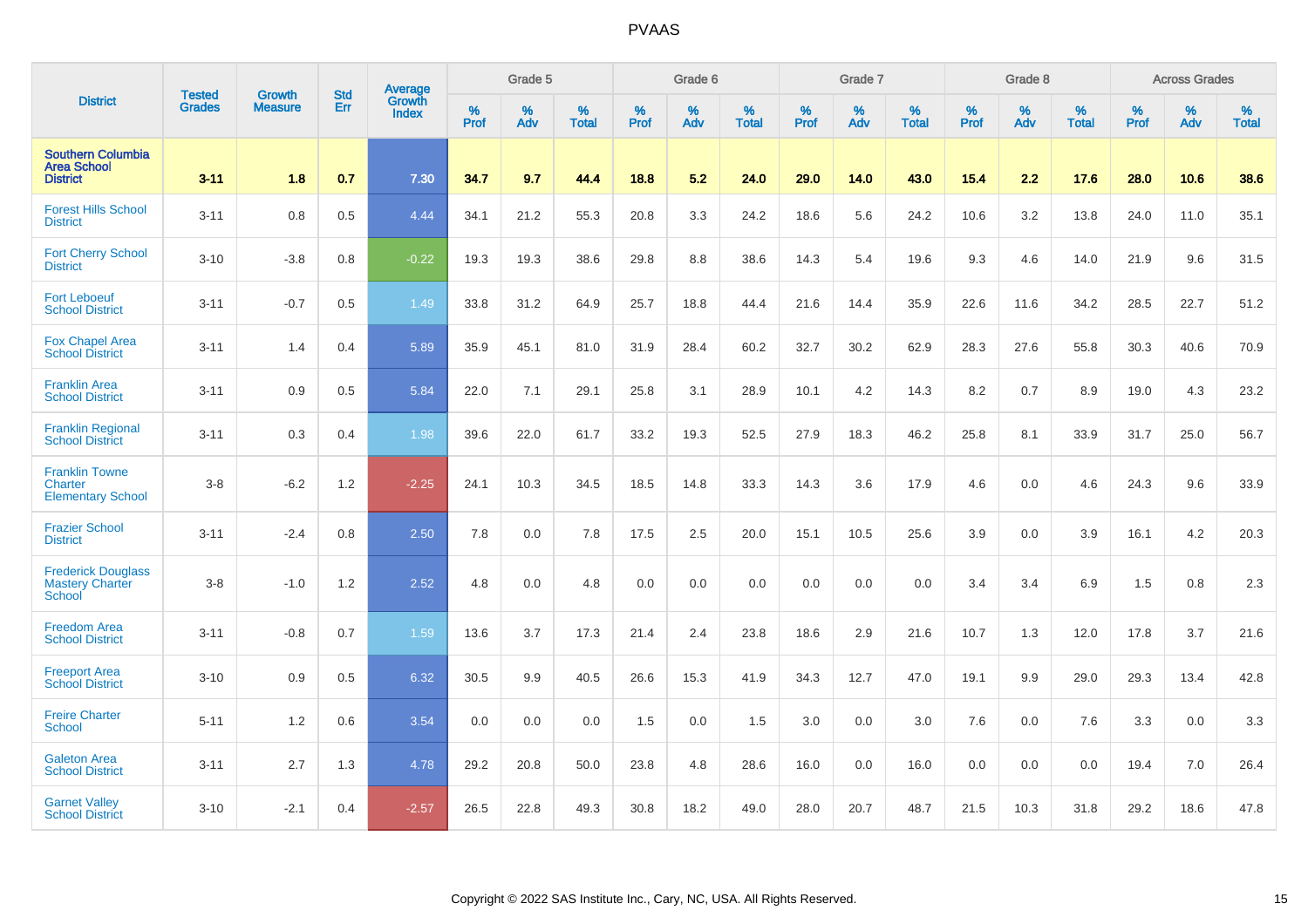# PVAAS

| District | Tested Grades | Growth Measure | Std Err | Average Growth Index | Grade 5 | | | Grade 6 | | | Grade 7 | | | Grade 8 | | | Across Grades | | |
|---|---|---|---|---|---|---|---|---|---|---|---|---|---|---|---|---|---|---|---|
| | | | | | % Prof | % Adv | % Total | % Prof | % Adv | % Total | % Prof | % Adv | % Total | % Prof | % Adv | % Total | % Prof | % Adv | % Total |
| **Southern Columbia Area School District** | **3-11** | **1.8** | **0.7** | **7.30** | **34.7** | **9.7** | **44.4** | **18.8** | **5.2** | **24.0** | **29.0** | **14.0** | **43.0** | **15.4** | **2.2** | **17.6** | **28.0** | **10.6** | **38.6** |
| Forest Hills School District | 3-11 | 0.8 | 0.5 | 4.44 | 34.1 | 21.2 | 55.3 | 20.8 | 3.3 | 24.2 | 18.6 | 5.6 | 24.2 | 10.6 | 3.2 | 13.8 | 24.0 | 11.0 | 35.1 |
| Fort Cherry School District | 3-10 | -3.8 | 0.8 | -0.22 | 19.3 | 19.3 | 38.6 | 29.8 | 8.8 | 38.6 | 14.3 | 5.4 | 19.6 | 9.3 | 4.6 | 14.0 | 21.9 | 9.6 | 31.5 |
| Fort Leboeuf School District | 3-11 | -0.7 | 0.5 | 1.49 | 33.8 | 31.2 | 64.9 | 25.7 | 18.8 | 44.4 | 21.6 | 14.4 | 35.9 | 22.6 | 11.6 | 34.2 | 28.5 | 22.7 | 51.2 |
| Fox Chapel Area School District | 3-11 | 1.4 | 0.4 | 5.89 | 35.9 | 45.1 | 81.0 | 31.9 | 28.4 | 60.2 | 32.7 | 30.2 | 62.9 | 28.3 | 27.6 | 55.8 | 30.3 | 40.6 | 70.9 |
| Franklin Area School District | 3-11 | 0.9 | 0.5 | 5.84 | 22.0 | 7.1 | 29.1 | 25.8 | 3.1 | 28.9 | 10.1 | 4.2 | 14.3 | 8.2 | 0.7 | 8.9 | 19.0 | 4.3 | 23.2 |
| Franklin Regional School District | 3-11 | 0.3 | 0.4 | 1.98 | 39.6 | 22.0 | 61.7 | 33.2 | 19.3 | 52.5 | 27.9 | 18.3 | 46.2 | 25.8 | 8.1 | 33.9 | 31.7 | 25.0 | 56.7 |
| Franklin Towne Charter Elementary School | 3-8 | -6.2 | 1.2 | -2.25 | 24.1 | 10.3 | 34.5 | 18.5 | 14.8 | 33.3 | 14.3 | 3.6 | 17.9 | 4.6 | 0.0 | 4.6 | 24.3 | 9.6 | 33.9 |
| Frazier School District | 3-11 | -2.4 | 0.8 | 2.50 | 7.8 | 0.0 | 7.8 | 17.5 | 2.5 | 20.0 | 15.1 | 10.5 | 25.6 | 3.9 | 0.0 | 3.9 | 16.1 | 4.2 | 20.3 |
| Frederick Douglass Mastery Charter School | 3-8 | -1.0 | 1.2 | 2.52 | 4.8 | 0.0 | 4.8 | 0.0 | 0.0 | 0.0 | 0.0 | 0.0 | 0.0 | 3.4 | 3.4 | 6.9 | 1.5 | 0.8 | 2.3 |
| Freedom Area School District | 3-11 | -0.8 | 0.7 | 1.59 | 13.6 | 3.7 | 17.3 | 21.4 | 2.4 | 23.8 | 18.6 | 2.9 | 21.6 | 10.7 | 1.3 | 12.0 | 17.8 | 3.7 | 21.6 |
| Freeport Area School District | 3-10 | 0.9 | 0.5 | 6.32 | 30.5 | 9.9 | 40.5 | 26.6 | 15.3 | 41.9 | 34.3 | 12.7 | 47.0 | 19.1 | 9.9 | 29.0 | 29.3 | 13.4 | 42.8 |
| Freire Charter School | 5-11 | 1.2 | 0.6 | 3.54 | 0.0 | 0.0 | 0.0 | 1.5 | 0.0 | 1.5 | 3.0 | 0.0 | 3.0 | 7.6 | 0.0 | 7.6 | 3.3 | 0.0 | 3.3 |
| Galeton Area School District | 3-11 | 2.7 | 1.3 | 4.78 | 29.2 | 20.8 | 50.0 | 23.8 | 4.8 | 28.6 | 16.0 | 0.0 | 16.0 | 0.0 | 0.0 | 0.0 | 19.4 | 7.0 | 26.4 |
| Garnet Valley School District | 3-10 | -2.1 | 0.4 | -2.57 | 26.5 | 22.8 | 49.3 | 30.8 | 18.2 | 49.0 | 28.0 | 20.7 | 48.7 | 21.5 | 10.3 | 31.8 | 29.2 | 18.6 | 47.8 |

Copyright © 2022 SAS Institute Inc., Cary, NC, USA. All Rights Reserved.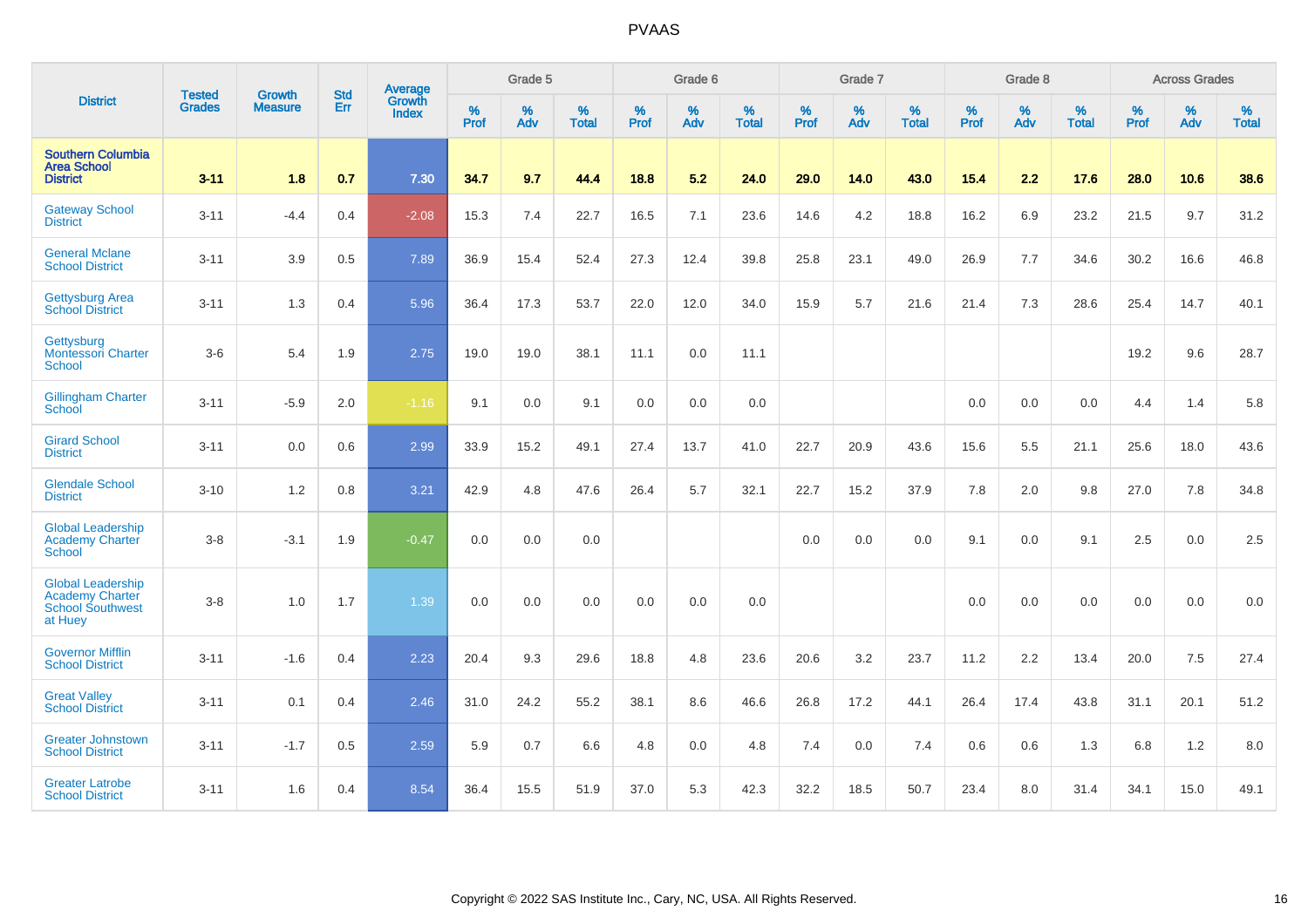| District | Tested Grades | Growth Measure | Std Err | Average Growth Index | Grade 5 | | | Grade 6 | | | Grade 7 | | | Grade 8 | | | Across Grades | | |
|---|---|---|---|---|---|---|---|---|---|---|---|---|---|---|---|---|---|---|---|
| | | | | | % Prof | % Adv | % Total | % Prof | % Adv | % Total | % Prof | % Adv | % Total | % Prof | % Adv | % Total | % Prof | % Adv | % Total |
| **Southern Columbia Area School District** | **3-11** | **1.8** | **0.7** | **7.30** | **34.7** | **9.7** | **44.4** | **18.8** | **5.2** | **24.0** | **29.0** | **14.0** | **43.0** | **15.4** | **2.2** | **17.6** | **28.0** | **10.6** | **38.6** |
| Gateway School District | 3-11 | -4.4 | 0.4 | -2.08 | 15.3 | 7.4 | 22.7 | 16.5 | 7.1 | 23.6 | 14.6 | 4.2 | 18.8 | 16.2 | 6.9 | 23.2 | 21.5 | 9.7 | 31.2 |
| General Mclane School District | 3-11 | 3.9 | 0.5 | 7.89 | 36.9 | 15.4 | 52.4 | 27.3 | 12.4 | 39.8 | 25.8 | 23.1 | 49.0 | 26.9 | 7.7 | 34.6 | 30.2 | 16.6 | 46.8 |
| Gettysburg Area School District | 3-11 | 1.3 | 0.4 | 5.96 | 36.4 | 17.3 | 53.7 | 22.0 | 12.0 | 34.0 | 15.9 | 5.7 | 21.6 | 21.4 | 7.3 | 28.6 | 25.4 | 14.7 | 40.1 |
| Gettysburg Montessori Charter School | 3-6 | 5.4 | 1.9 | 2.75 | 19.0 | 19.0 | 38.1 | 11.1 | 0.0 | 11.1 | | | | | | | 19.2 | 9.6 | 28.7 |
| Gillingham Charter School | 3-11 | -5.9 | 2.0 | -1.16 | 9.1 | 0.0 | 9.1 | 0.0 | 0.0 | 0.0 | | | | 0.0 | 0.0 | 0.0 | 4.4 | 1.4 | 5.8 |
| Girard School District | 3-11 | 0.0 | 0.6 | 2.99 | 33.9 | 15.2 | 49.1 | 27.4 | 13.7 | 41.0 | 22.7 | 20.9 | 43.6 | 15.6 | 5.5 | 21.1 | 25.6 | 18.0 | 43.6 |
| Glendale School District | 3-10 | 1.2 | 0.8 | 3.21 | 42.9 | 4.8 | 47.6 | 26.4 | 5.7 | 32.1 | 22.7 | 15.2 | 37.9 | 7.8 | 2.0 | 9.8 | 27.0 | 7.8 | 34.8 |
| Global Leadership Academy Charter School | 3-8 | -3.1 | 1.9 | -0.47 | 0.0 | 0.0 | 0.0 | | | | 0.0 | 0.0 | 0.0 | 9.1 | 0.0 | 9.1 | 2.5 | 0.0 | 2.5 |
| Global Leadership Academy Charter School Southwest at Huey | 3-8 | 1.0 | 1.7 | 1.39 | 0.0 | 0.0 | 0.0 | 0.0 | 0.0 | 0.0 | | | | 0.0 | 0.0 | 0.0 | 0.0 | 0.0 | 0.0 |
| Governor Mifflin School District | 3-11 | -1.6 | 0.4 | 2.23 | 20.4 | 9.3 | 29.6 | 18.8 | 4.8 | 23.6 | 20.6 | 3.2 | 23.7 | 11.2 | 2.2 | 13.4 | 20.0 | 7.5 | 27.4 |
| Great Valley School District | 3-11 | 0.1 | 0.4 | 2.46 | 31.0 | 24.2 | 55.2 | 38.1 | 8.6 | 46.6 | 26.8 | 17.2 | 44.1 | 26.4 | 17.4 | 43.8 | 31.1 | 20.1 | 51.2 |
| Greater Johnstown School District | 3-11 | -1.7 | 0.5 | 2.59 | 5.9 | 0.7 | 6.6 | 4.8 | 0.0 | 4.8 | 7.4 | 0.0 | 7.4 | 0.6 | 0.6 | 1.3 | 6.8 | 1.2 | 8.0 |
| Greater Latrobe School District | 3-11 | 1.6 | 0.4 | 8.54 | 36.4 | 15.5 | 51.9 | 37.0 | 5.3 | 42.3 | 32.2 | 18.5 | 50.7 | 23.4 | 8.0 | 31.4 | 34.1 | 15.0 | 49.1 |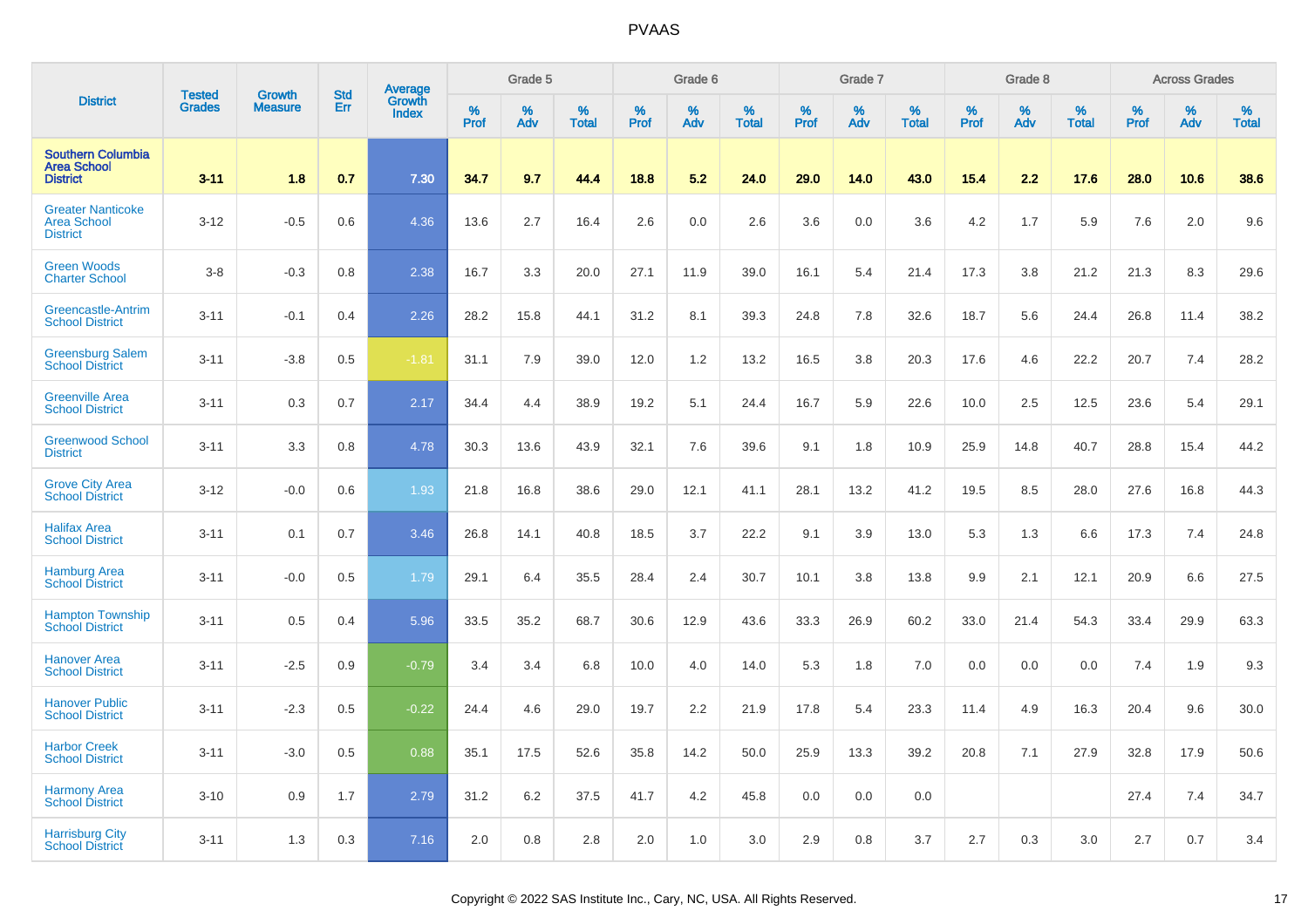# PVAAS

| District | Tested Grades | Growth Measure | Std Err | Average Growth Index | Grade 5 | | | Grade 6 | | | Grade 7 | | | Grade 8 | | | Across Grades | | |
|---|---|---|---|---|---|---|---|---|---|---|---|---|---|---|---|---|---|---|---|
| | | | | | % Prof | % Adv | % Total | % Prof | % Adv | % Total | % Prof | % Adv | % Total | % Prof | % Adv | % Total | % Prof | % Adv | % Total |
| **Southern Columbia Area School District** | **3-11** | **1.8** | **0.7** | **7.30** | **34.7** | **9.7** | **44.4** | **18.8** | **5.2** | **24.0** | **29.0** | **14.0** | **43.0** | **15.4** | **2.2** | **17.6** | **28.0** | **10.6** | **38.6** |
| Greater Nanticoke Area School District | 3-12 | -0.5 | 0.6 | 4.36 | 13.6 | 2.7 | 16.4 | 2.6 | 0.0 | 2.6 | 3.6 | 0.0 | 3.6 | 4.2 | 1.7 | 5.9 | 7.6 | 2.0 | 9.6 |
| Green Woods Charter School | 3-8 | -0.3 | 0.8 | 2.38 | 16.7 | 3.3 | 20.0 | 27.1 | 11.9 | 39.0 | 16.1 | 5.4 | 21.4 | 17.3 | 3.8 | 21.2 | 21.3 | 8.3 | 29.6 |
| Greencastle-Antrim School District | 3-11 | -0.1 | 0.4 | 2.26 | 28.2 | 15.8 | 44.1 | 31.2 | 8.1 | 39.3 | 24.8 | 7.8 | 32.6 | 18.7 | 5.6 | 24.4 | 26.8 | 11.4 | 38.2 |
| Greensburg Salem School District | 3-11 | -3.8 | 0.5 | -1.81 | 31.1 | 7.9 | 39.0 | 12.0 | 1.2 | 13.2 | 16.5 | 3.8 | 20.3 | 17.6 | 4.6 | 22.2 | 20.7 | 7.4 | 28.2 |
| Greenville Area School District | 3-11 | 0.3 | 0.7 | 2.17 | 34.4 | 4.4 | 38.9 | 19.2 | 5.1 | 24.4 | 16.7 | 5.9 | 22.6 | 10.0 | 2.5 | 12.5 | 23.6 | 5.4 | 29.1 |
| Greenwood School District | 3-11 | 3.3 | 0.8 | 4.78 | 30.3 | 13.6 | 43.9 | 32.1 | 7.6 | 39.6 | 9.1 | 1.8 | 10.9 | 25.9 | 14.8 | 40.7 | 28.8 | 15.4 | 44.2 |
| Grove City Area School District | 3-12 | -0.0 | 0.6 | 1.93 | 21.8 | 16.8 | 38.6 | 29.0 | 12.1 | 41.1 | 28.1 | 13.2 | 41.2 | 19.5 | 8.5 | 28.0 | 27.6 | 16.8 | 44.3 |
| Halifax Area School District | 3-11 | 0.1 | 0.7 | 3.46 | 26.8 | 14.1 | 40.8 | 18.5 | 3.7 | 22.2 | 9.1 | 3.9 | 13.0 | 5.3 | 1.3 | 6.6 | 17.3 | 7.4 | 24.8 |
| Hamburg Area School District | 3-11 | -0.0 | 0.5 | 1.79 | 29.1 | 6.4 | 35.5 | 28.4 | 2.4 | 30.7 | 10.1 | 3.8 | 13.8 | 9.9 | 2.1 | 12.1 | 20.9 | 6.6 | 27.5 |
| Hampton Township School District | 3-11 | 0.5 | 0.4 | 5.96 | 33.5 | 35.2 | 68.7 | 30.6 | 12.9 | 43.6 | 33.3 | 26.9 | 60.2 | 33.0 | 21.4 | 54.3 | 33.4 | 29.9 | 63.3 |
| Hanover Area School District | 3-11 | -2.5 | 0.9 | -0.79 | 3.4 | 3.4 | 6.8 | 10.0 | 4.0 | 14.0 | 5.3 | 1.8 | 7.0 | 0.0 | 0.0 | 0.0 | 7.4 | 1.9 | 9.3 |
| Hanover Public School District | 3-11 | -2.3 | 0.5 | -0.22 | 24.4 | 4.6 | 29.0 | 19.7 | 2.2 | 21.9 | 17.8 | 5.4 | 23.3 | 11.4 | 4.9 | 16.3 | 20.4 | 9.6 | 30.0 |
| Harbor Creek School District | 3-11 | -3.0 | 0.5 | 0.88 | 35.1 | 17.5 | 52.6 | 35.8 | 14.2 | 50.0 | 25.9 | 13.3 | 39.2 | 20.8 | 7.1 | 27.9 | 32.8 | 17.9 | 50.6 |
| Harmony Area School District | 3-10 | 0.9 | 1.7 | 2.79 | 31.2 | 6.2 | 37.5 | 41.7 | 4.2 | 45.8 | 0.0 | 0.0 | 0.0 | | | | 27.4 | 7.4 | 34.7 |
| Harrisburg City School District | 3-11 | 1.3 | 0.3 | 7.16 | 2.0 | 0.8 | 2.8 | 2.0 | 1.0 | 3.0 | 2.9 | 0.8 | 3.7 | 2.7 | 0.3 | 3.0 | 2.7 | 0.7 | 3.4 |

Copyright © 2022 SAS Institute Inc., Cary, NC, USA. All Rights Reserved.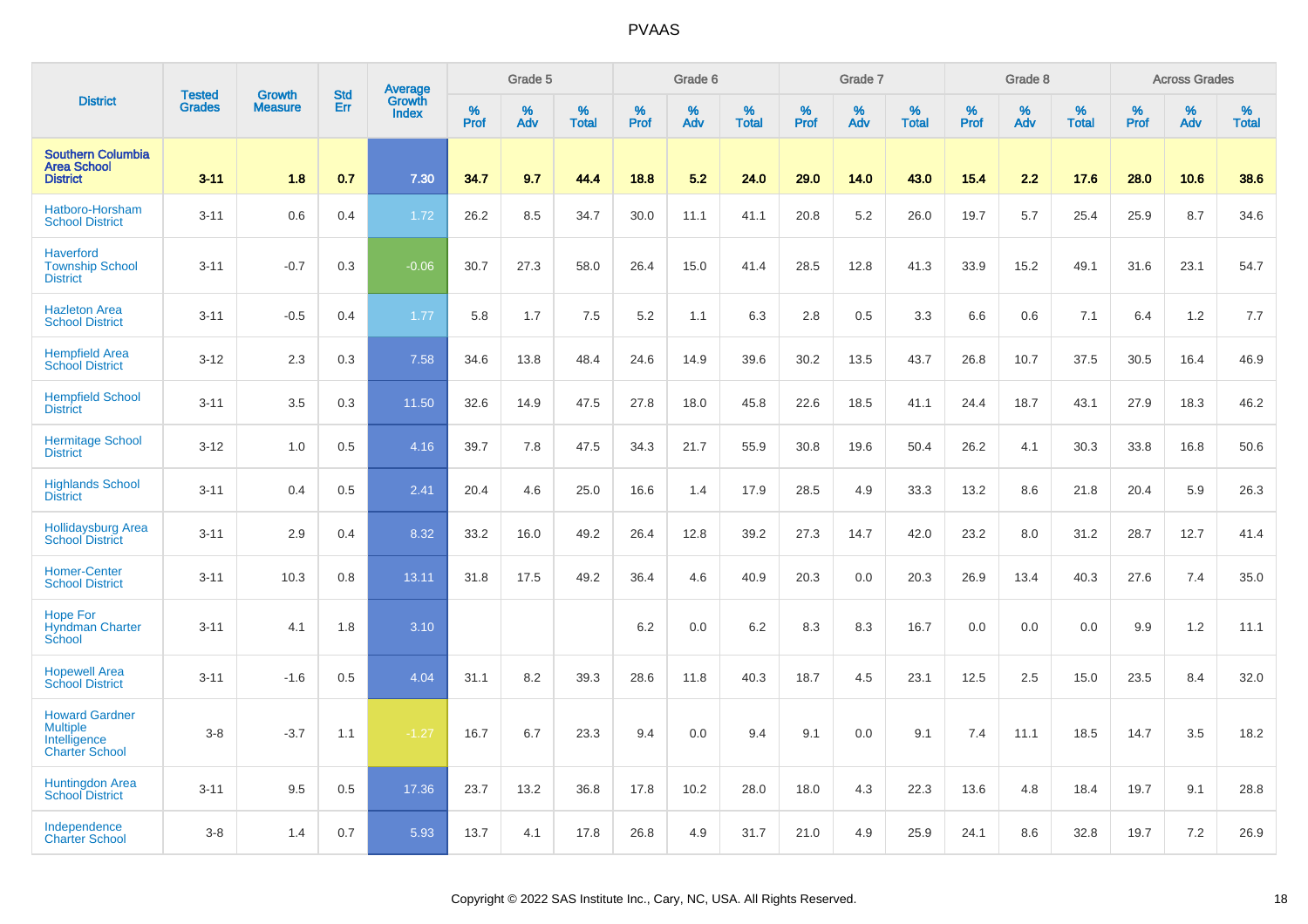PVAAS

| District | Tested Grades | Growth Measure | Std Err | Average Growth Index | Grade 5 | | | Grade 6 | | | Grade 7 | | | Grade 8 | | | Across Grades | | |
|---|---|---|---|---|---|---|---|---|---|---|---|---|---|---|---|---|---|---|---|
| | | | | | % Prof | % Adv | % Total | % Prof | % Adv | % Total | % Prof | % Adv | % Total | % Prof | % Adv | % Total | % Prof | % Adv | % Total |
| **Southern Columbia Area School District** | **3-11** | **1.8** | **0.7** | **7.30** | **34.7** | **9.7** | **44.4** | **18.8** | **5.2** | **24.0** | **29.0** | **14.0** | **43.0** | **15.4** | **2.2** | **17.6** | **28.0** | **10.6** | **38.6** |
| Hatboro-Horsham School District | 3-11 | 0.6 | 0.4 | 1.72 | 26.2 | 8.5 | 34.7 | 30.0 | 11.1 | 41.1 | 20.8 | 5.2 | 26.0 | 19.7 | 5.7 | 25.4 | 25.9 | 8.7 | 34.6 |
| Haverford Township School District | 3-11 | -0.7 | 0.3 | -0.06 | 30.7 | 27.3 | 58.0 | 26.4 | 15.0 | 41.4 | 28.5 | 12.8 | 41.3 | 33.9 | 15.2 | 49.1 | 31.6 | 23.1 | 54.7 |
| Hazleton Area School District | 3-11 | -0.5 | 0.4 | 1.77 | 5.8 | 1.7 | 7.5 | 5.2 | 1.1 | 6.3 | 2.8 | 0.5 | 3.3 | 6.6 | 0.6 | 7.1 | 6.4 | 1.2 | 7.7 |
| Hempfield Area School District | 3-12 | 2.3 | 0.3 | 7.58 | 34.6 | 13.8 | 48.4 | 24.6 | 14.9 | 39.6 | 30.2 | 13.5 | 43.7 | 26.8 | 10.7 | 37.5 | 30.5 | 16.4 | 46.9 |
| Hempfield School District | 3-11 | 3.5 | 0.3 | 11.50 | 32.6 | 14.9 | 47.5 | 27.8 | 18.0 | 45.8 | 22.6 | 18.5 | 41.1 | 24.4 | 18.7 | 43.1 | 27.9 | 18.3 | 46.2 |
| Hermitage School District | 3-12 | 1.0 | 0.5 | 4.16 | 39.7 | 7.8 | 47.5 | 34.3 | 21.7 | 55.9 | 30.8 | 19.6 | 50.4 | 26.2 | 4.1 | 30.3 | 33.8 | 16.8 | 50.6 |
| Highlands School District | 3-11 | 0.4 | 0.5 | 2.41 | 20.4 | 4.6 | 25.0 | 16.6 | 1.4 | 17.9 | 28.5 | 4.9 | 33.3 | 13.2 | 8.6 | 21.8 | 20.4 | 5.9 | 26.3 |
| Hollidaysburg Area School District | 3-11 | 2.9 | 0.4 | 8.32 | 33.2 | 16.0 | 49.2 | 26.4 | 12.8 | 39.2 | 27.3 | 14.7 | 42.0 | 23.2 | 8.0 | 31.2 | 28.7 | 12.7 | 41.4 |
| Homer-Center School District | 3-11 | 10.3 | 0.8 | 13.11 | 31.8 | 17.5 | 49.2 | 36.4 | 4.6 | 40.9 | 20.3 | 0.0 | 20.3 | 26.9 | 13.4 | 40.3 | 27.6 | 7.4 | 35.0 |
| Hope For Hyndman Charter School | 3-11 | 4.1 | 1.8 | 3.10 | | | | 6.2 | 0.0 | 6.2 | 8.3 | 8.3 | 16.7 | 0.0 | 0.0 | 0.0 | 9.9 | 1.2 | 11.1 |
| Hopewell Area School District | 3-11 | -1.6 | 0.5 | 4.04 | 31.1 | 8.2 | 39.3 | 28.6 | 11.8 | 40.3 | 18.7 | 4.5 | 23.1 | 12.5 | 2.5 | 15.0 | 23.5 | 8.4 | 32.0 |
| Howard Gardner Multiple Intelligence Charter School | 3-8 | -3.7 | 1.1 | -1.27 | 16.7 | 6.7 | 23.3 | 9.4 | 0.0 | 9.4 | 9.1 | 0.0 | 9.1 | 7.4 | 11.1 | 18.5 | 14.7 | 3.5 | 18.2 |
| Huntingdon Area School District | 3-11 | 9.5 | 0.5 | 17.36 | 23.7 | 13.2 | 36.8 | 17.8 | 10.2 | 28.0 | 18.0 | 4.3 | 22.3 | 13.6 | 4.8 | 18.4 | 19.7 | 9.1 | 28.8 |
| Independence Charter School | 3-8 | 1.4 | 0.7 | 5.93 | 13.7 | 4.1 | 17.8 | 26.8 | 4.9 | 31.7 | 21.0 | 4.9 | 25.9 | 24.1 | 8.6 | 32.8 | 19.7 | 7.2 | 26.9 |

Copyright © 2022 SAS Institute Inc., Cary, NC, USA. All Rights Reserved.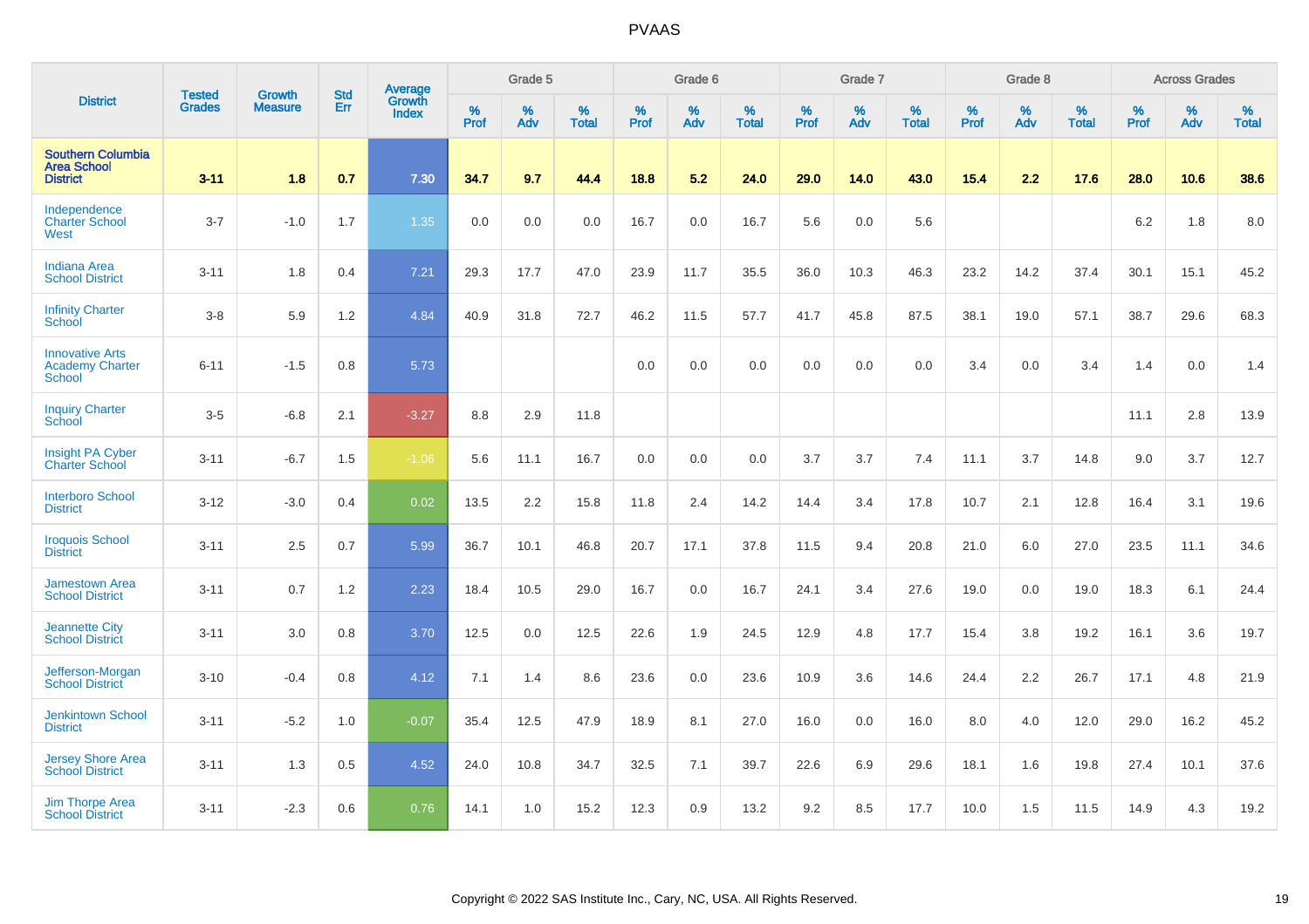# PVAAS

| District | Tested Grades | Growth Measure | Std Err | Average Growth Index | Grade 5 | | | Grade 6 | | | Grade 7 | | | Grade 8 | | | Across Grades | | |
|---|---|---|---|---|---|---|---|---|---|---|---|---|---|---|---|---|---|---|---|
| | | | | | % Prof | % Adv | % Total | % Prof | % Adv | % Total | % Prof | % Adv | % Total | % Prof | % Adv | % Total | % Prof | % Adv | % Total |
| **Southern Columbia Area School District** | **3-11** | **1.8** | **0.7** | **7.30** | **34.7** | **9.7** | **44.4** | **18.8** | **5.2** | **24.0** | **29.0** | **14.0** | **43.0** | **15.4** | **2.2** | **17.6** | **28.0** | **10.6** | **38.6** |
| Independence Charter School West | 3-7 | -1.0 | 1.7 | 1.35 | 0.0 | 0.0 | 0.0 | 16.7 | 0.0 | 16.7 | 5.6 | 0.0 | 5.6 | | | | 6.2 | 1.8 | 8.0 |
| Indiana Area School District | 3-11 | 1.8 | 0.4 | 7.21 | 29.3 | 17.7 | 47.0 | 23.9 | 11.7 | 35.5 | 36.0 | 10.3 | 46.3 | 23.2 | 14.2 | 37.4 | 30.1 | 15.1 | 45.2 |
| Infinity Charter School | 3-8 | 5.9 | 1.2 | 4.84 | 40.9 | 31.8 | 72.7 | 46.2 | 11.5 | 57.7 | 41.7 | 45.8 | 87.5 | 38.1 | 19.0 | 57.1 | 38.7 | 29.6 | 68.3 |
| Innovative Arts Academy Charter School | 6-11 | -1.5 | 0.8 | 5.73 | | | | 0.0 | 0.0 | 0.0 | 0.0 | 0.0 | 0.0 | 3.4 | 0.0 | 3.4 | 1.4 | 0.0 | 1.4 |
| Inquiry Charter School | 3-5 | -6.8 | 2.1 | -3.27 | 8.8 | 2.9 | 11.8 | | | | | | | | | | 11.1 | 2.8 | 13.9 |
| Insight PA Cyber Charter School | 3-11 | -6.7 | 1.5 | -1.06 | 5.6 | 11.1 | 16.7 | 0.0 | 0.0 | 0.0 | 3.7 | 3.7 | 7.4 | 11.1 | 3.7 | 14.8 | 9.0 | 3.7 | 12.7 |
| Interboro School District | 3-12 | -3.0 | 0.4 | 0.02 | 13.5 | 2.2 | 15.8 | 11.8 | 2.4 | 14.2 | 14.4 | 3.4 | 17.8 | 10.7 | 2.1 | 12.8 | 16.4 | 3.1 | 19.6 |
| Iroquois School District | 3-11 | 2.5 | 0.7 | 5.99 | 36.7 | 10.1 | 46.8 | 20.7 | 17.1 | 37.8 | 11.5 | 9.4 | 20.8 | 21.0 | 6.0 | 27.0 | 23.5 | 11.1 | 34.6 |
| Jamestown Area School District | 3-11 | 0.7 | 1.2 | 2.23 | 18.4 | 10.5 | 29.0 | 16.7 | 0.0 | 16.7 | 24.1 | 3.4 | 27.6 | 19.0 | 0.0 | 19.0 | 18.3 | 6.1 | 24.4 |
| Jeannette City School District | 3-11 | 3.0 | 0.8 | 3.70 | 12.5 | 0.0 | 12.5 | 22.6 | 1.9 | 24.5 | 12.9 | 4.8 | 17.7 | 15.4 | 3.8 | 19.2 | 16.1 | 3.6 | 19.7 |
| Jefferson-Morgan School District | 3-10 | -0.4 | 0.8 | 4.12 | 7.1 | 1.4 | 8.6 | 23.6 | 0.0 | 23.6 | 10.9 | 3.6 | 14.6 | 24.4 | 2.2 | 26.7 | 17.1 | 4.8 | 21.9 |
| Jenkintown School District | 3-11 | -5.2 | 1.0 | -0.07 | 35.4 | 12.5 | 47.9 | 18.9 | 8.1 | 27.0 | 16.0 | 0.0 | 16.0 | 8.0 | 4.0 | 12.0 | 29.0 | 16.2 | 45.2 |
| Jersey Shore Area School District | 3-11 | 1.3 | 0.5 | 4.52 | 24.0 | 10.8 | 34.7 | 32.5 | 7.1 | 39.7 | 22.6 | 6.9 | 29.6 | 18.1 | 1.6 | 19.8 | 27.4 | 10.1 | 37.6 |
| Jim Thorpe Area School District | 3-11 | -2.3 | 0.6 | 0.76 | 14.1 | 1.0 | 15.2 | 12.3 | 0.9 | 13.2 | 9.2 | 8.5 | 17.7 | 10.0 | 1.5 | 11.5 | 14.9 | 4.3 | 19.2 |

Copyright © 2022 SAS Institute Inc., Cary, NC, USA. All Rights Reserved.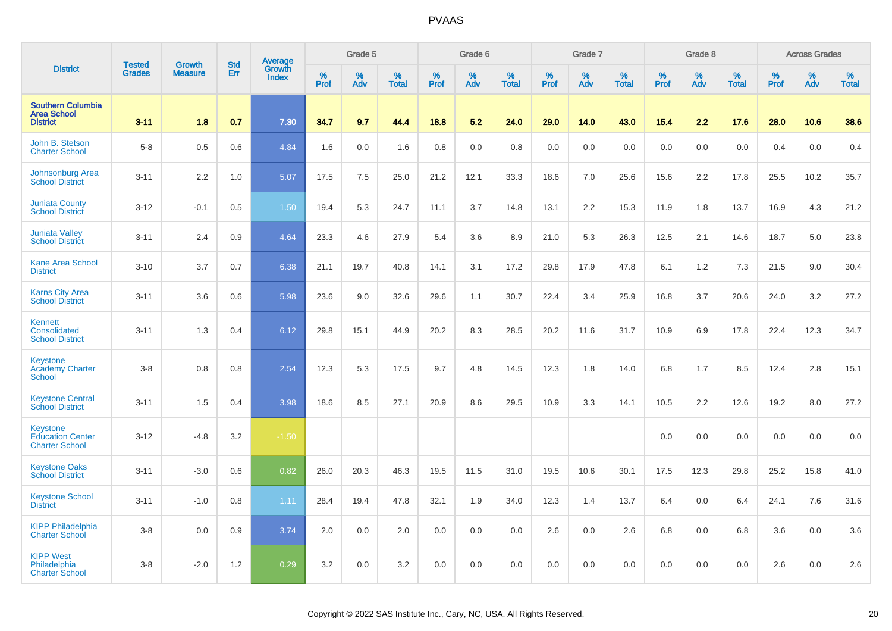# PVAAS

| District | Tested Grades | Growth Measure | Std Err | Average Growth Index | Grade 5 | | | Grade 6 | | | Grade 7 | | | Grade 8 | | | Across Grades | | |
|---|---|---|---|---|---|---|---|---|---|---|---|---|---|---|---|---|---|---|---|
| | | | | | % Prof | % Adv | % Total | % Prof | % Adv | % Total | % Prof | % Adv | % Total | % Prof | % Adv | % Total | % Prof | % Adv | % Total |
| **Southern Columbia Area School District** | **3-11** | **1.8** | **0.7** | **7.30** | **34.7** | **9.7** | **44.4** | **18.8** | **5.2** | **24.0** | **29.0** | **14.0** | **43.0** | **15.4** | **2.2** | **17.6** | **28.0** | **10.6** | **38.6** |
| John B. Stetson Charter School | 5-8 | 0.5 | 0.6 | 4.84 | 1.6 | 0.0 | 1.6 | 0.8 | 0.0 | 0.8 | 0.0 | 0.0 | 0.0 | 0.0 | 0.0 | 0.0 | 0.4 | 0.0 | 0.4 |
| Johnsonburg Area School District | 3-11 | 2.2 | 1.0 | 5.07 | 17.5 | 7.5 | 25.0 | 21.2 | 12.1 | 33.3 | 18.6 | 7.0 | 25.6 | 15.6 | 2.2 | 17.8 | 25.5 | 10.2 | 35.7 |
| Juniata County School District | 3-12 | -0.1 | 0.5 | 1.50 | 19.4 | 5.3 | 24.7 | 11.1 | 3.7 | 14.8 | 13.1 | 2.2 | 15.3 | 11.9 | 1.8 | 13.7 | 16.9 | 4.3 | 21.2 |
| Juniata Valley School District | 3-11 | 2.4 | 0.9 | 4.64 | 23.3 | 4.6 | 27.9 | 5.4 | 3.6 | 8.9 | 21.0 | 5.3 | 26.3 | 12.5 | 2.1 | 14.6 | 18.7 | 5.0 | 23.8 |
| Kane Area School District | 3-10 | 3.7 | 0.7 | 6.38 | 21.1 | 19.7 | 40.8 | 14.1 | 3.1 | 17.2 | 29.8 | 17.9 | 47.8 | 6.1 | 1.2 | 7.3 | 21.5 | 9.0 | 30.4 |
| Karns City Area School District | 3-11 | 3.6 | 0.6 | 5.98 | 23.6 | 9.0 | 32.6 | 29.6 | 1.1 | 30.7 | 22.4 | 3.4 | 25.9 | 16.8 | 3.7 | 20.6 | 24.0 | 3.2 | 27.2 |
| Kennett Consolidated School District | 3-11 | 1.3 | 0.4 | 6.12 | 29.8 | 15.1 | 44.9 | 20.2 | 8.3 | 28.5 | 20.2 | 11.6 | 31.7 | 10.9 | 6.9 | 17.8 | 22.4 | 12.3 | 34.7 |
| Keystone Academy Charter School | 3-8 | 0.8 | 0.8 | 2.54 | 12.3 | 5.3 | 17.5 | 9.7 | 4.8 | 14.5 | 12.3 | 1.8 | 14.0 | 6.8 | 1.7 | 8.5 | 12.4 | 2.8 | 15.1 |
| Keystone Central School District | 3-11 | 1.5 | 0.4 | 3.98 | 18.6 | 8.5 | 27.1 | 20.9 | 8.6 | 29.5 | 10.9 | 3.3 | 14.1 | 10.5 | 2.2 | 12.6 | 19.2 | 8.0 | 27.2 |
| Keystone Education Center Charter School | 3-12 | -4.8 | 3.2 | -1.50 | | | | | | | | | | 0.0 | 0.0 | 0.0 | 0.0 | 0.0 | 0.0 |
| Keystone Oaks School District | 3-11 | -3.0 | 0.6 | 0.82 | 26.0 | 20.3 | 46.3 | 19.5 | 11.5 | 31.0 | 19.5 | 10.6 | 30.1 | 17.5 | 12.3 | 29.8 | 25.2 | 15.8 | 41.0 |
| Keystone School District | 3-11 | -1.0 | 0.8 | 1.11 | 28.4 | 19.4 | 47.8 | 32.1 | 1.9 | 34.0 | 12.3 | 1.4 | 13.7 | 6.4 | 0.0 | 6.4 | 24.1 | 7.6 | 31.6 |
| KIPP Philadelphia Charter School | 3-8 | 0.0 | 0.9 | 3.74 | 2.0 | 0.0 | 2.0 | 0.0 | 0.0 | 0.0 | 2.6 | 0.0 | 2.6 | 6.8 | 0.0 | 6.8 | 3.6 | 0.0 | 3.6 |
| KIPP West Philadelphia Charter School | 3-8 | -2.0 | 1.2 | 0.29 | 3.2 | 0.0 | 3.2 | 0.0 | 0.0 | 0.0 | 0.0 | 0.0 | 0.0 | 0.0 | 0.0 | 0.0 | 2.6 | 0.0 | 2.6 |

Copyright © 2022 SAS Institute Inc., Cary, NC, USA. All Rights Reserved.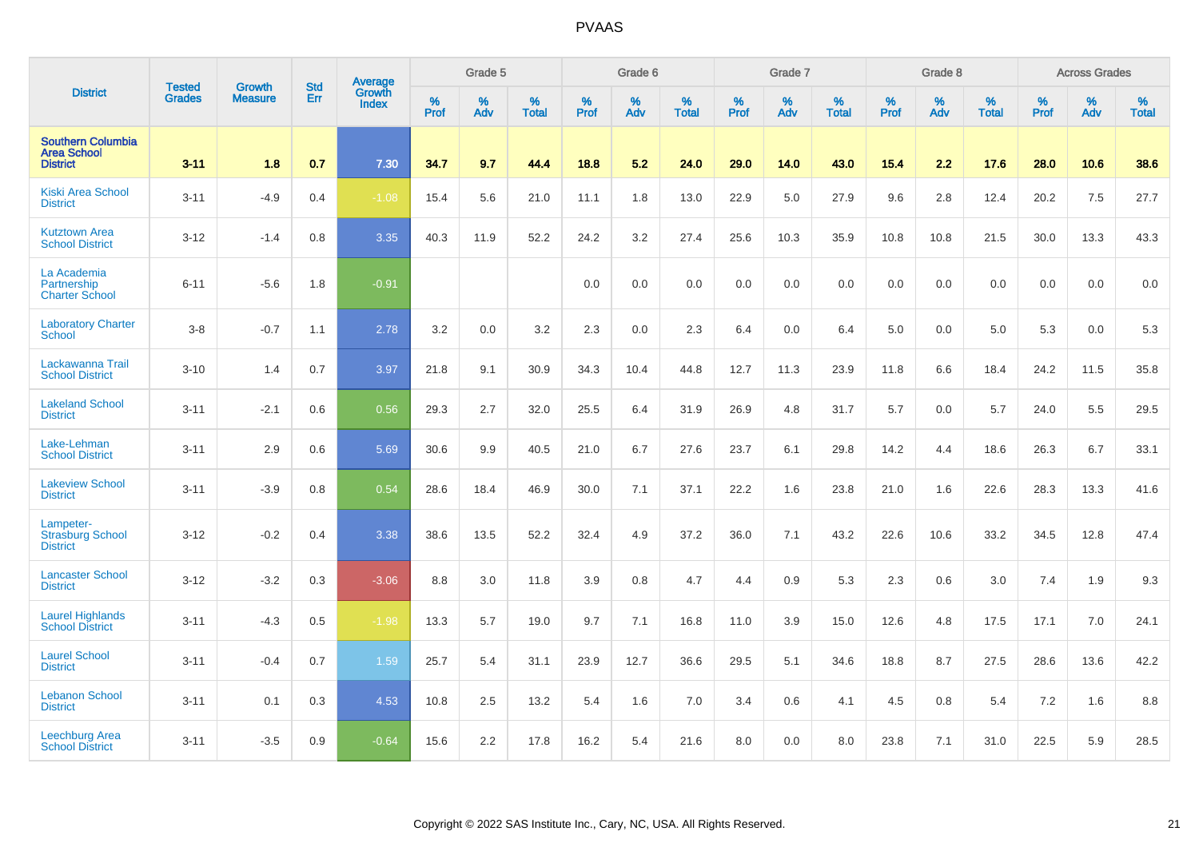# PVAAS

| District | Tested Grades | Growth Measure | Std Err | Average Growth Index | Grade 5 | | | Grade 6 | | | Grade 7 | | | Grade 8 | | | Across Grades | | |
|---|---|---|---|---|---|---|---|---|---|---|---|---|---|---|---|---|---|---|---|
| | | | | | % Prof | % Adv | % Total | % Prof | % Adv | % Total | % Prof | % Adv | % Total | % Prof | % Adv | % Total | % Prof | % Adv | % Total |
| **Southern Columbia Area School District** | **3-11** | **1.8** | **0.7** | **7.30** | **34.7** | **9.7** | **44.4** | **18.8** | **5.2** | **24.0** | **29.0** | **14.0** | **43.0** | **15.4** | **2.2** | **17.6** | **28.0** | **10.6** | **38.6** |
| Kiski Area School District | 3-11 | -4.9 | 0.4 | -1.08 | 15.4 | 5.6 | 21.0 | 11.1 | 1.8 | 13.0 | 22.9 | 5.0 | 27.9 | 9.6 | 2.8 | 12.4 | 20.2 | 7.5 | 27.7 |
| Kutztown Area School District | 3-12 | -1.4 | 0.8 | 3.35 | 40.3 | 11.9 | 52.2 | 24.2 | 3.2 | 27.4 | 25.6 | 10.3 | 35.9 | 10.8 | 10.8 | 21.5 | 30.0 | 13.3 | 43.3 |
| La Academia Partnership Charter School | 6-11 | -5.6 | 1.8 | -0.91 | | | | 0.0 | 0.0 | 0.0 | 0.0 | 0.0 | 0.0 | 0.0 | 0.0 | 0.0 | 0.0 | 0.0 | 0.0 |
| Laboratory Charter School | 3-8 | -0.7 | 1.1 | 2.78 | 3.2 | 0.0 | 3.2 | 2.3 | 0.0 | 2.3 | 6.4 | 0.0 | 6.4 | 5.0 | 0.0 | 5.0 | 5.3 | 0.0 | 5.3 |
| Lackawanna Trail School District | 3-10 | 1.4 | 0.7 | 3.97 | 21.8 | 9.1 | 30.9 | 34.3 | 10.4 | 44.8 | 12.7 | 11.3 | 23.9 | 11.8 | 6.6 | 18.4 | 24.2 | 11.5 | 35.8 |
| Lakeland School District | 3-11 | -2.1 | 0.6 | 0.56 | 29.3 | 2.7 | 32.0 | 25.5 | 6.4 | 31.9 | 26.9 | 4.8 | 31.7 | 5.7 | 0.0 | 5.7 | 24.0 | 5.5 | 29.5 |
| Lake-Lehman School District | 3-11 | 2.9 | 0.6 | 5.69 | 30.6 | 9.9 | 40.5 | 21.0 | 6.7 | 27.6 | 23.7 | 6.1 | 29.8 | 14.2 | 4.4 | 18.6 | 26.3 | 6.7 | 33.1 |
| Lakeview School District | 3-11 | -3.9 | 0.8 | 0.54 | 28.6 | 18.4 | 46.9 | 30.0 | 7.1 | 37.1 | 22.2 | 1.6 | 23.8 | 21.0 | 1.6 | 22.6 | 28.3 | 13.3 | 41.6 |
| Lampeter-Strasburg School District | 3-12 | -0.2 | 0.4 | 3.38 | 38.6 | 13.5 | 52.2 | 32.4 | 4.9 | 37.2 | 36.0 | 7.1 | 43.2 | 22.6 | 10.6 | 33.2 | 34.5 | 12.8 | 47.4 |
| Lancaster School District | 3-12 | -3.2 | 0.3 | -3.06 | 8.8 | 3.0 | 11.8 | 3.9 | 0.8 | 4.7 | 4.4 | 0.9 | 5.3 | 2.3 | 0.6 | 3.0 | 7.4 | 1.9 | 9.3 |
| Laurel Highlands School District | 3-11 | -4.3 | 0.5 | -1.98 | 13.3 | 5.7 | 19.0 | 9.7 | 7.1 | 16.8 | 11.0 | 3.9 | 15.0 | 12.6 | 4.8 | 17.5 | 17.1 | 7.0 | 24.1 |
| Laurel School District | 3-11 | -0.4 | 0.7 | 1.59 | 25.7 | 5.4 | 31.1 | 23.9 | 12.7 | 36.6 | 29.5 | 5.1 | 34.6 | 18.8 | 8.7 | 27.5 | 28.6 | 13.6 | 42.2 |
| Lebanon School District | 3-11 | 0.1 | 0.3 | 4.53 | 10.8 | 2.5 | 13.2 | 5.4 | 1.6 | 7.0 | 3.4 | 0.6 | 4.1 | 4.5 | 0.8 | 5.4 | 7.2 | 1.6 | 8.8 |
| Leechburg Area School District | 3-11 | -3.5 | 0.9 | -0.64 | 15.6 | 2.2 | 17.8 | 16.2 | 5.4 | 21.6 | 8.0 | 0.0 | 8.0 | 23.8 | 7.1 | 31.0 | 22.5 | 5.9 | 28.5 |

Copyright © 2022 SAS Institute Inc., Cary, NC, USA. All Rights Reserved.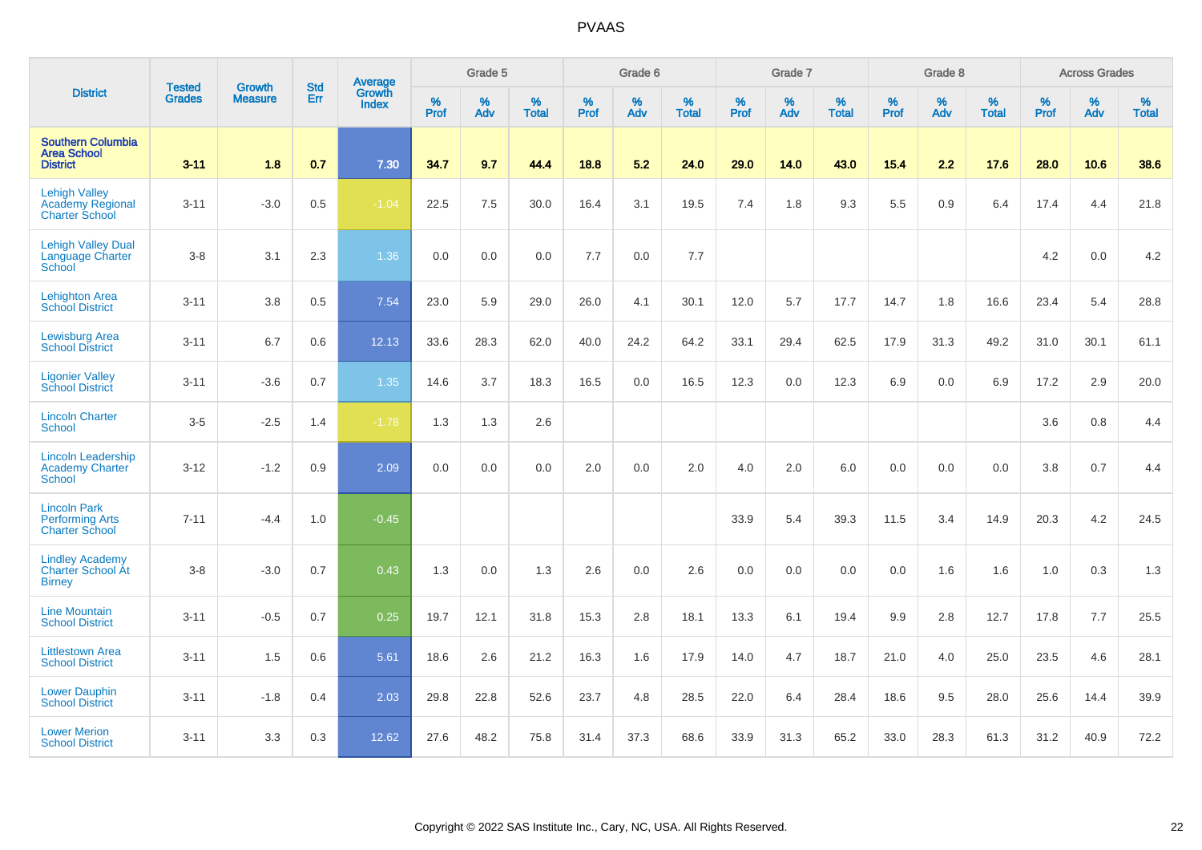| District | Tested Grades | Growth Measure | Std Err | Average Growth Index | Grade 5 | | | Grade 6 | | | Grade 7 | | | Grade 8 | | | Across Grades | | |
|---|---|---|---|---|---|---|---|---|---|---|---|---|---|---|---|---|---|---|---|
| | | | | | % Prof | % Adv | % Total | % Prof | % Adv | % Total | % Prof | % Adv | % Total | % Prof | % Adv | % Total | % Prof | % Adv | % Total |
| **Southern Columbia Area School District** | **3-11** | **1.8** | **0.7** | **7.30** | **34.7** | **9.7** | **44.4** | **18.8** | **5.2** | **24.0** | **29.0** | **14.0** | **43.0** | **15.4** | **2.2** | **17.6** | **28.0** | **10.6** | **38.6** |
| Lehigh Valley Academy Regional Charter School | 3-11 | -3.0 | 0.5 | -1.04 | 22.5 | 7.5 | 30.0 | 16.4 | 3.1 | 19.5 | 7.4 | 1.8 | 9.3 | 5.5 | 0.9 | 6.4 | 17.4 | 4.4 | 21.8 |
| Lehigh Valley Dual Language Charter School | 3-8 | 3.1 | 2.3 | 1.36 | 0.0 | 0.0 | 0.0 | 7.7 | 0.0 | 7.7 | | | | | | | 4.2 | 0.0 | 4.2 |
| Lehighton Area School District | 3-11 | 3.8 | 0.5 | 7.54 | 23.0 | 5.9 | 29.0 | 26.0 | 4.1 | 30.1 | 12.0 | 5.7 | 17.7 | 14.7 | 1.8 | 16.6 | 23.4 | 5.4 | 28.8 |
| Lewisburg Area School District | 3-11 | 6.7 | 0.6 | 12.13 | 33.6 | 28.3 | 62.0 | 40.0 | 24.2 | 64.2 | 33.1 | 29.4 | 62.5 | 17.9 | 31.3 | 49.2 | 31.0 | 30.1 | 61.1 |
| Ligonier Valley School District | 3-11 | -3.6 | 0.7 | 1.35 | 14.6 | 3.7 | 18.3 | 16.5 | 0.0 | 16.5 | 12.3 | 0.0 | 12.3 | 6.9 | 0.0 | 6.9 | 17.2 | 2.9 | 20.0 |
| Lincoln Charter School | 3-5 | -2.5 | 1.4 | -1.78 | 1.3 | 1.3 | 2.6 | | | | | | | | | | 3.6 | 0.8 | 4.4 |
| Lincoln Leadership Academy Charter School | 3-12 | -1.2 | 0.9 | 2.09 | 0.0 | 0.0 | 0.0 | 2.0 | 0.0 | 2.0 | 4.0 | 2.0 | 6.0 | 0.0 | 0.0 | 0.0 | 3.8 | 0.7 | 4.4 |
| Lincoln Park Performing Arts Charter School | 7-11 | -4.4 | 1.0 | -0.45 | | | | | | | 33.9 | 5.4 | 39.3 | 11.5 | 3.4 | 14.9 | 20.3 | 4.2 | 24.5 |
| Lindley Academy Charter School At Birney | 3-8 | -3.0 | 0.7 | 0.43 | 1.3 | 0.0 | 1.3 | 2.6 | 0.0 | 2.6 | 0.0 | 0.0 | 0.0 | 0.0 | 1.6 | 1.6 | 1.0 | 0.3 | 1.3 |
| Line Mountain School District | 3-11 | -0.5 | 0.7 | 0.25 | 19.7 | 12.1 | 31.8 | 15.3 | 2.8 | 18.1 | 13.3 | 6.1 | 19.4 | 9.9 | 2.8 | 12.7 | 17.8 | 7.7 | 25.5 |
| Littlestown Area School District | 3-11 | 1.5 | 0.6 | 5.61 | 18.6 | 2.6 | 21.2 | 16.3 | 1.6 | 17.9 | 14.0 | 4.7 | 18.7 | 21.0 | 4.0 | 25.0 | 23.5 | 4.6 | 28.1 |
| Lower Dauphin School District | 3-11 | -1.8 | 0.4 | 2.03 | 29.8 | 22.8 | 52.6 | 23.7 | 4.8 | 28.5 | 22.0 | 6.4 | 28.4 | 18.6 | 9.5 | 28.0 | 25.6 | 14.4 | 39.9 |
| Lower Merion School District | 3-11 | 3.3 | 0.3 | 12.62 | 27.6 | 48.2 | 75.8 | 31.4 | 37.3 | 68.6 | 33.9 | 31.3 | 65.2 | 33.0 | 28.3 | 61.3 | 31.2 | 40.9 | 72.2 |

Copyright © 2022 SAS Institute Inc., Cary, NC, USA. All Rights Reserved.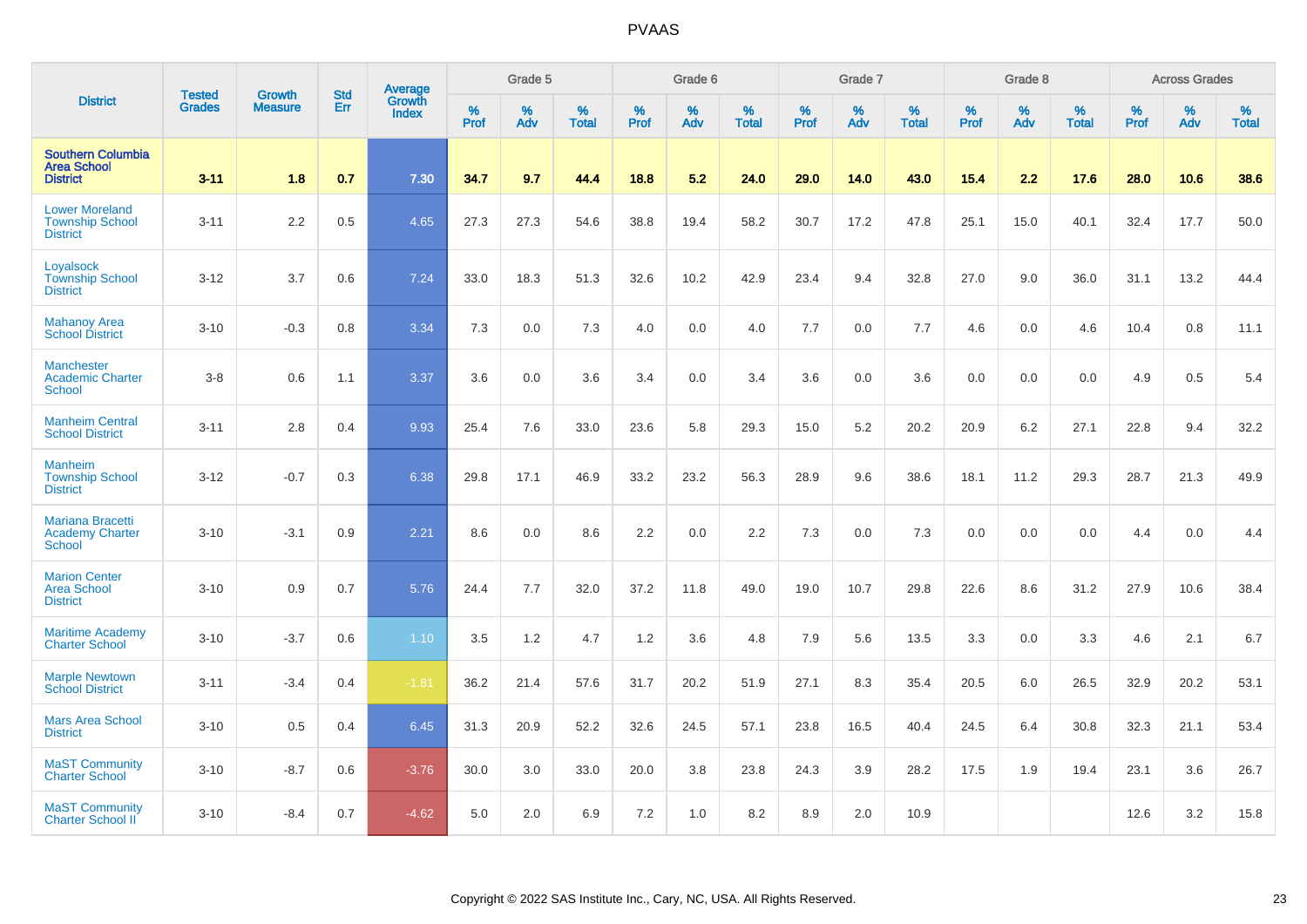| District | Tested Grades | Growth Measure | Std Err | Average Growth Index | Grade 5 | | | Grade 6 | | | Grade 7 | | | Grade 8 | | | Across Grades | | |
|---|---|---|---|---|---|---|---|---|---|---|---|---|---|---|---|---|---|---|---|
| | | | | | % Prof | % Adv | % Total | % Prof | % Adv | % Total | % Prof | % Adv | % Total | % Prof | % Adv | % Total | % Prof | % Adv | % Total |
| **Southern Columbia Area School District** | **3-11** | **1.8** | **0.7** | **7.30** | **34.7** | **9.7** | **44.4** | **18.8** | **5.2** | **24.0** | **29.0** | **14.0** | **43.0** | **15.4** | **2.2** | **17.6** | **28.0** | **10.6** | **38.6** |
| Lower Moreland Township School District | 3-11 | 2.2 | 0.5 | 4.65 | 27.3 | 27.3 | 54.6 | 38.8 | 19.4 | 58.2 | 30.7 | 17.2 | 47.8 | 25.1 | 15.0 | 40.1 | 32.4 | 17.7 | 50.0 |
| Loyalsock Township School District | 3-12 | 3.7 | 0.6 | 7.24 | 33.0 | 18.3 | 51.3 | 32.6 | 10.2 | 42.9 | 23.4 | 9.4 | 32.8 | 27.0 | 9.0 | 36.0 | 31.1 | 13.2 | 44.4 |
| Mahanoy Area School District | 3-10 | -0.3 | 0.8 | 3.34 | 7.3 | 0.0 | 7.3 | 4.0 | 0.0 | 4.0 | 7.7 | 0.0 | 7.7 | 4.6 | 0.0 | 4.6 | 10.4 | 0.8 | 11.1 |
| Manchester Academic Charter School | 3-8 | 0.6 | 1.1 | 3.37 | 3.6 | 0.0 | 3.6 | 3.4 | 0.0 | 3.4 | 3.6 | 0.0 | 3.6 | 0.0 | 0.0 | 0.0 | 4.9 | 0.5 | 5.4 |
| Manheim Central School District | 3-11 | 2.8 | 0.4 | 9.93 | 25.4 | 7.6 | 33.0 | 23.6 | 5.8 | 29.3 | 15.0 | 5.2 | 20.2 | 20.9 | 6.2 | 27.1 | 22.8 | 9.4 | 32.2 |
| Manheim Township School District | 3-12 | -0.7 | 0.3 | 6.38 | 29.8 | 17.1 | 46.9 | 33.2 | 23.2 | 56.3 | 28.9 | 9.6 | 38.6 | 18.1 | 11.2 | 29.3 | 28.7 | 21.3 | 49.9 |
| Mariana Bracetti Academy Charter School | 3-10 | -3.1 | 0.9 | 2.21 | 8.6 | 0.0 | 8.6 | 2.2 | 0.0 | 2.2 | 7.3 | 0.0 | 7.3 | 0.0 | 0.0 | 0.0 | 4.4 | 0.0 | 4.4 |
| Marion Center Area School District | 3-10 | 0.9 | 0.7 | 5.76 | 24.4 | 7.7 | 32.0 | 37.2 | 11.8 | 49.0 | 19.0 | 10.7 | 29.8 | 22.6 | 8.6 | 31.2 | 27.9 | 10.6 | 38.4 |
| Maritime Academy Charter School | 3-10 | -3.7 | 0.6 | 1.10 | 3.5 | 1.2 | 4.7 | 1.2 | 3.6 | 4.8 | 7.9 | 5.6 | 13.5 | 3.3 | 0.0 | 3.3 | 4.6 | 2.1 | 6.7 |
| Marple Newtown School District | 3-11 | -3.4 | 0.4 | -1.81 | 36.2 | 21.4 | 57.6 | 31.7 | 20.2 | 51.9 | 27.1 | 8.3 | 35.4 | 20.5 | 6.0 | 26.5 | 32.9 | 20.2 | 53.1 |
| Mars Area School District | 3-10 | 0.5 | 0.4 | 6.45 | 31.3 | 20.9 | 52.2 | 32.6 | 24.5 | 57.1 | 23.8 | 16.5 | 40.4 | 24.5 | 6.4 | 30.8 | 32.3 | 21.1 | 53.4 |
| MaST Community Charter School | 3-10 | -8.7 | 0.6 | -3.76 | 30.0 | 3.0 | 33.0 | 20.0 | 3.8 | 23.8 | 24.3 | 3.9 | 28.2 | 17.5 | 1.9 | 19.4 | 23.1 | 3.6 | 26.7 |
| MaST Community Charter School II | 3-10 | -8.4 | 0.7 | -4.62 | 5.0 | 2.0 | 6.9 | 7.2 | 1.0 | 8.2 | 8.9 | 2.0 | 10.9 | | | | 12.6 | 3.2 | 15.8 |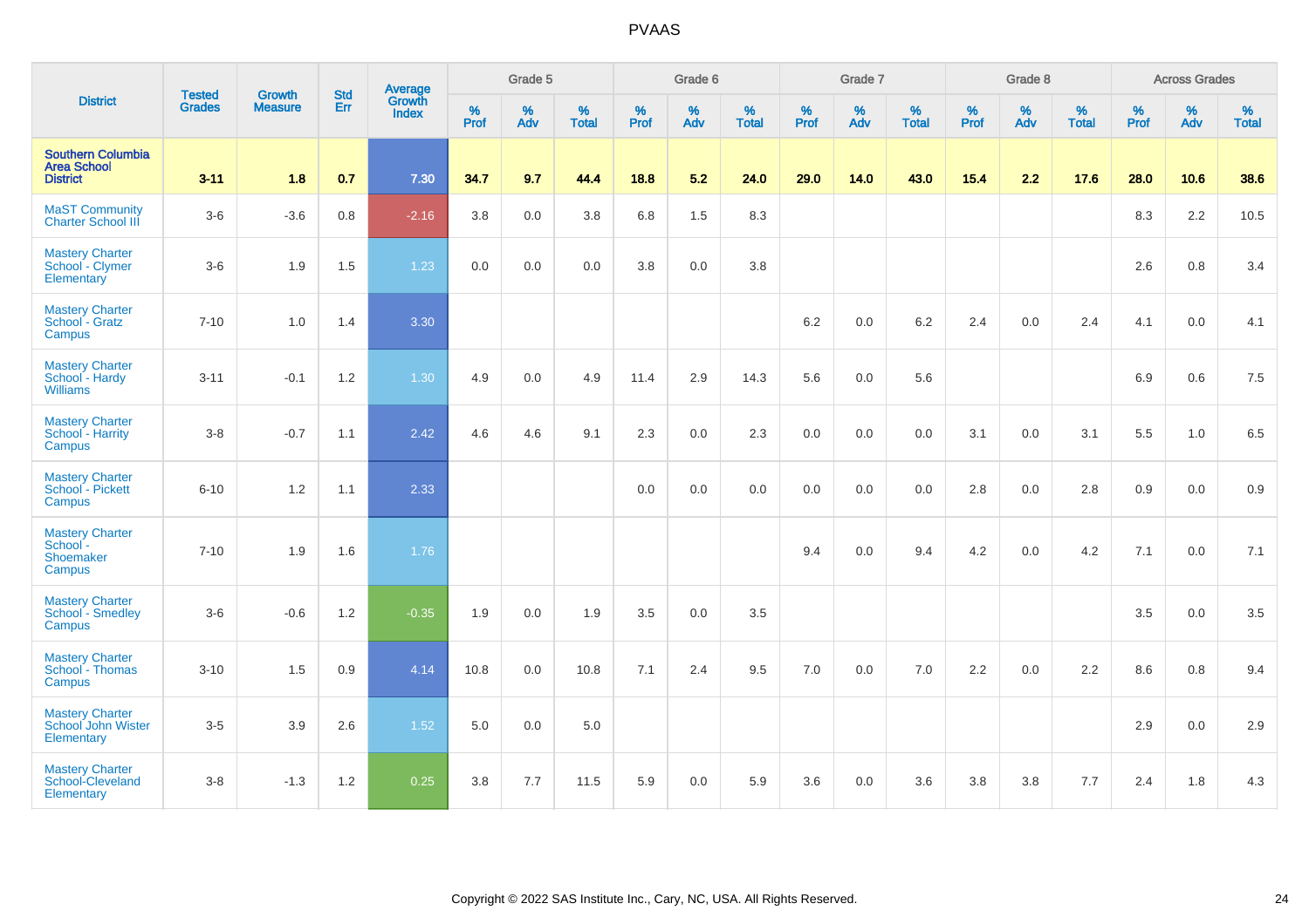# PVAAS

| District | Tested Grades | Growth Measure | Std Err | Average Growth Index | Grade 5 | | | Grade 6 | | | Grade 7 | | | Grade 8 | | | Across Grades | | |
|---|---|---|---|---|---|---|---|---|---|---|---|---|---|---|---|---|---|---|---|
| | | | | | % Prof | % Adv | % Total | % Prof | % Adv | % Total | % Prof | % Adv | % Total | % Prof | % Adv | % Total | % Prof | % Adv | % Total |
| **Southern Columbia Area School District** | **3-11** | **1.8** | **0.7** | **7.30** | **34.7** | **9.7** | **44.4** | **18.8** | **5.2** | **24.0** | **29.0** | **14.0** | **43.0** | **15.4** | **2.2** | **17.6** | **28.0** | **10.6** | **38.6** |
| MaST Community Charter School III | 3-6 | -3.6 | 0.8 | -2.16 | 3.8 | 0.0 | 3.8 | 6.8 | 1.5 | 8.3 | | | | | | | 8.3 | 2.2 | 10.5 |
| Mastery Charter School - Clymer Elementary | 3-6 | 1.9 | 1.5 | 1.23 | 0.0 | 0.0 | 0.0 | 3.8 | 0.0 | 3.8 | | | | | | | 2.6 | 0.8 | 3.4 |
| Mastery Charter School - Gratz Campus | 7-10 | 1.0 | 1.4 | 3.30 | | | | | | | 6.2 | 0.0 | 6.2 | 2.4 | 0.0 | 2.4 | 4.1 | 0.0 | 4.1 |
| Mastery Charter School - Hardy Williams | 3-11 | -0.1 | 1.2 | 1.30 | 4.9 | 0.0 | 4.9 | 11.4 | 2.9 | 14.3 | 5.6 | 0.0 | 5.6 | | | | 6.9 | 0.6 | 7.5 |
| Mastery Charter School - Harrity Campus | 3-8 | -0.7 | 1.1 | 2.42 | 4.6 | 4.6 | 9.1 | 2.3 | 0.0 | 2.3 | 0.0 | 0.0 | 0.0 | 3.1 | 0.0 | 3.1 | 5.5 | 1.0 | 6.5 |
| Mastery Charter School - Pickett Campus | 6-10 | 1.2 | 1.1 | 2.33 | | | | 0.0 | 0.0 | 0.0 | 0.0 | 0.0 | 0.0 | 2.8 | 0.0 | 2.8 | 0.9 | 0.0 | 0.9 |
| Mastery Charter School - Shoemaker Campus | 7-10 | 1.9 | 1.6 | 1.76 | | | | | | | 9.4 | 0.0 | 9.4 | 4.2 | 0.0 | 4.2 | 7.1 | 0.0 | 7.1 |
| Mastery Charter School - Smedley Campus | 3-6 | -0.6 | 1.2 | -0.35 | 1.9 | 0.0 | 1.9 | 3.5 | 0.0 | 3.5 | | | | | | | 3.5 | 0.0 | 3.5 |
| Mastery Charter School - Thomas Campus | 3-10 | 1.5 | 0.9 | 4.14 | 10.8 | 0.0 | 10.8 | 7.1 | 2.4 | 9.5 | 7.0 | 0.0 | 7.0 | 2.2 | 0.0 | 2.2 | 8.6 | 0.8 | 9.4 |
| Mastery Charter School John Wister Elementary | 3-5 | 3.9 | 2.6 | 1.52 | 5.0 | 0.0 | 5.0 | | | | | | | | | | 2.9 | 0.0 | 2.9 |
| Mastery Charter School-Cleveland Elementary | 3-8 | -1.3 | 1.2 | 0.25 | 3.8 | 7.7 | 11.5 | 5.9 | 0.0 | 5.9 | 3.6 | 0.0 | 3.6 | 3.8 | 3.8 | 7.7 | 2.4 | 1.8 | 4.3 |

Copyright © 2022 SAS Institute Inc., Cary, NC, USA. All Rights Reserved.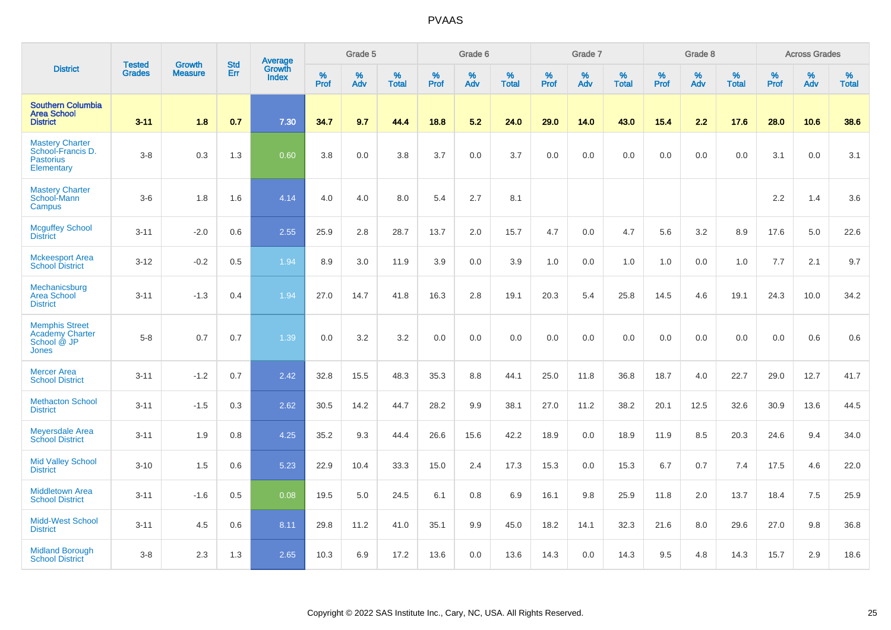# PVAAS

| District | Tested Grades | Growth Measure | Std Err | Average Growth Index | Grade 5 | | | Grade 6 | | | Grade 7 | | | Grade 8 | | | Across Grades | | |
|---|---|---|---|---|---|---|---|---|---|---|---|---|---|---|---|---|---|---|---|
| | | | | | % Prof | % Adv | % Total | % Prof | % Adv | % Total | % Prof | % Adv | % Total | % Prof | % Adv | % Total | % Prof | % Adv | % Total |
| **Southern Columbia Area School District** | **3-11** | **1.8** | **0.7** | **7.30** | **34.7** | **9.7** | **44.4** | **18.8** | **5.2** | **24.0** | **29.0** | **14.0** | **43.0** | **15.4** | **2.2** | **17.6** | **28.0** | **10.6** | **38.6** |
| Mastery Charter School-Francis D. Pastorius Elementary | 3-8 | 0.3 | 1.3 | 0.60 | 3.8 | 0.0 | 3.8 | 3.7 | 0.0 | 3.7 | 0.0 | 0.0 | 0.0 | 0.0 | 0.0 | 0.0 | 3.1 | 0.0 | 3.1 |
| Mastery Charter School-Mann Campus | 3-6 | 1.8 | 1.6 | 4.14 | 4.0 | 4.0 | 8.0 | 5.4 | 2.7 | 8.1 | | | | | | | 2.2 | 1.4 | 3.6 |
| Mcguffey School District | 3-11 | -2.0 | 0.6 | 2.55 | 25.9 | 2.8 | 28.7 | 13.7 | 2.0 | 15.7 | 4.7 | 0.0 | 4.7 | 5.6 | 3.2 | 8.9 | 17.6 | 5.0 | 22.6 |
| Mckeesport Area School District | 3-12 | -0.2 | 0.5 | 1.94 | 8.9 | 3.0 | 11.9 | 3.9 | 0.0 | 3.9 | 1.0 | 0.0 | 1.0 | 1.0 | 0.0 | 1.0 | 7.7 | 2.1 | 9.7 |
| Mechanicsburg Area School District | 3-11 | -1.3 | 0.4 | 1.94 | 27.0 | 14.7 | 41.8 | 16.3 | 2.8 | 19.1 | 20.3 | 5.4 | 25.8 | 14.5 | 4.6 | 19.1 | 24.3 | 10.0 | 34.2 |
| Memphis Street Academy Charter School @ JP Jones | 5-8 | 0.7 | 0.7 | 1.39 | 0.0 | 3.2 | 3.2 | 0.0 | 0.0 | 0.0 | 0.0 | 0.0 | 0.0 | 0.0 | 0.0 | 0.0 | 0.0 | 0.6 | 0.6 |
| Mercer Area School District | 3-11 | -1.2 | 0.7 | 2.42 | 32.8 | 15.5 | 48.3 | 35.3 | 8.8 | 44.1 | 25.0 | 11.8 | 36.8 | 18.7 | 4.0 | 22.7 | 29.0 | 12.7 | 41.7 |
| Methacton School District | 3-11 | -1.5 | 0.3 | 2.62 | 30.5 | 14.2 | 44.7 | 28.2 | 9.9 | 38.1 | 27.0 | 11.2 | 38.2 | 20.1 | 12.5 | 32.6 | 30.9 | 13.6 | 44.5 |
| Meyersdale Area School District | 3-11 | 1.9 | 0.8 | 4.25 | 35.2 | 9.3 | 44.4 | 26.6 | 15.6 | 42.2 | 18.9 | 0.0 | 18.9 | 11.9 | 8.5 | 20.3 | 24.6 | 9.4 | 34.0 |
| Mid Valley School District | 3-10 | 1.5 | 0.6 | 5.23 | 22.9 | 10.4 | 33.3 | 15.0 | 2.4 | 17.3 | 15.3 | 0.0 | 15.3 | 6.7 | 0.7 | 7.4 | 17.5 | 4.6 | 22.0 |
| Middletown Area School District | 3-11 | -1.6 | 0.5 | 0.08 | 19.5 | 5.0 | 24.5 | 6.1 | 0.8 | 6.9 | 16.1 | 9.8 | 25.9 | 11.8 | 2.0 | 13.7 | 18.4 | 7.5 | 25.9 |
| Midd-West School District | 3-11 | 4.5 | 0.6 | 8.11 | 29.8 | 11.2 | 41.0 | 35.1 | 9.9 | 45.0 | 18.2 | 14.1 | 32.3 | 21.6 | 8.0 | 29.6 | 27.0 | 9.8 | 36.8 |
| Midland Borough School District | 3-8 | 2.3 | 1.3 | 2.65 | 10.3 | 6.9 | 17.2 | 13.6 | 0.0 | 13.6 | 14.3 | 0.0 | 14.3 | 9.5 | 4.8 | 14.3 | 15.7 | 2.9 | 18.6 |

Copyright © 2022 SAS Institute Inc., Cary, NC, USA. All Rights Reserved.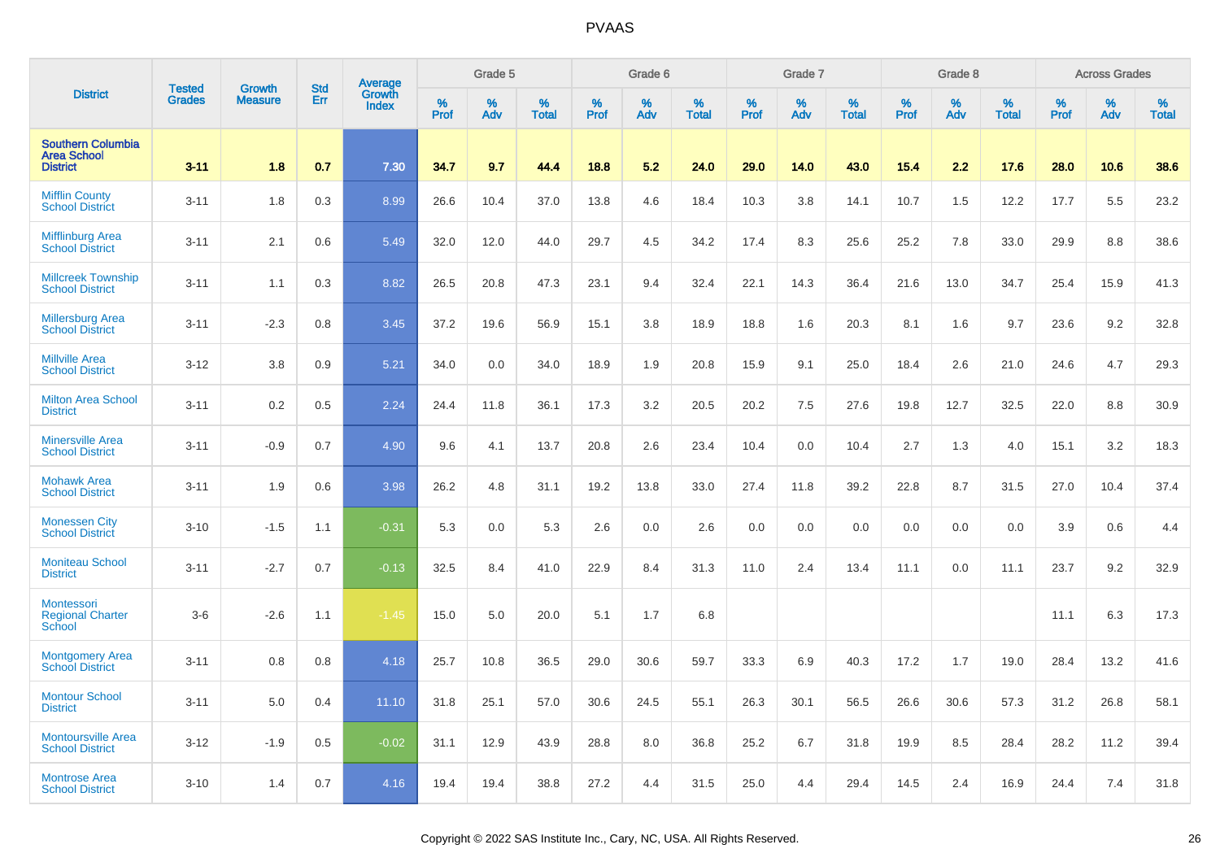# PVAAS

| District | Tested Grades | Growth Measure | Std Err | Average Growth Index | Grade 5 | | | Grade 6 | | | Grade 7 | | | Grade 8 | | | Across Grades | | |
|---|---|---|---|---|---|---|---|---|---|---|---|---|---|---|---|---|---|---|---|
| | | | | | % Prof | % Adv | % Total | % Prof | % Adv | % Total | % Prof | % Adv | % Total | % Prof | % Adv | % Total | % Prof | % Adv | % Total |
| **Southern Columbia Area School District** | **3-11** | **1.8** | **0.7** | **7.30** | **34.7** | **9.7** | **44.4** | **18.8** | **5.2** | **24.0** | **29.0** | **14.0** | **43.0** | **15.4** | **2.2** | **17.6** | **28.0** | **10.6** | **38.6** |
| Mifflin County School District | 3-11 | 1.8 | 0.3 | 8.99 | 26.6 | 10.4 | 37.0 | 13.8 | 4.6 | 18.4 | 10.3 | 3.8 | 14.1 | 10.7 | 1.5 | 12.2 | 17.7 | 5.5 | 23.2 |
| Mifflinburg Area School District | 3-11 | 2.1 | 0.6 | 5.49 | 32.0 | 12.0 | 44.0 | 29.7 | 4.5 | 34.2 | 17.4 | 8.3 | 25.6 | 25.2 | 7.8 | 33.0 | 29.9 | 8.8 | 38.6 |
| Millcreek Township School District | 3-11 | 1.1 | 0.3 | 8.82 | 26.5 | 20.8 | 47.3 | 23.1 | 9.4 | 32.4 | 22.1 | 14.3 | 36.4 | 21.6 | 13.0 | 34.7 | 25.4 | 15.9 | 41.3 |
| Millersburg Area School District | 3-11 | -2.3 | 0.8 | 3.45 | 37.2 | 19.6 | 56.9 | 15.1 | 3.8 | 18.9 | 18.8 | 1.6 | 20.3 | 8.1 | 1.6 | 9.7 | 23.6 | 9.2 | 32.8 |
| Millville Area School District | 3-12 | 3.8 | 0.9 | 5.21 | 34.0 | 0.0 | 34.0 | 18.9 | 1.9 | 20.8 | 15.9 | 9.1 | 25.0 | 18.4 | 2.6 | 21.0 | 24.6 | 4.7 | 29.3 |
| Milton Area School District | 3-11 | 0.2 | 0.5 | 2.24 | 24.4 | 11.8 | 36.1 | 17.3 | 3.2 | 20.5 | 20.2 | 7.5 | 27.6 | 19.8 | 12.7 | 32.5 | 22.0 | 8.8 | 30.9 |
| Minersville Area School District | 3-11 | -0.9 | 0.7 | 4.90 | 9.6 | 4.1 | 13.7 | 20.8 | 2.6 | 23.4 | 10.4 | 0.0 | 10.4 | 2.7 | 1.3 | 4.0 | 15.1 | 3.2 | 18.3 |
| Mohawk Area School District | 3-11 | 1.9 | 0.6 | 3.98 | 26.2 | 4.8 | 31.1 | 19.2 | 13.8 | 33.0 | 27.4 | 11.8 | 39.2 | 22.8 | 8.7 | 31.5 | 27.0 | 10.4 | 37.4 |
| Monessen City School District | 3-10 | -1.5 | 1.1 | -0.31 | 5.3 | 0.0 | 5.3 | 2.6 | 0.0 | 2.6 | 0.0 | 0.0 | 0.0 | 0.0 | 0.0 | 0.0 | 3.9 | 0.6 | 4.4 |
| Moniteau School District | 3-11 | -2.7 | 0.7 | -0.13 | 32.5 | 8.4 | 41.0 | 22.9 | 8.4 | 31.3 | 11.0 | 2.4 | 13.4 | 11.1 | 0.0 | 11.1 | 23.7 | 9.2 | 32.9 |
| Montessori Regional Charter School | 3-6 | -2.6 | 1.1 | -1.45 | 15.0 | 5.0 | 20.0 | 5.1 | 1.7 | 6.8 | | | | | | | 11.1 | 6.3 | 17.3 |
| Montgomery Area School District | 3-11 | 0.8 | 0.8 | 4.18 | 25.7 | 10.8 | 36.5 | 29.0 | 30.6 | 59.7 | 33.3 | 6.9 | 40.3 | 17.2 | 1.7 | 19.0 | 28.4 | 13.2 | 41.6 |
| Montour School District | 3-11 | 5.0 | 0.4 | 11.10 | 31.8 | 25.1 | 57.0 | 30.6 | 24.5 | 55.1 | 26.3 | 30.1 | 56.5 | 26.6 | 30.6 | 57.3 | 31.2 | 26.8 | 58.1 |
| Montoursville Area School District | 3-12 | -1.9 | 0.5 | -0.02 | 31.1 | 12.9 | 43.9 | 28.8 | 8.0 | 36.8 | 25.2 | 6.7 | 31.8 | 19.9 | 8.5 | 28.4 | 28.2 | 11.2 | 39.4 |
| Montrose Area School District | 3-10 | 1.4 | 0.7 | 4.16 | 19.4 | 19.4 | 38.8 | 27.2 | 4.4 | 31.5 | 25.0 | 4.4 | 29.4 | 14.5 | 2.4 | 16.9 | 24.4 | 7.4 | 31.8 |

Copyright © 2022 SAS Institute Inc., Cary, NC, USA. All Rights Reserved.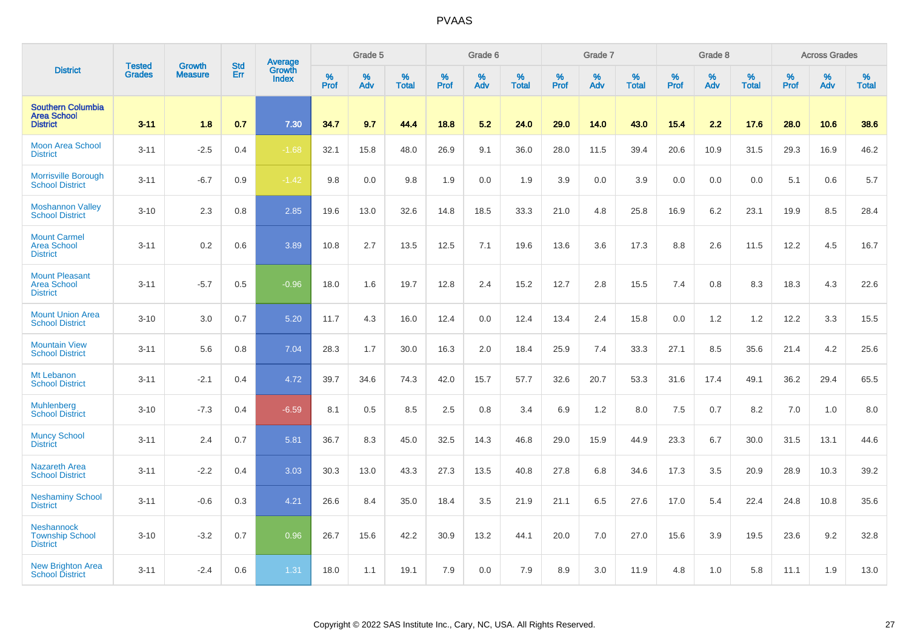PVAAS

| District | Tested Grades | Growth Measure | Std Err | Average Growth Index | Grade 5 | | | Grade 6 | | | Grade 7 | | | Grade 8 | | | Across Grades | | |
|---|---|---|---|---|---|---|---|---|---|---|---|---|---|---|---|---|---|---|---|
| | | | | | % Prof | % Adv | % Total | % Prof | % Adv | % Total | % Prof | % Adv | % Total | % Prof | % Adv | % Total | % Prof | % Adv | % Total |
| **Southern Columbia Area School District** | **3-11** | **1.8** | **0.7** | **7.30** | **34.7** | **9.7** | **44.4** | **18.8** | **5.2** | **24.0** | **29.0** | **14.0** | **43.0** | **15.4** | **2.2** | **17.6** | **28.0** | **10.6** | **38.6** |
| Moon Area School District | 3-11 | -2.5 | 0.4 | -1.68 | 32.1 | 15.8 | 48.0 | 26.9 | 9.1 | 36.0 | 28.0 | 11.5 | 39.4 | 20.6 | 10.9 | 31.5 | 29.3 | 16.9 | 46.2 |
| Morrisville Borough School District | 3-11 | -6.7 | 0.9 | -1.42 | 9.8 | 0.0 | 9.8 | 1.9 | 0.0 | 1.9 | 3.9 | 0.0 | 3.9 | 0.0 | 0.0 | 0.0 | 5.1 | 0.6 | 5.7 |
| Moshannon Valley School District | 3-10 | 2.3 | 0.8 | 2.85 | 19.6 | 13.0 | 32.6 | 14.8 | 18.5 | 33.3 | 21.0 | 4.8 | 25.8 | 16.9 | 6.2 | 23.1 | 19.9 | 8.5 | 28.4 |
| Mount Carmel Area School District | 3-11 | 0.2 | 0.6 | 3.89 | 10.8 | 2.7 | 13.5 | 12.5 | 7.1 | 19.6 | 13.6 | 3.6 | 17.3 | 8.8 | 2.6 | 11.5 | 12.2 | 4.5 | 16.7 |
| Mount Pleasant Area School District | 3-11 | -5.7 | 0.5 | -0.96 | 18.0 | 1.6 | 19.7 | 12.8 | 2.4 | 15.2 | 12.7 | 2.8 | 15.5 | 7.4 | 0.8 | 8.3 | 18.3 | 4.3 | 22.6 |
| Mount Union Area School District | 3-10 | 3.0 | 0.7 | 5.20 | 11.7 | 4.3 | 16.0 | 12.4 | 0.0 | 12.4 | 13.4 | 2.4 | 15.8 | 0.0 | 1.2 | 1.2 | 12.2 | 3.3 | 15.5 |
| Mountain View School District | 3-11 | 5.6 | 0.8 | 7.04 | 28.3 | 1.7 | 30.0 | 16.3 | 2.0 | 18.4 | 25.9 | 7.4 | 33.3 | 27.1 | 8.5 | 35.6 | 21.4 | 4.2 | 25.6 |
| Mt Lebanon School District | 3-11 | -2.1 | 0.4 | 4.72 | 39.7 | 34.6 | 74.3 | 42.0 | 15.7 | 57.7 | 32.6 | 20.7 | 53.3 | 31.6 | 17.4 | 49.1 | 36.2 | 29.4 | 65.5 |
| Muhlenberg School District | 3-10 | -7.3 | 0.4 | -6.59 | 8.1 | 0.5 | 8.5 | 2.5 | 0.8 | 3.4 | 6.9 | 1.2 | 8.0 | 7.5 | 0.7 | 8.2 | 7.0 | 1.0 | 8.0 |
| Muncy School District | 3-11 | 2.4 | 0.7 | 5.81 | 36.7 | 8.3 | 45.0 | 32.5 | 14.3 | 46.8 | 29.0 | 15.9 | 44.9 | 23.3 | 6.7 | 30.0 | 31.5 | 13.1 | 44.6 |
| Nazareth Area School District | 3-11 | -2.2 | 0.4 | 3.03 | 30.3 | 13.0 | 43.3 | 27.3 | 13.5 | 40.8 | 27.8 | 6.8 | 34.6 | 17.3 | 3.5 | 20.9 | 28.9 | 10.3 | 39.2 |
| Neshaminy School District | 3-11 | -0.6 | 0.3 | 4.21 | 26.6 | 8.4 | 35.0 | 18.4 | 3.5 | 21.9 | 21.1 | 6.5 | 27.6 | 17.0 | 5.4 | 22.4 | 24.8 | 10.8 | 35.6 |
| Neshannock Township School District | 3-10 | -3.2 | 0.7 | 0.96 | 26.7 | 15.6 | 42.2 | 30.9 | 13.2 | 44.1 | 20.0 | 7.0 | 27.0 | 15.6 | 3.9 | 19.5 | 23.6 | 9.2 | 32.8 |
| New Brighton Area School District | 3-11 | -2.4 | 0.6 | 1.31 | 18.0 | 1.1 | 19.1 | 7.9 | 0.0 | 7.9 | 8.9 | 3.0 | 11.9 | 4.8 | 1.0 | 5.8 | 11.1 | 1.9 | 13.0 |

Copyright © 2022 SAS Institute Inc., Cary, NC, USA. All Rights Reserved.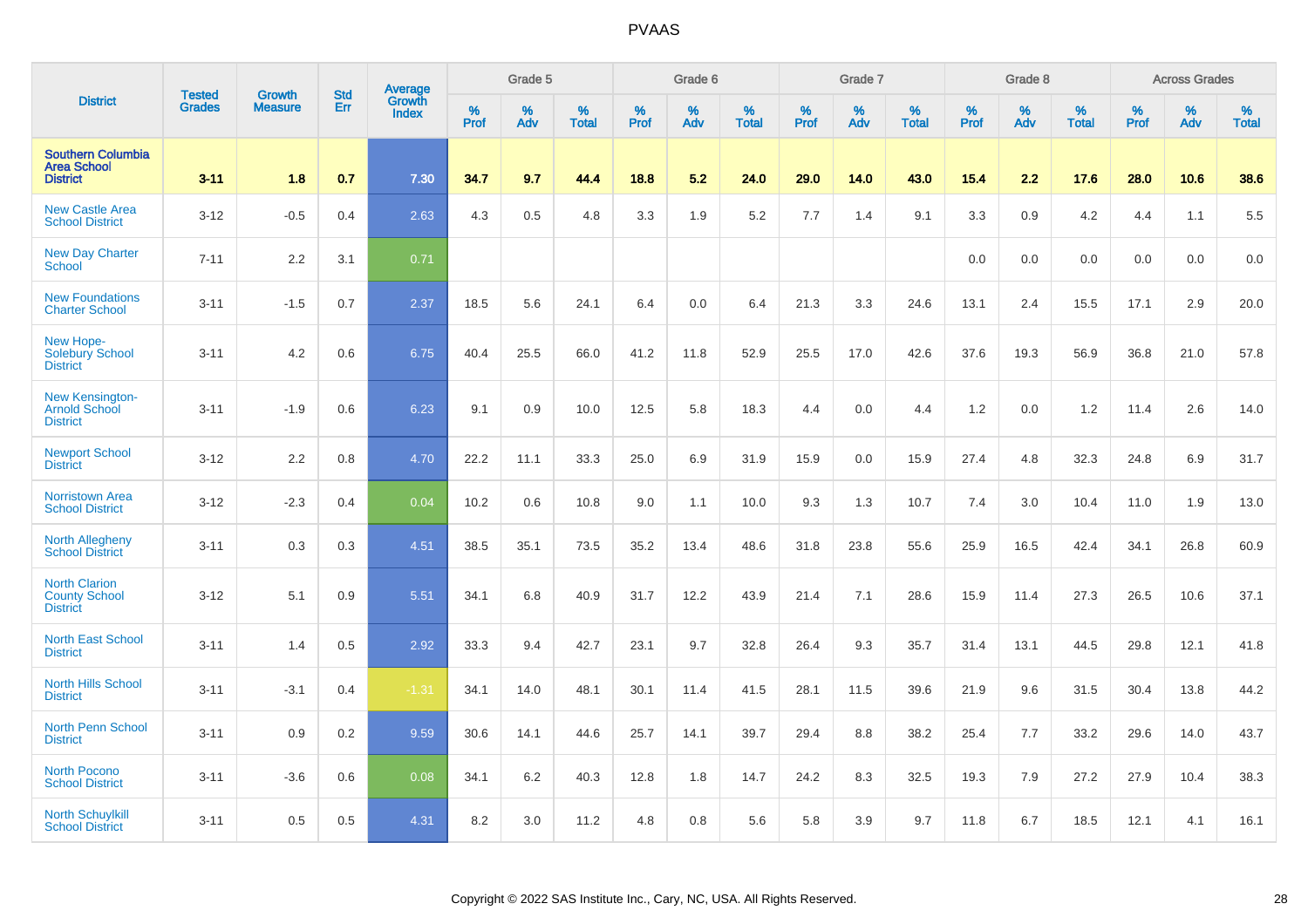| District | Tested Grades | Growth Measure | Std Err | Average Growth Index | Grade 5 | | | Grade 6 | | | Grade 7 | | | Grade 8 | | | Across Grades | | |
|---|---|---|---|---|---|---|---|---|---|---|---|---|---|---|---|---|---|---|---|
| | | | | | % Prof | % Adv | % Total | % Prof | % Adv | % Total | % Prof | % Adv | % Total | % Prof | % Adv | % Total | % Prof | % Adv | % Total |
| **Southern Columbia Area School District** | **3-11** | **1.8** | **0.7** | **7.30** | **34.7** | **9.7** | **44.4** | **18.8** | **5.2** | **24.0** | **29.0** | **14.0** | **43.0** | **15.4** | **2.2** | **17.6** | **28.0** | **10.6** | **38.6** |
| New Castle Area School District | 3-12 | -0.5 | 0.4 | 2.63 | 4.3 | 0.5 | 4.8 | 3.3 | 1.9 | 5.2 | 7.7 | 1.4 | 9.1 | 3.3 | 0.9 | 4.2 | 4.4 | 1.1 | 5.5 |
| New Day Charter School | 7-11 | 2.2 | 3.1 | 0.71 | | | | | | | | | | 0.0 | 0.0 | 0.0 | 0.0 | 0.0 | 0.0 |
| New Foundations Charter School | 3-11 | -1.5 | 0.7 | 2.37 | 18.5 | 5.6 | 24.1 | 6.4 | 0.0 | 6.4 | 21.3 | 3.3 | 24.6 | 13.1 | 2.4 | 15.5 | 17.1 | 2.9 | 20.0 |
| New Hope-Solebury School District | 3-11 | 4.2 | 0.6 | 6.75 | 40.4 | 25.5 | 66.0 | 41.2 | 11.8 | 52.9 | 25.5 | 17.0 | 42.6 | 37.6 | 19.3 | 56.9 | 36.8 | 21.0 | 57.8 |
| New Kensington-Arnold School District | 3-11 | -1.9 | 0.6 | 6.23 | 9.1 | 0.9 | 10.0 | 12.5 | 5.8 | 18.3 | 4.4 | 0.0 | 4.4 | 1.2 | 0.0 | 1.2 | 11.4 | 2.6 | 14.0 |
| Newport School District | 3-12 | 2.2 | 0.8 | 4.70 | 22.2 | 11.1 | 33.3 | 25.0 | 6.9 | 31.9 | 15.9 | 0.0 | 15.9 | 27.4 | 4.8 | 32.3 | 24.8 | 6.9 | 31.7 |
| Norristown Area School District | 3-12 | -2.3 | 0.4 | 0.04 | 10.2 | 0.6 | 10.8 | 9.0 | 1.1 | 10.0 | 9.3 | 1.3 | 10.7 | 7.4 | 3.0 | 10.4 | 11.0 | 1.9 | 13.0 |
| North Allegheny School District | 3-11 | 0.3 | 0.3 | 4.51 | 38.5 | 35.1 | 73.5 | 35.2 | 13.4 | 48.6 | 31.8 | 23.8 | 55.6 | 25.9 | 16.5 | 42.4 | 34.1 | 26.8 | 60.9 |
| North Clarion County School District | 3-12 | 5.1 | 0.9 | 5.51 | 34.1 | 6.8 | 40.9 | 31.7 | 12.2 | 43.9 | 21.4 | 7.1 | 28.6 | 15.9 | 11.4 | 27.3 | 26.5 | 10.6 | 37.1 |
| North East School District | 3-11 | 1.4 | 0.5 | 2.92 | 33.3 | 9.4 | 42.7 | 23.1 | 9.7 | 32.8 | 26.4 | 9.3 | 35.7 | 31.4 | 13.1 | 44.5 | 29.8 | 12.1 | 41.8 |
| North Hills School District | 3-11 | -3.1 | 0.4 | -1.31 | 34.1 | 14.0 | 48.1 | 30.1 | 11.4 | 41.5 | 28.1 | 11.5 | 39.6 | 21.9 | 9.6 | 31.5 | 30.4 | 13.8 | 44.2 |
| North Penn School District | 3-11 | 0.9 | 0.2 | 9.59 | 30.6 | 14.1 | 44.6 | 25.7 | 14.1 | 39.7 | 29.4 | 8.8 | 38.2 | 25.4 | 7.7 | 33.2 | 29.6 | 14.0 | 43.7 |
| North Pocono School District | 3-11 | -3.6 | 0.6 | 0.08 | 34.1 | 6.2 | 40.3 | 12.8 | 1.8 | 14.7 | 24.2 | 8.3 | 32.5 | 19.3 | 7.9 | 27.2 | 27.9 | 10.4 | 38.3 |
| North Schuylkill School District | 3-11 | 0.5 | 0.5 | 4.31 | 8.2 | 3.0 | 11.2 | 4.8 | 0.8 | 5.6 | 5.8 | 3.9 | 9.7 | 11.8 | 6.7 | 18.5 | 12.1 | 4.1 | 16.1 |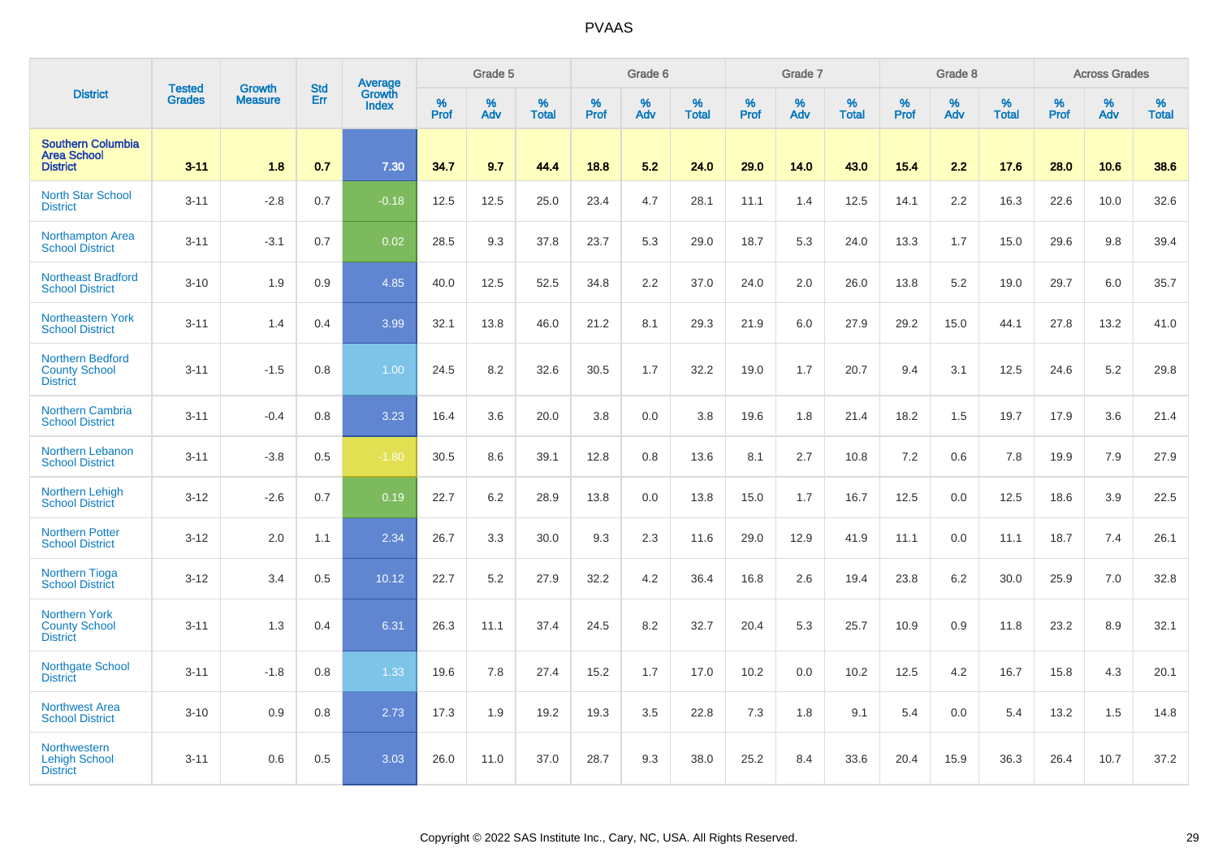# PVAAS

| District | Tested Grades | Growth Measure | Std Err | Average Growth Index | Grade 5 | | | Grade 6 | | | Grade 7 | | | Grade 8 | | | Across Grades | | |
|---|---|---|---|---|---|---|---|---|---|---|---|---|---|---|---|---|---|---|---|
| | | | | | % Prof | % Adv | % Total | % Prof | % Adv | % Total | % Prof | % Adv | % Total | % Prof | % Adv | % Total | % Prof | % Adv | % Total |
| **Southern Columbia Area School District** | **3-11** | **1.8** | **0.7** | **7.30** | **34.7** | **9.7** | **44.4** | **18.8** | **5.2** | **24.0** | **29.0** | **14.0** | **43.0** | **15.4** | **2.2** | **17.6** | **28.0** | **10.6** | **38.6** |
| North Star School District | 3-11 | -2.8 | 0.7 | -0.18 | 12.5 | 12.5 | 25.0 | 23.4 | 4.7 | 28.1 | 11.1 | 1.4 | 12.5 | 14.1 | 2.2 | 16.3 | 22.6 | 10.0 | 32.6 |
| Northampton Area School District | 3-11 | -3.1 | 0.7 | 0.02 | 28.5 | 9.3 | 37.8 | 23.7 | 5.3 | 29.0 | 18.7 | 5.3 | 24.0 | 13.3 | 1.7 | 15.0 | 29.6 | 9.8 | 39.4 |
| Northeast Bradford School District | 3-10 | 1.9 | 0.9 | 4.85 | 40.0 | 12.5 | 52.5 | 34.8 | 2.2 | 37.0 | 24.0 | 2.0 | 26.0 | 13.8 | 5.2 | 19.0 | 29.7 | 6.0 | 35.7 |
| Northeastern York School District | 3-11 | 1.4 | 0.4 | 3.99 | 32.1 | 13.8 | 46.0 | 21.2 | 8.1 | 29.3 | 21.9 | 6.0 | 27.9 | 29.2 | 15.0 | 44.1 | 27.8 | 13.2 | 41.0 |
| Northern Bedford County School District | 3-11 | -1.5 | 0.8 | 1.00 | 24.5 | 8.2 | 32.6 | 30.5 | 1.7 | 32.2 | 19.0 | 1.7 | 20.7 | 9.4 | 3.1 | 12.5 | 24.6 | 5.2 | 29.8 |
| Northern Cambria School District | 3-11 | -0.4 | 0.8 | 3.23 | 16.4 | 3.6 | 20.0 | 3.8 | 0.0 | 3.8 | 19.6 | 1.8 | 21.4 | 18.2 | 1.5 | 19.7 | 17.9 | 3.6 | 21.4 |
| Northern Lebanon School District | 3-11 | -3.8 | 0.5 | -1.80 | 30.5 | 8.6 | 39.1 | 12.8 | 0.8 | 13.6 | 8.1 | 2.7 | 10.8 | 7.2 | 0.6 | 7.8 | 19.9 | 7.9 | 27.9 |
| Northern Lehigh School District | 3-12 | -2.6 | 0.7 | 0.19 | 22.7 | 6.2 | 28.9 | 13.8 | 0.0 | 13.8 | 15.0 | 1.7 | 16.7 | 12.5 | 0.0 | 12.5 | 18.6 | 3.9 | 22.5 |
| Northern Potter School District | 3-12 | 2.0 | 1.1 | 2.34 | 26.7 | 3.3 | 30.0 | 9.3 | 2.3 | 11.6 | 29.0 | 12.9 | 41.9 | 11.1 | 0.0 | 11.1 | 18.7 | 7.4 | 26.1 |
| Northern Tioga School District | 3-12 | 3.4 | 0.5 | 10.12 | 22.7 | 5.2 | 27.9 | 32.2 | 4.2 | 36.4 | 16.8 | 2.6 | 19.4 | 23.8 | 6.2 | 30.0 | 25.9 | 7.0 | 32.8 |
| Northern York County School District | 3-11 | 1.3 | 0.4 | 6.31 | 26.3 | 11.1 | 37.4 | 24.5 | 8.2 | 32.7 | 20.4 | 5.3 | 25.7 | 10.9 | 0.9 | 11.8 | 23.2 | 8.9 | 32.1 |
| Northgate School District | 3-11 | -1.8 | 0.8 | 1.33 | 19.6 | 7.8 | 27.4 | 15.2 | 1.7 | 17.0 | 10.2 | 0.0 | 10.2 | 12.5 | 4.2 | 16.7 | 15.8 | 4.3 | 20.1 |
| Northwest Area School District | 3-10 | 0.9 | 0.8 | 2.73 | 17.3 | 1.9 | 19.2 | 19.3 | 3.5 | 22.8 | 7.3 | 1.8 | 9.1 | 5.4 | 0.0 | 5.4 | 13.2 | 1.5 | 14.8 |
| Northwestern Lehigh School District | 3-11 | 0.6 | 0.5 | 3.03 | 26.0 | 11.0 | 37.0 | 28.7 | 9.3 | 38.0 | 25.2 | 8.4 | 33.6 | 20.4 | 15.9 | 36.3 | 26.4 | 10.7 | 37.2 |

Copyright © 2022 SAS Institute Inc., Cary, NC, USA. All Rights Reserved.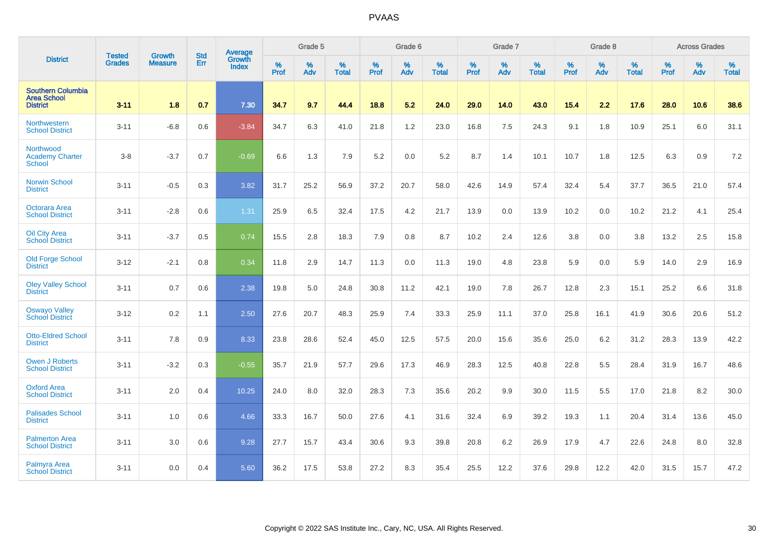# PVAAS

| District | Tested Grades | Growth Measure | Std Err | Average Growth Index | Grade 5 | | | Grade 6 | | | Grade 7 | | | Grade 8 | | | Across Grades | | |
|---|---|---|---|---|---|---|---|---|---|---|---|---|---|---|---|---|---|---|---|
| | | | | | % Prof | % Adv | % Total | % Prof | % Adv | % Total | % Prof | % Adv | % Total | % Prof | % Adv | % Total | % Prof | % Adv | % Total |
| **Southern Columbia Area School District** | **3-11** | **1.8** | **0.7** | **7.30** | **34.7** | **9.7** | **44.4** | **18.8** | **5.2** | **24.0** | **29.0** | **14.0** | **43.0** | **15.4** | **2.2** | **17.6** | **28.0** | **10.6** | **38.6** |
| Northwestern School District | 3-11 | -6.8 | 0.6 | -3.84 | 34.7 | 6.3 | 41.0 | 21.8 | 1.2 | 23.0 | 16.8 | 7.5 | 24.3 | 9.1 | 1.8 | 10.9 | 25.1 | 6.0 | 31.1 |
| Northwood Academy Charter School | 3-8 | -3.7 | 0.7 | -0.69 | 6.6 | 1.3 | 7.9 | 5.2 | 0.0 | 5.2 | 8.7 | 1.4 | 10.1 | 10.7 | 1.8 | 12.5 | 6.3 | 0.9 | 7.2 |
| Norwin School District | 3-11 | -0.5 | 0.3 | 3.82 | 31.7 | 25.2 | 56.9 | 37.2 | 20.7 | 58.0 | 42.6 | 14.9 | 57.4 | 32.4 | 5.4 | 37.7 | 36.5 | 21.0 | 57.4 |
| Octorara Area School District | 3-11 | -2.8 | 0.6 | 1.31 | 25.9 | 6.5 | 32.4 | 17.5 | 4.2 | 21.7 | 13.9 | 0.0 | 13.9 | 10.2 | 0.0 | 10.2 | 21.2 | 4.1 | 25.4 |
| Oil City Area School District | 3-11 | -3.7 | 0.5 | 0.74 | 15.5 | 2.8 | 18.3 | 7.9 | 0.8 | 8.7 | 10.2 | 2.4 | 12.6 | 3.8 | 0.0 | 3.8 | 13.2 | 2.5 | 15.8 |
| Old Forge School District | 3-12 | -2.1 | 0.8 | 0.34 | 11.8 | 2.9 | 14.7 | 11.3 | 0.0 | 11.3 | 19.0 | 4.8 | 23.8 | 5.9 | 0.0 | 5.9 | 14.0 | 2.9 | 16.9 |
| Oley Valley School District | 3-11 | 0.7 | 0.6 | 2.38 | 19.8 | 5.0 | 24.8 | 30.8 | 11.2 | 42.1 | 19.0 | 7.8 | 26.7 | 12.8 | 2.3 | 15.1 | 25.2 | 6.6 | 31.8 |
| Oswayo Valley School District | 3-12 | 0.2 | 1.1 | 2.50 | 27.6 | 20.7 | 48.3 | 25.9 | 7.4 | 33.3 | 25.9 | 11.1 | 37.0 | 25.8 | 16.1 | 41.9 | 30.6 | 20.6 | 51.2 |
| Otto-Eldred School District | 3-11 | 7.8 | 0.9 | 8.33 | 23.8 | 28.6 | 52.4 | 45.0 | 12.5 | 57.5 | 20.0 | 15.6 | 35.6 | 25.0 | 6.2 | 31.2 | 28.3 | 13.9 | 42.2 |
| Owen J Roberts School District | 3-11 | -3.2 | 0.3 | -0.55 | 35.7 | 21.9 | 57.7 | 29.6 | 17.3 | 46.9 | 28.3 | 12.5 | 40.8 | 22.8 | 5.5 | 28.4 | 31.9 | 16.7 | 48.6 |
| Oxford Area School District | 3-11 | 2.0 | 0.4 | 10.25 | 24.0 | 8.0 | 32.0 | 28.3 | 7.3 | 35.6 | 20.2 | 9.9 | 30.0 | 11.5 | 5.5 | 17.0 | 21.8 | 8.2 | 30.0 |
| Palisades School District | 3-11 | 1.0 | 0.6 | 4.66 | 33.3 | 16.7 | 50.0 | 27.6 | 4.1 | 31.6 | 32.4 | 6.9 | 39.2 | 19.3 | 1.1 | 20.4 | 31.4 | 13.6 | 45.0 |
| Palmerton Area School District | 3-11 | 3.0 | 0.6 | 9.28 | 27.7 | 15.7 | 43.4 | 30.6 | 9.3 | 39.8 | 20.8 | 6.2 | 26.9 | 17.9 | 4.7 | 22.6 | 24.8 | 8.0 | 32.8 |
| Palmyra Area School District | 3-11 | 0.0 | 0.4 | 5.60 | 36.2 | 17.5 | 53.8 | 27.2 | 8.3 | 35.4 | 25.5 | 12.2 | 37.6 | 29.8 | 12.2 | 42.0 | 31.5 | 15.7 | 47.2 |

Copyright © 2022 SAS Institute Inc., Cary, NC, USA. All Rights Reserved.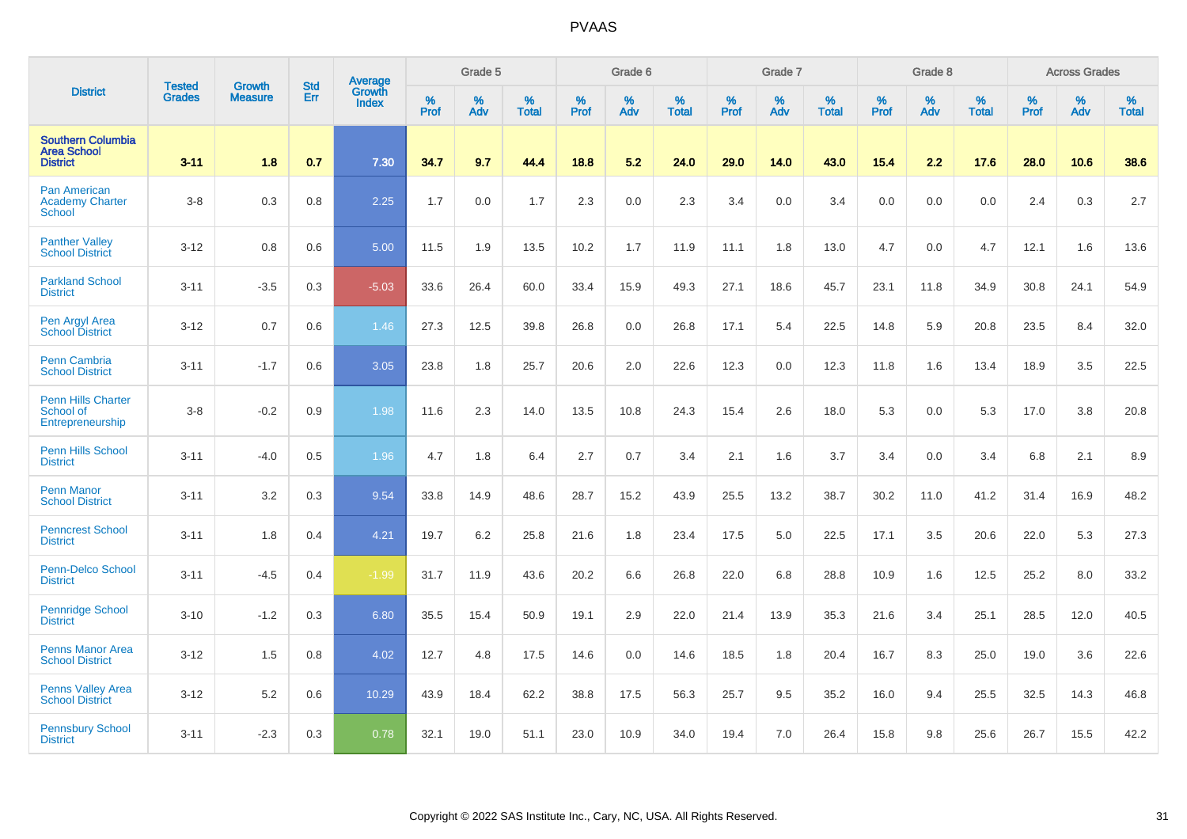# PVAAS

| District | Tested Grades | Growth Measure | Std Err | Average Growth Index | Grade 5 | | | Grade 6 | | | Grade 7 | | | Grade 8 | | | Across Grades | | |
|---|---|---|---|---|---|---|---|---|---|---|---|---|---|---|---|---|---|---|---|
| | | | | | % Prof | % Adv | % Total | % Prof | % Adv | % Total | % Prof | % Adv | % Total | % Prof | % Adv | % Total | % Prof | % Adv | % Total |
| **Southern Columbia Area School District** | **3-11** | **1.8** | **0.7** | **7.30** | **34.7** | **9.7** | **44.4** | **18.8** | **5.2** | **24.0** | **29.0** | **14.0** | **43.0** | **15.4** | **2.2** | **17.6** | **28.0** | **10.6** | **38.6** |
| Pan American Academy Charter School | 3-8 | 0.3 | 0.8 | 2.25 | 1.7 | 0.0 | 1.7 | 2.3 | 0.0 | 2.3 | 3.4 | 0.0 | 3.4 | 0.0 | 0.0 | 0.0 | 2.4 | 0.3 | 2.7 |
| Panther Valley School District | 3-12 | 0.8 | 0.6 | 5.00 | 11.5 | 1.9 | 13.5 | 10.2 | 1.7 | 11.9 | 11.1 | 1.8 | 13.0 | 4.7 | 0.0 | 4.7 | 12.1 | 1.6 | 13.6 |
| Parkland School District | 3-11 | -3.5 | 0.3 | -5.03 | 33.6 | 26.4 | 60.0 | 33.4 | 15.9 | 49.3 | 27.1 | 18.6 | 45.7 | 23.1 | 11.8 | 34.9 | 30.8 | 24.1 | 54.9 |
| Pen Argyl Area School District | 3-12 | 0.7 | 0.6 | 1.46 | 27.3 | 12.5 | 39.8 | 26.8 | 0.0 | 26.8 | 17.1 | 5.4 | 22.5 | 14.8 | 5.9 | 20.8 | 23.5 | 8.4 | 32.0 |
| Penn Cambria School District | 3-11 | -1.7 | 0.6 | 3.05 | 23.8 | 1.8 | 25.7 | 20.6 | 2.0 | 22.6 | 12.3 | 0.0 | 12.3 | 11.8 | 1.6 | 13.4 | 18.9 | 3.5 | 22.5 |
| Penn Hills Charter School of Entrepreneurship | 3-8 | -0.2 | 0.9 | 1.98 | 11.6 | 2.3 | 14.0 | 13.5 | 10.8 | 24.3 | 15.4 | 2.6 | 18.0 | 5.3 | 0.0 | 5.3 | 17.0 | 3.8 | 20.8 |
| Penn Hills School District | 3-11 | -4.0 | 0.5 | 1.96 | 4.7 | 1.8 | 6.4 | 2.7 | 0.7 | 3.4 | 2.1 | 1.6 | 3.7 | 3.4 | 0.0 | 3.4 | 6.8 | 2.1 | 8.9 |
| Penn Manor School District | 3-11 | 3.2 | 0.3 | 9.54 | 33.8 | 14.9 | 48.6 | 28.7 | 15.2 | 43.9 | 25.5 | 13.2 | 38.7 | 30.2 | 11.0 | 41.2 | 31.4 | 16.9 | 48.2 |
| Penncrest School District | 3-11 | 1.8 | 0.4 | 4.21 | 19.7 | 6.2 | 25.8 | 21.6 | 1.8 | 23.4 | 17.5 | 5.0 | 22.5 | 17.1 | 3.5 | 20.6 | 22.0 | 5.3 | 27.3 |
| Penn-Delco School District | 3-11 | -4.5 | 0.4 | -1.99 | 31.7 | 11.9 | 43.6 | 20.2 | 6.6 | 26.8 | 22.0 | 6.8 | 28.8 | 10.9 | 1.6 | 12.5 | 25.2 | 8.0 | 33.2 |
| Pennridge School District | 3-10 | -1.2 | 0.3 | 6.80 | 35.5 | 15.4 | 50.9 | 19.1 | 2.9 | 22.0 | 21.4 | 13.9 | 35.3 | 21.6 | 3.4 | 25.1 | 28.5 | 12.0 | 40.5 |
| Penns Manor Area School District | 3-12 | 1.5 | 0.8 | 4.02 | 12.7 | 4.8 | 17.5 | 14.6 | 0.0 | 14.6 | 18.5 | 1.8 | 20.4 | 16.7 | 8.3 | 25.0 | 19.0 | 3.6 | 22.6 |
| Penns Valley Area School District | 3-12 | 5.2 | 0.6 | 10.29 | 43.9 | 18.4 | 62.2 | 38.8 | 17.5 | 56.3 | 25.7 | 9.5 | 35.2 | 16.0 | 9.4 | 25.5 | 32.5 | 14.3 | 46.8 |
| Pennsbury School District | 3-11 | -2.3 | 0.3 | 0.78 | 32.1 | 19.0 | 51.1 | 23.0 | 10.9 | 34.0 | 19.4 | 7.0 | 26.4 | 15.8 | 9.8 | 25.6 | 26.7 | 15.5 | 42.2 |

Copyright © 2022 SAS Institute Inc., Cary, NC, USA. All Rights Reserved.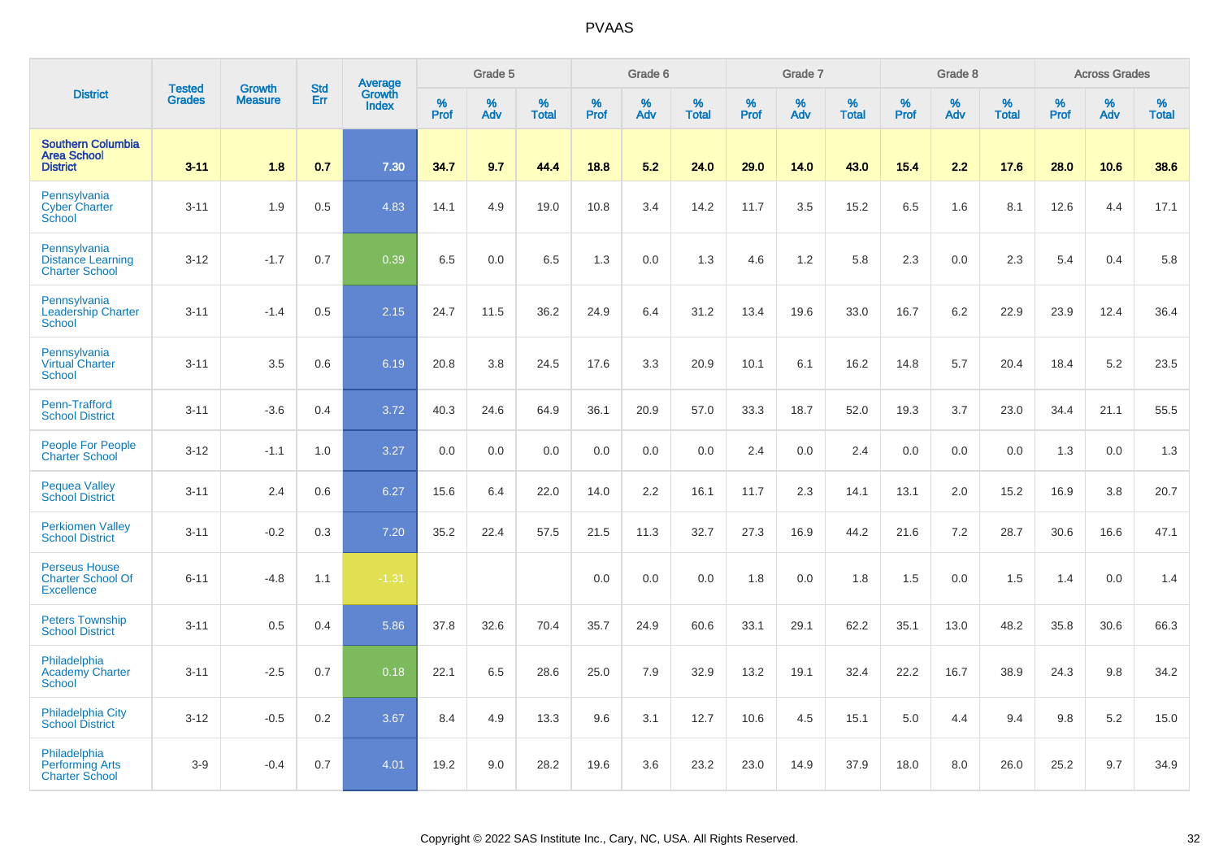# PVAAS

| District | Tested Grades | Growth Measure | Std Err | Average Growth Index | Grade 5 | | | Grade 6 | | | Grade 7 | | | Grade 8 | | | Across Grades | | |
|---|---|---|---|---|---|---|---|---|---|---|---|---|---|---|---|---|---|---|---|
| | | | | | % Prof | % Adv | % Total | % Prof | % Adv | % Total | % Prof | % Adv | % Total | % Prof | % Adv | % Total | % Prof | % Adv | % Total |
| **Southern Columbia Area School District** | **3-11** | **1.8** | **0.7** | **7.30** | **34.7** | **9.7** | **44.4** | **18.8** | **5.2** | **24.0** | **29.0** | **14.0** | **43.0** | **15.4** | **2.2** | **17.6** | **28.0** | **10.6** | **38.6** |
| Pennsylvania Cyber Charter School | 3-11 | 1.9 | 0.5 | 4.83 | 14.1 | 4.9 | 19.0 | 10.8 | 3.4 | 14.2 | 11.7 | 3.5 | 15.2 | 6.5 | 1.6 | 8.1 | 12.6 | 4.4 | 17.1 |
| Pennsylvania Distance Learning Charter School | 3-12 | -1.7 | 0.7 | 0.39 | 6.5 | 0.0 | 6.5 | 1.3 | 0.0 | 1.3 | 4.6 | 1.2 | 5.8 | 2.3 | 0.0 | 2.3 | 5.4 | 0.4 | 5.8 |
| Pennsylvania Leadership Charter School | 3-11 | -1.4 | 0.5 | 2.15 | 24.7 | 11.5 | 36.2 | 24.9 | 6.4 | 31.2 | 13.4 | 19.6 | 33.0 | 16.7 | 6.2 | 22.9 | 23.9 | 12.4 | 36.4 |
| Pennsylvania Virtual Charter School | 3-11 | 3.5 | 0.6 | 6.19 | 20.8 | 3.8 | 24.5 | 17.6 | 3.3 | 20.9 | 10.1 | 6.1 | 16.2 | 14.8 | 5.7 | 20.4 | 18.4 | 5.2 | 23.5 |
| Penn-Trafford School District | 3-11 | -3.6 | 0.4 | 3.72 | 40.3 | 24.6 | 64.9 | 36.1 | 20.9 | 57.0 | 33.3 | 18.7 | 52.0 | 19.3 | 3.7 | 23.0 | 34.4 | 21.1 | 55.5 |
| People For People Charter School | 3-12 | -1.1 | 1.0 | 3.27 | 0.0 | 0.0 | 0.0 | 0.0 | 0.0 | 0.0 | 2.4 | 0.0 | 2.4 | 0.0 | 0.0 | 0.0 | 1.3 | 0.0 | 1.3 |
| Pequea Valley School District | 3-11 | 2.4 | 0.6 | 6.27 | 15.6 | 6.4 | 22.0 | 14.0 | 2.2 | 16.1 | 11.7 | 2.3 | 14.1 | 13.1 | 2.0 | 15.2 | 16.9 | 3.8 | 20.7 |
| Perkiomen Valley School District | 3-11 | -0.2 | 0.3 | 7.20 | 35.2 | 22.4 | 57.5 | 21.5 | 11.3 | 32.7 | 27.3 | 16.9 | 44.2 | 21.6 | 7.2 | 28.7 | 30.6 | 16.6 | 47.1 |
| Perseus House Charter School Of Excellence | 6-11 | -4.8 | 1.1 | -1.31 | | | | 0.0 | 0.0 | 0.0 | 1.8 | 0.0 | 1.8 | 1.5 | 0.0 | 1.5 | 1.4 | 0.0 | 1.4 |
| Peters Township School District | 3-11 | 0.5 | 0.4 | 5.86 | 37.8 | 32.6 | 70.4 | 35.7 | 24.9 | 60.6 | 33.1 | 29.1 | 62.2 | 35.1 | 13.0 | 48.2 | 35.8 | 30.6 | 66.3 |
| Philadelphia Academy Charter School | 3-11 | -2.5 | 0.7 | 0.18 | 22.1 | 6.5 | 28.6 | 25.0 | 7.9 | 32.9 | 13.2 | 19.1 | 32.4 | 22.2 | 16.7 | 38.9 | 24.3 | 9.8 | 34.2 |
| Philadelphia City School District | 3-12 | -0.5 | 0.2 | 3.67 | 8.4 | 4.9 | 13.3 | 9.6 | 3.1 | 12.7 | 10.6 | 4.5 | 15.1 | 5.0 | 4.4 | 9.4 | 9.8 | 5.2 | 15.0 |
| Philadelphia Performing Arts Charter School | 3-9 | -0.4 | 0.7 | 4.01 | 19.2 | 9.0 | 28.2 | 19.6 | 3.6 | 23.2 | 23.0 | 14.9 | 37.9 | 18.0 | 8.0 | 26.0 | 25.2 | 9.7 | 34.9 |

Copyright © 2022 SAS Institute Inc., Cary, NC, USA. All Rights Reserved.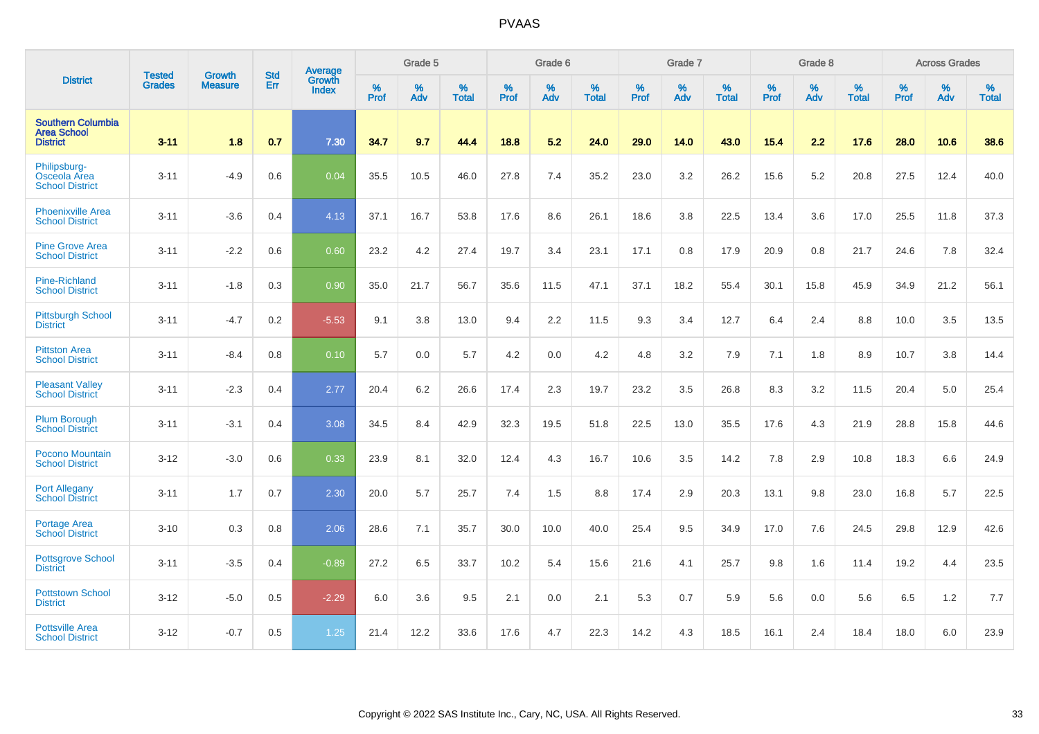| District | Tested Grades | Growth Measure | Std Err | Average Growth Index | Grade 5 | | | Grade 6 | | | Grade 7 | | | Grade 8 | | | Across Grades | | |
|---|---|---|---|---|---|---|---|---|---|---|---|---|---|---|---|---|---|---|---|
| | | | | | % Prof | % Adv | % Total | % Prof | % Adv | % Total | % Prof | % Adv | % Total | % Prof | % Adv | % Total | % Prof | % Adv | % Total |
| **Southern Columbia Area School District** | **3-11** | **1.8** | **0.7** | **7.30** | **34.7** | **9.7** | **44.4** | **18.8** | **5.2** | **24.0** | **29.0** | **14.0** | **43.0** | **15.4** | **2.2** | **17.6** | **28.0** | **10.6** | **38.6** |
| Philipsburg-Osceola Area School District | 3-11 | -4.9 | 0.6 | 0.04 | 35.5 | 10.5 | 46.0 | 27.8 | 7.4 | 35.2 | 23.0 | 3.2 | 26.2 | 15.6 | 5.2 | 20.8 | 27.5 | 12.4 | 40.0 |
| Phoenixville Area School District | 3-11 | -3.6 | 0.4 | 4.13 | 37.1 | 16.7 | 53.8 | 17.6 | 8.6 | 26.1 | 18.6 | 3.8 | 22.5 | 13.4 | 3.6 | 17.0 | 25.5 | 11.8 | 37.3 |
| Pine Grove Area School District | 3-11 | -2.2 | 0.6 | 0.60 | 23.2 | 4.2 | 27.4 | 19.7 | 3.4 | 23.1 | 17.1 | 0.8 | 17.9 | 20.9 | 0.8 | 21.7 | 24.6 | 7.8 | 32.4 |
| Pine-Richland School District | 3-11 | -1.8 | 0.3 | 0.90 | 35.0 | 21.7 | 56.7 | 35.6 | 11.5 | 47.1 | 37.1 | 18.2 | 55.4 | 30.1 | 15.8 | 45.9 | 34.9 | 21.2 | 56.1 |
| Pittsburgh School District | 3-11 | -4.7 | 0.2 | -5.53 | 9.1 | 3.8 | 13.0 | 9.4 | 2.2 | 11.5 | 9.3 | 3.4 | 12.7 | 6.4 | 2.4 | 8.8 | 10.0 | 3.5 | 13.5 |
| Pittston Area School District | 3-11 | -8.4 | 0.8 | 0.10 | 5.7 | 0.0 | 5.7 | 4.2 | 0.0 | 4.2 | 4.8 | 3.2 | 7.9 | 7.1 | 1.8 | 8.9 | 10.7 | 3.8 | 14.4 |
| Pleasant Valley School District | 3-11 | -2.3 | 0.4 | 2.77 | 20.4 | 6.2 | 26.6 | 17.4 | 2.3 | 19.7 | 23.2 | 3.5 | 26.8 | 8.3 | 3.2 | 11.5 | 20.4 | 5.0 | 25.4 |
| Plum Borough School District | 3-11 | -3.1 | 0.4 | 3.08 | 34.5 | 8.4 | 42.9 | 32.3 | 19.5 | 51.8 | 22.5 | 13.0 | 35.5 | 17.6 | 4.3 | 21.9 | 28.8 | 15.8 | 44.6 |
| Pocono Mountain School District | 3-12 | -3.0 | 0.6 | 0.33 | 23.9 | 8.1 | 32.0 | 12.4 | 4.3 | 16.7 | 10.6 | 3.5 | 14.2 | 7.8 | 2.9 | 10.8 | 18.3 | 6.6 | 24.9 |
| Port Allegany School District | 3-11 | 1.7 | 0.7 | 2.30 | 20.0 | 5.7 | 25.7 | 7.4 | 1.5 | 8.8 | 17.4 | 2.9 | 20.3 | 13.1 | 9.8 | 23.0 | 16.8 | 5.7 | 22.5 |
| Portage Area School District | 3-10 | 0.3 | 0.8 | 2.06 | 28.6 | 7.1 | 35.7 | 30.0 | 10.0 | 40.0 | 25.4 | 9.5 | 34.9 | 17.0 | 7.6 | 24.5 | 29.8 | 12.9 | 42.6 |
| Pottsgrove School District | 3-11 | -3.5 | 0.4 | -0.89 | 27.2 | 6.5 | 33.7 | 10.2 | 5.4 | 15.6 | 21.6 | 4.1 | 25.7 | 9.8 | 1.6 | 11.4 | 19.2 | 4.4 | 23.5 |
| Pottstown School District | 3-12 | -5.0 | 0.5 | -2.29 | 6.0 | 3.6 | 9.5 | 2.1 | 0.0 | 2.1 | 5.3 | 0.7 | 5.9 | 5.6 | 0.0 | 5.6 | 6.5 | 1.2 | 7.7 |
| Pottsville Area School District | 3-12 | -0.7 | 0.5 | 1.25 | 21.4 | 12.2 | 33.6 | 17.6 | 4.7 | 22.3 | 14.2 | 4.3 | 18.5 | 16.1 | 2.4 | 18.4 | 18.0 | 6.0 | 23.9 |

Copyright © 2022 SAS Institute Inc., Cary, NC, USA. All Rights Reserved.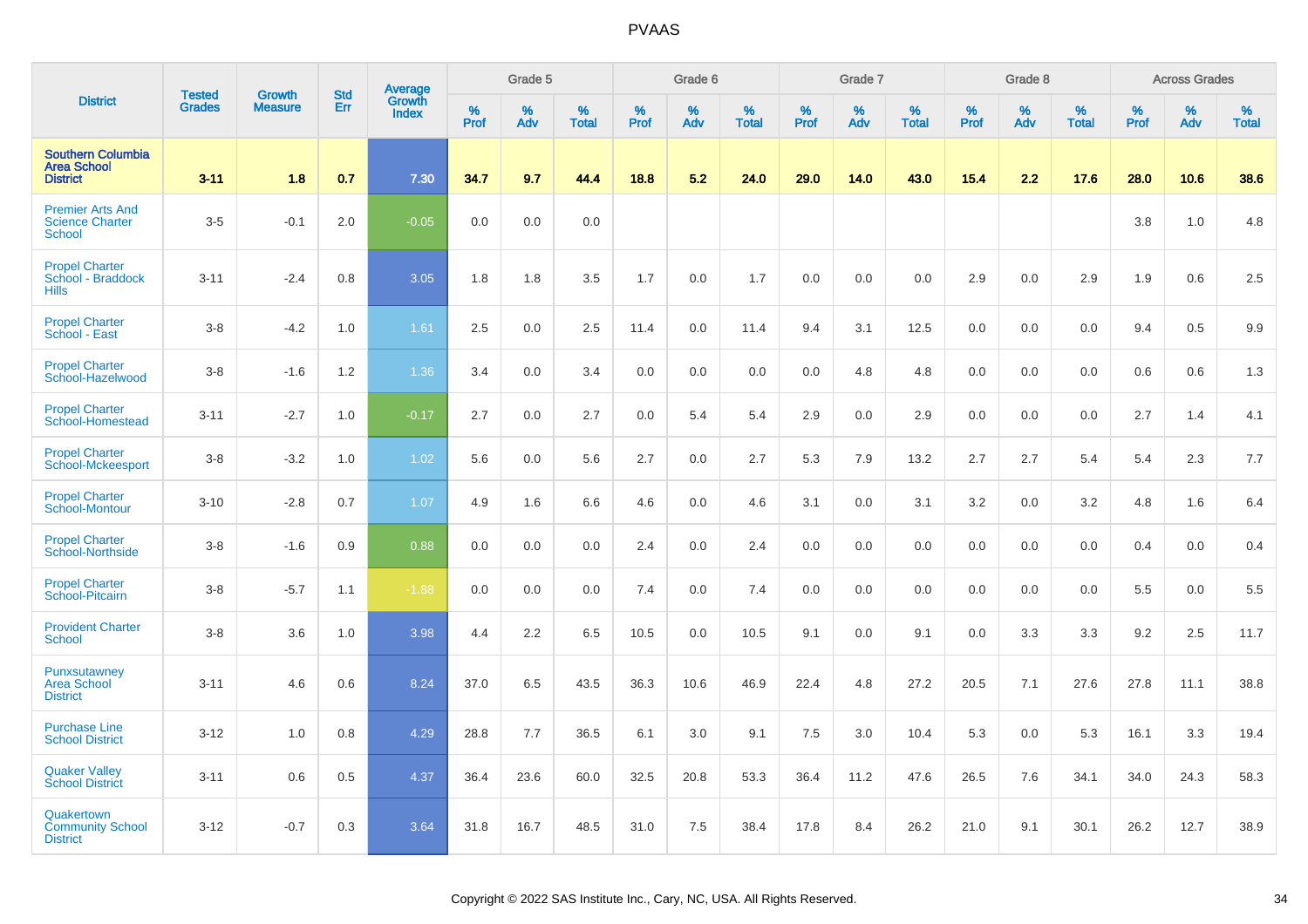# PVAAS

| District | Tested Grades | Growth Measure | Std Err | Average Growth Index | Grade 5 | | | Grade 6 | | | Grade 7 | | | Grade 8 | | | Across Grades | | |
|---|---|---|---|---|---|---|---|---|---|---|---|---|---|---|---|---|---|---|---|
| | | | | | % Prof | % Adv | % Total | % Prof | % Adv | % Total | % Prof | % Adv | % Total | % Prof | % Adv | % Total | % Prof | % Adv | % Total |
| **Southern Columbia Area School District** | **3-11** | **1.8** | **0.7** | **7.30** | **34.7** | **9.7** | **44.4** | **18.8** | **5.2** | **24.0** | **29.0** | **14.0** | **43.0** | **15.4** | **2.2** | **17.6** | **28.0** | **10.6** | **38.6** |
| Premier Arts And Science Charter School | 3-5 | -0.1 | 2.0 | -0.05 | 0.0 | 0.0 | 0.0 | | | | | | | | | | 3.8 | 1.0 | 4.8 |
| Propel Charter School - Braddock Hills | 3-11 | -2.4 | 0.8 | 3.05 | 1.8 | 1.8 | 3.5 | 1.7 | 0.0 | 1.7 | 0.0 | 0.0 | 0.0 | 2.9 | 0.0 | 2.9 | 1.9 | 0.6 | 2.5 |
| Propel Charter School - East | 3-8 | -4.2 | 1.0 | 1.61 | 2.5 | 0.0 | 2.5 | 11.4 | 0.0 | 11.4 | 9.4 | 3.1 | 12.5 | 0.0 | 0.0 | 0.0 | 9.4 | 0.5 | 9.9 |
| Propel Charter School-Hazelwood | 3-8 | -1.6 | 1.2 | 1.36 | 3.4 | 0.0 | 3.4 | 0.0 | 0.0 | 0.0 | 0.0 | 4.8 | 4.8 | 0.0 | 0.0 | 0.0 | 0.6 | 0.6 | 1.3 |
| Propel Charter School-Homestead | 3-11 | -2.7 | 1.0 | -0.17 | 2.7 | 0.0 | 2.7 | 0.0 | 5.4 | 5.4 | 2.9 | 0.0 | 2.9 | 0.0 | 0.0 | 0.0 | 2.7 | 1.4 | 4.1 |
| Propel Charter School-Mckeesport | 3-8 | -3.2 | 1.0 | 1.02 | 5.6 | 0.0 | 5.6 | 2.7 | 0.0 | 2.7 | 5.3 | 7.9 | 13.2 | 2.7 | 2.7 | 5.4 | 5.4 | 2.3 | 7.7 |
| Propel Charter School-Montour | 3-10 | -2.8 | 0.7 | 1.07 | 4.9 | 1.6 | 6.6 | 4.6 | 0.0 | 4.6 | 3.1 | 0.0 | 3.1 | 3.2 | 0.0 | 3.2 | 4.8 | 1.6 | 6.4 |
| Propel Charter School-Northside | 3-8 | -1.6 | 0.9 | 0.88 | 0.0 | 0.0 | 0.0 | 2.4 | 0.0 | 2.4 | 0.0 | 0.0 | 0.0 | 0.0 | 0.0 | 0.0 | 0.4 | 0.0 | 0.4 |
| Propel Charter School-Pitcairn | 3-8 | -5.7 | 1.1 | -1.88 | 0.0 | 0.0 | 0.0 | 7.4 | 0.0 | 7.4 | 0.0 | 0.0 | 0.0 | 0.0 | 0.0 | 0.0 | 5.5 | 0.0 | 5.5 |
| Provident Charter School | 3-8 | 3.6 | 1.0 | 3.98 | 4.4 | 2.2 | 6.5 | 10.5 | 0.0 | 10.5 | 9.1 | 0.0 | 9.1 | 0.0 | 3.3 | 3.3 | 9.2 | 2.5 | 11.7 |
| Punxsutawney Area School District | 3-11 | 4.6 | 0.6 | 8.24 | 37.0 | 6.5 | 43.5 | 36.3 | 10.6 | 46.9 | 22.4 | 4.8 | 27.2 | 20.5 | 7.1 | 27.6 | 27.8 | 11.1 | 38.8 |
| Purchase Line School District | 3-12 | 1.0 | 0.8 | 4.29 | 28.8 | 7.7 | 36.5 | 6.1 | 3.0 | 9.1 | 7.5 | 3.0 | 10.4 | 5.3 | 0.0 | 5.3 | 16.1 | 3.3 | 19.4 |
| Quaker Valley School District | 3-11 | 0.6 | 0.5 | 4.37 | 36.4 | 23.6 | 60.0 | 32.5 | 20.8 | 53.3 | 36.4 | 11.2 | 47.6 | 26.5 | 7.6 | 34.1 | 34.0 | 24.3 | 58.3 |
| Quakertown Community School District | 3-12 | -0.7 | 0.3 | 3.64 | 31.8 | 16.7 | 48.5 | 31.0 | 7.5 | 38.4 | 17.8 | 8.4 | 26.2 | 21.0 | 9.1 | 30.1 | 26.2 | 12.7 | 38.9 |

Copyright © 2022 SAS Institute Inc., Cary, NC, USA. All Rights Reserved.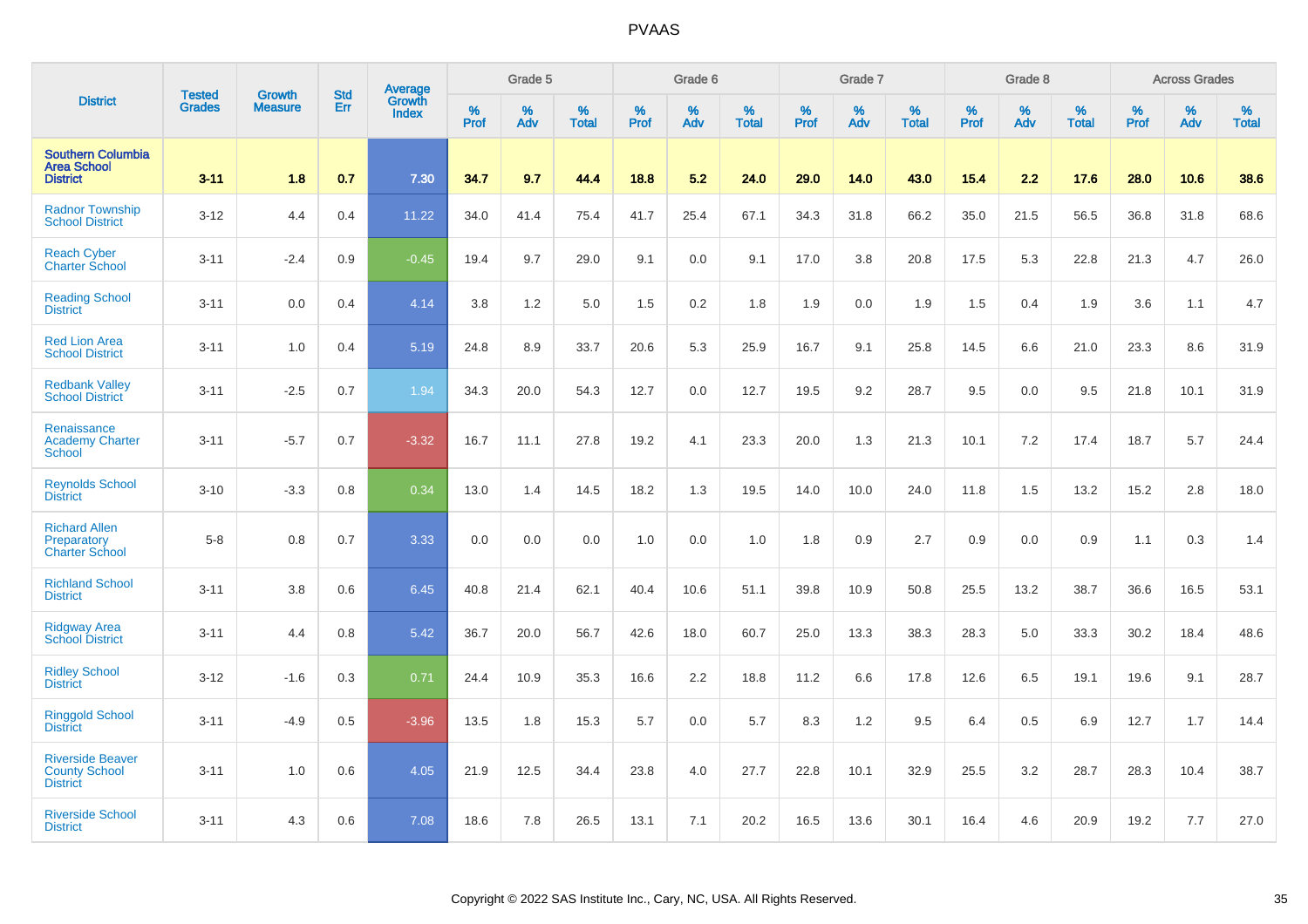| District | Tested Grades | Growth Measure | Std Err | Average Growth Index | Grade 5 | | | Grade 6 | | | Grade 7 | | | Grade 8 | | | Across Grades | | |
|---|---|---|---|---|---|---|---|---|---|---|---|---|---|---|---|---|---|---|---|
| | | | | | % Prof | % Adv | % Total | % Prof | % Adv | % Total | % Prof | % Adv | % Total | % Prof | % Adv | % Total | % Prof | % Adv | % Total |
| **Southern Columbia Area School District** | **3-11** | **1.8** | **0.7** | **7.30** | **34.7** | **9.7** | **44.4** | **18.8** | **5.2** | **24.0** | **29.0** | **14.0** | **43.0** | **15.4** | **2.2** | **17.6** | **28.0** | **10.6** | **38.6** |
| Radnor Township School District | 3-12 | 4.4 | 0.4 | 11.22 | 34.0 | 41.4 | 75.4 | 41.7 | 25.4 | 67.1 | 34.3 | 31.8 | 66.2 | 35.0 | 21.5 | 56.5 | 36.8 | 31.8 | 68.6 |
| Reach Cyber Charter School | 3-11 | -2.4 | 0.9 | -0.45 | 19.4 | 9.7 | 29.0 | 9.1 | 0.0 | 9.1 | 17.0 | 3.8 | 20.8 | 17.5 | 5.3 | 22.8 | 21.3 | 4.7 | 26.0 |
| Reading School District | 3-11 | 0.0 | 0.4 | 4.14 | 3.8 | 1.2 | 5.0 | 1.5 | 0.2 | 1.8 | 1.9 | 0.0 | 1.9 | 1.5 | 0.4 | 1.9 | 3.6 | 1.1 | 4.7 |
| Red Lion Area School District | 3-11 | 1.0 | 0.4 | 5.19 | 24.8 | 8.9 | 33.7 | 20.6 | 5.3 | 25.9 | 16.7 | 9.1 | 25.8 | 14.5 | 6.6 | 21.0 | 23.3 | 8.6 | 31.9 |
| Redbank Valley School District | 3-11 | -2.5 | 0.7 | 1.94 | 34.3 | 20.0 | 54.3 | 12.7 | 0.0 | 12.7 | 19.5 | 9.2 | 28.7 | 9.5 | 0.0 | 9.5 | 21.8 | 10.1 | 31.9 |
| Renaissance Academy Charter School | 3-11 | -5.7 | 0.7 | -3.32 | 16.7 | 11.1 | 27.8 | 19.2 | 4.1 | 23.3 | 20.0 | 1.3 | 21.3 | 10.1 | 7.2 | 17.4 | 18.7 | 5.7 | 24.4 |
| Reynolds School District | 3-10 | -3.3 | 0.8 | 0.34 | 13.0 | 1.4 | 14.5 | 18.2 | 1.3 | 19.5 | 14.0 | 10.0 | 24.0 | 11.8 | 1.5 | 13.2 | 15.2 | 2.8 | 18.0 |
| Richard Allen Preparatory Charter School | 5-8 | 0.8 | 0.7 | 3.33 | 0.0 | 0.0 | 0.0 | 1.0 | 0.0 | 1.0 | 1.8 | 0.9 | 2.7 | 0.9 | 0.0 | 0.9 | 1.1 | 0.3 | 1.4 |
| Richland School District | 3-11 | 3.8 | 0.6 | 6.45 | 40.8 | 21.4 | 62.1 | 40.4 | 10.6 | 51.1 | 39.8 | 10.9 | 50.8 | 25.5 | 13.2 | 38.7 | 36.6 | 16.5 | 53.1 |
| Ridgway Area School District | 3-11 | 4.4 | 0.8 | 5.42 | 36.7 | 20.0 | 56.7 | 42.6 | 18.0 | 60.7 | 25.0 | 13.3 | 38.3 | 28.3 | 5.0 | 33.3 | 30.2 | 18.4 | 48.6 |
| Ridley School District | 3-12 | -1.6 | 0.3 | 0.71 | 24.4 | 10.9 | 35.3 | 16.6 | 2.2 | 18.8 | 11.2 | 6.6 | 17.8 | 12.6 | 6.5 | 19.1 | 19.6 | 9.1 | 28.7 |
| Ringgold School District | 3-11 | -4.9 | 0.5 | -3.96 | 13.5 | 1.8 | 15.3 | 5.7 | 0.0 | 5.7 | 8.3 | 1.2 | 9.5 | 6.4 | 0.5 | 6.9 | 12.7 | 1.7 | 14.4 |
| Riverside Beaver County School District | 3-11 | 1.0 | 0.6 | 4.05 | 21.9 | 12.5 | 34.4 | 23.8 | 4.0 | 27.7 | 22.8 | 10.1 | 32.9 | 25.5 | 3.2 | 28.7 | 28.3 | 10.4 | 38.7 |
| Riverside School District | 3-11 | 4.3 | 0.6 | 7.08 | 18.6 | 7.8 | 26.5 | 13.1 | 7.1 | 20.2 | 16.5 | 13.6 | 30.1 | 16.4 | 4.6 | 20.9 | 19.2 | 7.7 | 27.0 |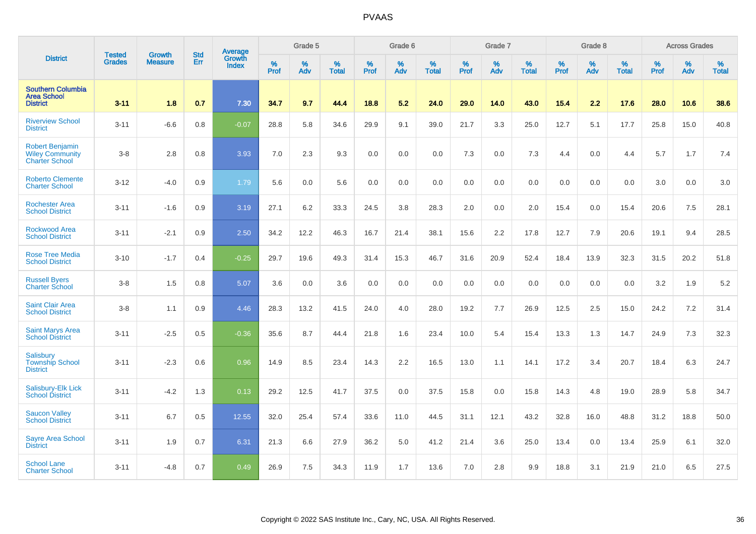# PVAAS

| District | Tested Grades | Growth Measure | Std Err | Average Growth Index | Grade 5 | | | Grade 6 | | | Grade 7 | | | Grade 8 | | | Across Grades | | |
|---|---|---|---|---|---|---|---|---|---|---|---|---|---|---|---|---|---|---|---|
| | | | | | % Prof | % Adv | % Total | % Prof | % Adv | % Total | % Prof | % Adv | % Total | % Prof | % Adv | % Total | % Prof | % Adv | % Total |
| **Southern Columbia Area School District** | **3-11** | **1.8** | **0.7** | **7.30** | **34.7** | **9.7** | **44.4** | **18.8** | **5.2** | **24.0** | **29.0** | **14.0** | **43.0** | **15.4** | **2.2** | **17.6** | **28.0** | **10.6** | **38.6** |
| Riverview School District | 3-11 | -6.6 | 0.8 | -0.07 | 28.8 | 5.8 | 34.6 | 29.9 | 9.1 | 39.0 | 21.7 | 3.3 | 25.0 | 12.7 | 5.1 | 17.7 | 25.8 | 15.0 | 40.8 |
| Robert Benjamin Wiley Community Charter School | 3-8 | 2.8 | 0.8 | 3.93 | 7.0 | 2.3 | 9.3 | 0.0 | 0.0 | 0.0 | 7.3 | 0.0 | 7.3 | 4.4 | 0.0 | 4.4 | 5.7 | 1.7 | 7.4 |
| Roberto Clemente Charter School | 3-12 | -4.0 | 0.9 | 1.79 | 5.6 | 0.0 | 5.6 | 0.0 | 0.0 | 0.0 | 0.0 | 0.0 | 0.0 | 0.0 | 0.0 | 0.0 | 3.0 | 0.0 | 3.0 |
| Rochester Area School District | 3-11 | -1.6 | 0.9 | 3.19 | 27.1 | 6.2 | 33.3 | 24.5 | 3.8 | 28.3 | 2.0 | 0.0 | 2.0 | 15.4 | 0.0 | 15.4 | 20.6 | 7.5 | 28.1 |
| Rockwood Area School District | 3-11 | -2.1 | 0.9 | 2.50 | 34.2 | 12.2 | 46.3 | 16.7 | 21.4 | 38.1 | 15.6 | 2.2 | 17.8 | 12.7 | 7.9 | 20.6 | 19.1 | 9.4 | 28.5 |
| Rose Tree Media School District | 3-10 | -1.7 | 0.4 | -0.25 | 29.7 | 19.6 | 49.3 | 31.4 | 15.3 | 46.7 | 31.6 | 20.9 | 52.4 | 18.4 | 13.9 | 32.3 | 31.5 | 20.2 | 51.8 |
| Russell Byers Charter School | 3-8 | 1.5 | 0.8 | 5.07 | 3.6 | 0.0 | 3.6 | 0.0 | 0.0 | 0.0 | 0.0 | 0.0 | 0.0 | 0.0 | 0.0 | 0.0 | 3.2 | 1.9 | 5.2 |
| Saint Clair Area School District | 3-8 | 1.1 | 0.9 | 4.46 | 28.3 | 13.2 | 41.5 | 24.0 | 4.0 | 28.0 | 19.2 | 7.7 | 26.9 | 12.5 | 2.5 | 15.0 | 24.2 | 7.2 | 31.4 |
| Saint Marys Area School District | 3-11 | -2.5 | 0.5 | -0.36 | 35.6 | 8.7 | 44.4 | 21.8 | 1.6 | 23.4 | 10.0 | 5.4 | 15.4 | 13.3 | 1.3 | 14.7 | 24.9 | 7.3 | 32.3 |
| Salisbury Township School District | 3-11 | -2.3 | 0.6 | 0.96 | 14.9 | 8.5 | 23.4 | 14.3 | 2.2 | 16.5 | 13.0 | 1.1 | 14.1 | 17.2 | 3.4 | 20.7 | 18.4 | 6.3 | 24.7 |
| Salisbury-Elk Lick School District | 3-11 | -4.2 | 1.3 | 0.13 | 29.2 | 12.5 | 41.7 | 37.5 | 0.0 | 37.5 | 15.8 | 0.0 | 15.8 | 14.3 | 4.8 | 19.0 | 28.9 | 5.8 | 34.7 |
| Saucon Valley School District | 3-11 | 6.7 | 0.5 | 12.55 | 32.0 | 25.4 | 57.4 | 33.6 | 11.0 | 44.5 | 31.1 | 12.1 | 43.2 | 32.8 | 16.0 | 48.8 | 31.2 | 18.8 | 50.0 |
| Sayre Area School District | 3-11 | 1.9 | 0.7 | 6.31 | 21.3 | 6.6 | 27.9 | 36.2 | 5.0 | 41.2 | 21.4 | 3.6 | 25.0 | 13.4 | 0.0 | 13.4 | 25.9 | 6.1 | 32.0 |
| School Lane Charter School | 3-11 | -4.8 | 0.7 | 0.49 | 26.9 | 7.5 | 34.3 | 11.9 | 1.7 | 13.6 | 7.0 | 2.8 | 9.9 | 18.8 | 3.1 | 21.9 | 21.0 | 6.5 | 27.5 |

Copyright © 2022 SAS Institute Inc., Cary, NC, USA. All Rights Reserved.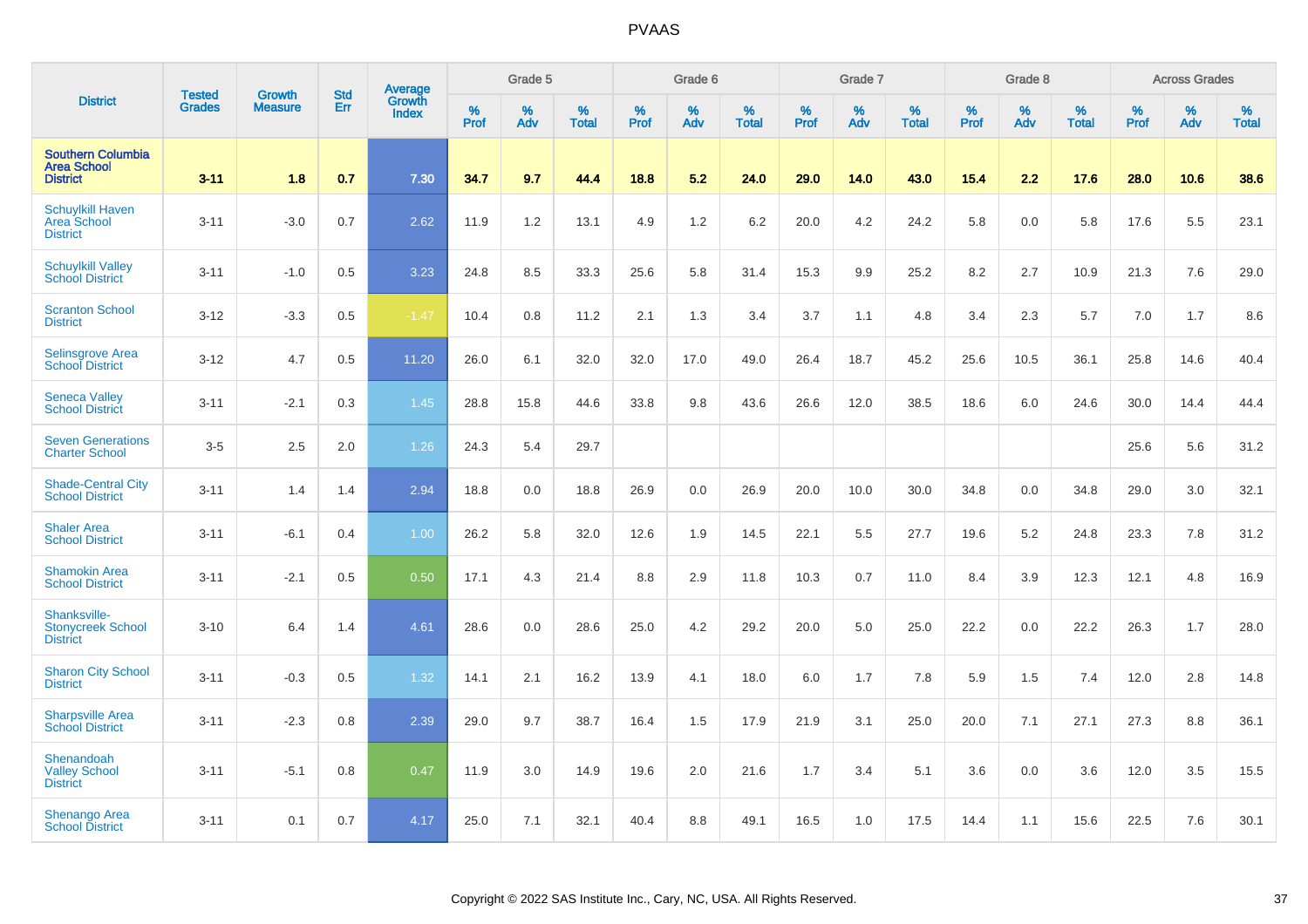| District | Tested Grades | Growth Measure | Std Err | Average Growth Index | Grade 5 | | | Grade 6 | | | Grade 7 | | | Grade 8 | | | Across Grades | | |
|---|---|---|---|---|---|---|---|---|---|---|---|---|---|---|---|---|---|---|---|
| | | | | | % Prof | % Adv | % Total | % Prof | % Adv | % Total | % Prof | % Adv | % Total | % Prof | % Adv | % Total | % Prof | % Adv | % Total |
| **Southern Columbia Area School District** | **3-11** | **1.8** | **0.7** | **7.30** | **34.7** | **9.7** | **44.4** | **18.8** | **5.2** | **24.0** | **29.0** | **14.0** | **43.0** | **15.4** | **2.2** | **17.6** | **28.0** | **10.6** | **38.6** |
| Schuylkill Haven Area School District | 3-11 | -3.0 | 0.7 | 2.62 | 11.9 | 1.2 | 13.1 | 4.9 | 1.2 | 6.2 | 20.0 | 4.2 | 24.2 | 5.8 | 0.0 | 5.8 | 17.6 | 5.5 | 23.1 |
| Schuylkill Valley School District | 3-11 | -1.0 | 0.5 | 3.23 | 24.8 | 8.5 | 33.3 | 25.6 | 5.8 | 31.4 | 15.3 | 9.9 | 25.2 | 8.2 | 2.7 | 10.9 | 21.3 | 7.6 | 29.0 |
| Scranton School District | 3-12 | -3.3 | 0.5 | -1.47 | 10.4 | 0.8 | 11.2 | 2.1 | 1.3 | 3.4 | 3.7 | 1.1 | 4.8 | 3.4 | 2.3 | 5.7 | 7.0 | 1.7 | 8.6 |
| Selinsgrove Area School District | 3-12 | 4.7 | 0.5 | 11.20 | 26.0 | 6.1 | 32.0 | 32.0 | 17.0 | 49.0 | 26.4 | 18.7 | 45.2 | 25.6 | 10.5 | 36.1 | 25.8 | 14.6 | 40.4 |
| Seneca Valley School District | 3-11 | -2.1 | 0.3 | 1.45 | 28.8 | 15.8 | 44.6 | 33.8 | 9.8 | 43.6 | 26.6 | 12.0 | 38.5 | 18.6 | 6.0 | 24.6 | 30.0 | 14.4 | 44.4 |
| Seven Generations Charter School | 3-5 | 2.5 | 2.0 | 1.26 | 24.3 | 5.4 | 29.7 | | | | | | | | | | 25.6 | 5.6 | 31.2 |
| Shade-Central City School District | 3-11 | 1.4 | 1.4 | 2.94 | 18.8 | 0.0 | 18.8 | 26.9 | 0.0 | 26.9 | 20.0 | 10.0 | 30.0 | 34.8 | 0.0 | 34.8 | 29.0 | 3.0 | 32.1 |
| Shaler Area School District | 3-11 | -6.1 | 0.4 | 1.00 | 26.2 | 5.8 | 32.0 | 12.6 | 1.9 | 14.5 | 22.1 | 5.5 | 27.7 | 19.6 | 5.2 | 24.8 | 23.3 | 7.8 | 31.2 |
| Shamokin Area School District | 3-11 | -2.1 | 0.5 | 0.50 | 17.1 | 4.3 | 21.4 | 8.8 | 2.9 | 11.8 | 10.3 | 0.7 | 11.0 | 8.4 | 3.9 | 12.3 | 12.1 | 4.8 | 16.9 |
| Shanksville-Stonycreek School District | 3-10 | 6.4 | 1.4 | 4.61 | 28.6 | 0.0 | 28.6 | 25.0 | 4.2 | 29.2 | 20.0 | 5.0 | 25.0 | 22.2 | 0.0 | 22.2 | 26.3 | 1.7 | 28.0 |
| Sharon City School District | 3-11 | -0.3 | 0.5 | 1.32 | 14.1 | 2.1 | 16.2 | 13.9 | 4.1 | 18.0 | 6.0 | 1.7 | 7.8 | 5.9 | 1.5 | 7.4 | 12.0 | 2.8 | 14.8 |
| Sharpsville Area School District | 3-11 | -2.3 | 0.8 | 2.39 | 29.0 | 9.7 | 38.7 | 16.4 | 1.5 | 17.9 | 21.9 | 3.1 | 25.0 | 20.0 | 7.1 | 27.1 | 27.3 | 8.8 | 36.1 |
| Shenandoah Valley School District | 3-11 | -5.1 | 0.8 | 0.47 | 11.9 | 3.0 | 14.9 | 19.6 | 2.0 | 21.6 | 1.7 | 3.4 | 5.1 | 3.6 | 0.0 | 3.6 | 12.0 | 3.5 | 15.5 |
| Shenango Area School District | 3-11 | 0.1 | 0.7 | 4.17 | 25.0 | 7.1 | 32.1 | 40.4 | 8.8 | 49.1 | 16.5 | 1.0 | 17.5 | 14.4 | 1.1 | 15.6 | 22.5 | 7.6 | 30.1 |

Copyright © 2022 SAS Institute Inc., Cary, NC, USA. All Rights Reserved.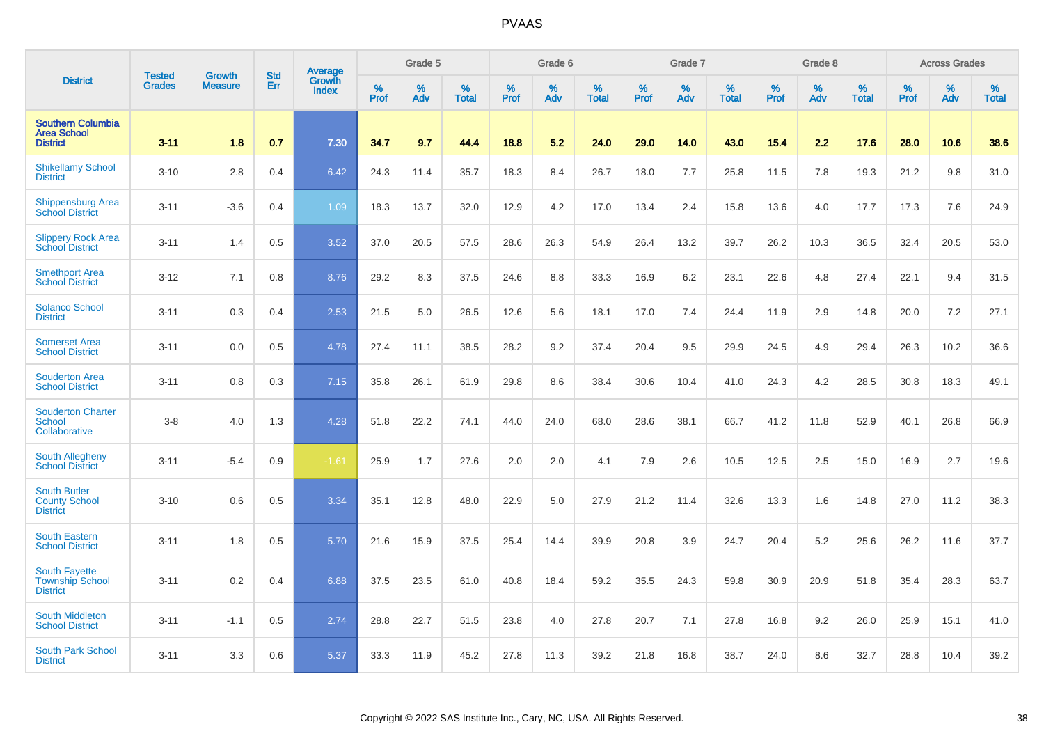| District | Tested Grades | Growth Measure | Std Err | Average Growth Index | Grade 5 | | | Grade 6 | | | Grade 7 | | | Grade 8 | | | Across Grades | | |
|---|---|---|---|---|---|---|---|---|---|---|---|---|---|---|---|---|---|---|---|
| | | | | | % Prof | % Adv | % Total | % Prof | % Adv | % Total | % Prof | % Adv | % Total | % Prof | % Adv | % Total | % Prof | % Adv | % Total |
| **Southern Columbia Area School District** | **3-11** | **1.8** | **0.7** | **7.30** | **34.7** | **9.7** | **44.4** | **18.8** | **5.2** | **24.0** | **29.0** | **14.0** | **43.0** | **15.4** | **2.2** | **17.6** | **28.0** | **10.6** | **38.6** |
| Shikellamy School District | 3-10 | 2.8 | 0.4 | 6.42 | 24.3 | 11.4 | 35.7 | 18.3 | 8.4 | 26.7 | 18.0 | 7.7 | 25.8 | 11.5 | 7.8 | 19.3 | 21.2 | 9.8 | 31.0 |
| Shippensburg Area School District | 3-11 | -3.6 | 0.4 | 1.09 | 18.3 | 13.7 | 32.0 | 12.9 | 4.2 | 17.0 | 13.4 | 2.4 | 15.8 | 13.6 | 4.0 | 17.7 | 17.3 | 7.6 | 24.9 |
| Slippery Rock Area School District | 3-11 | 1.4 | 0.5 | 3.52 | 37.0 | 20.5 | 57.5 | 28.6 | 26.3 | 54.9 | 26.4 | 13.2 | 39.7 | 26.2 | 10.3 | 36.5 | 32.4 | 20.5 | 53.0 |
| Smethport Area School District | 3-12 | 7.1 | 0.8 | 8.76 | 29.2 | 8.3 | 37.5 | 24.6 | 8.8 | 33.3 | 16.9 | 6.2 | 23.1 | 22.6 | 4.8 | 27.4 | 22.1 | 9.4 | 31.5 |
| Solanco School District | 3-11 | 0.3 | 0.4 | 2.53 | 21.5 | 5.0 | 26.5 | 12.6 | 5.6 | 18.1 | 17.0 | 7.4 | 24.4 | 11.9 | 2.9 | 14.8 | 20.0 | 7.2 | 27.1 |
| Somerset Area School District | 3-11 | 0.0 | 0.5 | 4.78 | 27.4 | 11.1 | 38.5 | 28.2 | 9.2 | 37.4 | 20.4 | 9.5 | 29.9 | 24.5 | 4.9 | 29.4 | 26.3 | 10.2 | 36.6 |
| Souderton Area School District | 3-11 | 0.8 | 0.3 | 7.15 | 35.8 | 26.1 | 61.9 | 29.8 | 8.6 | 38.4 | 30.6 | 10.4 | 41.0 | 24.3 | 4.2 | 28.5 | 30.8 | 18.3 | 49.1 |
| Souderton Charter School Collaborative | 3-8 | 4.0 | 1.3 | 4.28 | 51.8 | 22.2 | 74.1 | 44.0 | 24.0 | 68.0 | 28.6 | 38.1 | 66.7 | 41.2 | 11.8 | 52.9 | 40.1 | 26.8 | 66.9 |
| South Allegheny School District | 3-11 | -5.4 | 0.9 | -1.61 | 25.9 | 1.7 | 27.6 | 2.0 | 2.0 | 4.1 | 7.9 | 2.6 | 10.5 | 12.5 | 2.5 | 15.0 | 16.9 | 2.7 | 19.6 |
| South Butler County School District | 3-10 | 0.6 | 0.5 | 3.34 | 35.1 | 12.8 | 48.0 | 22.9 | 5.0 | 27.9 | 21.2 | 11.4 | 32.6 | 13.3 | 1.6 | 14.8 | 27.0 | 11.2 | 38.3 |
| South Eastern School District | 3-11 | 1.8 | 0.5 | 5.70 | 21.6 | 15.9 | 37.5 | 25.4 | 14.4 | 39.9 | 20.8 | 3.9 | 24.7 | 20.4 | 5.2 | 25.6 | 26.2 | 11.6 | 37.7 |
| South Fayette Township School District | 3-11 | 0.2 | 0.4 | 6.88 | 37.5 | 23.5 | 61.0 | 40.8 | 18.4 | 59.2 | 35.5 | 24.3 | 59.8 | 30.9 | 20.9 | 51.8 | 35.4 | 28.3 | 63.7 |
| South Middleton School District | 3-11 | -1.1 | 0.5 | 2.74 | 28.8 | 22.7 | 51.5 | 23.8 | 4.0 | 27.8 | 20.7 | 7.1 | 27.8 | 16.8 | 9.2 | 26.0 | 25.9 | 15.1 | 41.0 |
| South Park School District | 3-11 | 3.3 | 0.6 | 5.37 | 33.3 | 11.9 | 45.2 | 27.8 | 11.3 | 39.2 | 21.8 | 16.8 | 38.7 | 24.0 | 8.6 | 32.7 | 28.8 | 10.4 | 39.2 |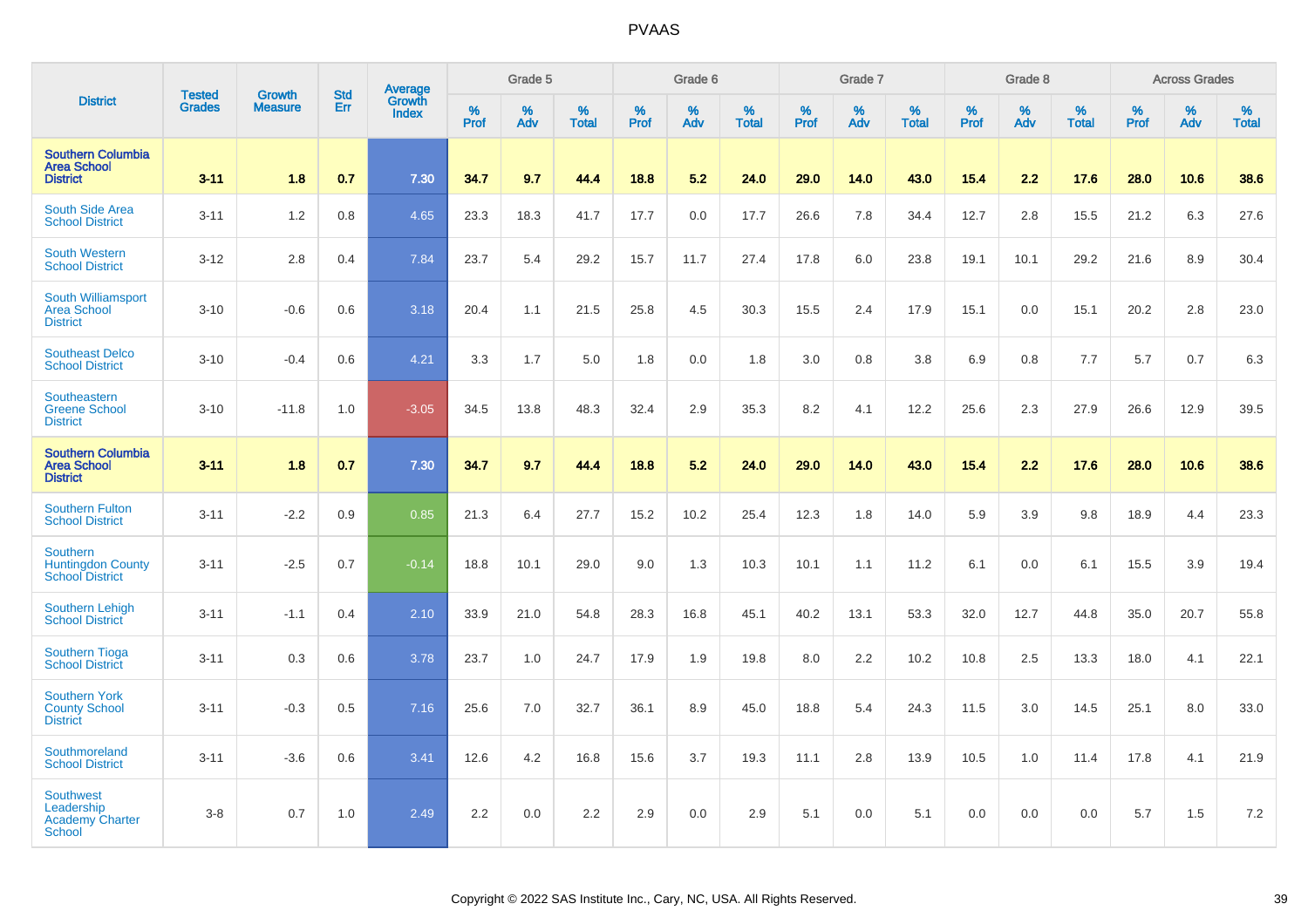# PVAAS

| District | Tested Grades | Growth Measure | Std Err | Average Growth Index | Grade 5 | | | Grade 6 | | | Grade 7 | | | Grade 8 | | | Across Grades | | |
|---|---|---|---|---|---|---|---|---|---|---|---|---|---|---|---|---|---|---|---|
| | | | | | % Prof | % Adv | % Total | % Prof | % Adv | % Total | % Prof | % Adv | % Total | % Prof | % Adv | % Total | % Prof | % Adv | % Total |
| **Southern Columbia Area School District** | **3-11** | **1.8** | **0.7** | **7.30** | **34.7** | **9.7** | **44.4** | **18.8** | **5.2** | **24.0** | **29.0** | **14.0** | **43.0** | **15.4** | **2.2** | **17.6** | **28.0** | **10.6** | **38.6** |
| South Side Area School District | 3-11 | 1.2 | 0.8 | 4.65 | 23.3 | 18.3 | 41.7 | 17.7 | 0.0 | 17.7 | 26.6 | 7.8 | 34.4 | 12.7 | 2.8 | 15.5 | 21.2 | 6.3 | 27.6 |
| South Western School District | 3-12 | 2.8 | 0.4 | 7.84 | 23.7 | 5.4 | 29.2 | 15.7 | 11.7 | 27.4 | 17.8 | 6.0 | 23.8 | 19.1 | 10.1 | 29.2 | 21.6 | 8.9 | 30.4 |
| South Williamsport Area School District | 3-10 | -0.6 | 0.6 | 3.18 | 20.4 | 1.1 | 21.5 | 25.8 | 4.5 | 30.3 | 15.5 | 2.4 | 17.9 | 15.1 | 0.0 | 15.1 | 20.2 | 2.8 | 23.0 |
| Southeast Delco School District | 3-10 | -0.4 | 0.6 | 4.21 | 3.3 | 1.7 | 5.0 | 1.8 | 0.0 | 1.8 | 3.0 | 0.8 | 3.8 | 6.9 | 0.8 | 7.7 | 5.7 | 0.7 | 6.3 |
| Southeastern Greene School District | 3-10 | -11.8 | 1.0 | -3.05 | 34.5 | 13.8 | 48.3 | 32.4 | 2.9 | 35.3 | 8.2 | 4.1 | 12.2 | 25.6 | 2.3 | 27.9 | 26.6 | 12.9 | 39.5 |
| **Southern Columbia Area School District** | **3-11** | **1.8** | **0.7** | **7.30** | **34.7** | **9.7** | **44.4** | **18.8** | **5.2** | **24.0** | **29.0** | **14.0** | **43.0** | **15.4** | **2.2** | **17.6** | **28.0** | **10.6** | **38.6** |
| Southern Fulton School District | 3-11 | -2.2 | 0.9 | 0.85 | 21.3 | 6.4 | 27.7 | 15.2 | 10.2 | 25.4 | 12.3 | 1.8 | 14.0 | 5.9 | 3.9 | 9.8 | 18.9 | 4.4 | 23.3 |
| Southern Huntingdon County School District | 3-11 | -2.5 | 0.7 | -0.14 | 18.8 | 10.1 | 29.0 | 9.0 | 1.3 | 10.3 | 10.1 | 1.1 | 11.2 | 6.1 | 0.0 | 6.1 | 15.5 | 3.9 | 19.4 |
| Southern Lehigh School District | 3-11 | -1.1 | 0.4 | 2.10 | 33.9 | 21.0 | 54.8 | 28.3 | 16.8 | 45.1 | 40.2 | 13.1 | 53.3 | 32.0 | 12.7 | 44.8 | 35.0 | 20.7 | 55.8 |
| Southern Tioga School District | 3-11 | 0.3 | 0.6 | 3.78 | 23.7 | 1.0 | 24.7 | 17.9 | 1.9 | 19.8 | 8.0 | 2.2 | 10.2 | 10.8 | 2.5 | 13.3 | 18.0 | 4.1 | 22.1 |
| Southern York County School District | 3-11 | -0.3 | 0.5 | 7.16 | 25.6 | 7.0 | 32.7 | 36.1 | 8.9 | 45.0 | 18.8 | 5.4 | 24.3 | 11.5 | 3.0 | 14.5 | 25.1 | 8.0 | 33.0 |
| Southmoreland School District | 3-11 | -3.6 | 0.6 | 3.41 | 12.6 | 4.2 | 16.8 | 15.6 | 3.7 | 19.3 | 11.1 | 2.8 | 13.9 | 10.5 | 1.0 | 11.4 | 17.8 | 4.1 | 21.9 |
| Southwest Leadership Academy Charter School | 3-8 | 0.7 | 1.0 | 2.49 | 2.2 | 0.0 | 2.2 | 2.9 | 0.0 | 2.9 | 5.1 | 0.0 | 5.1 | 0.0 | 0.0 | 0.0 | 5.7 | 1.5 | 7.2 |

Copyright © 2022 SAS Institute Inc., Cary, NC, USA. All Rights Reserved.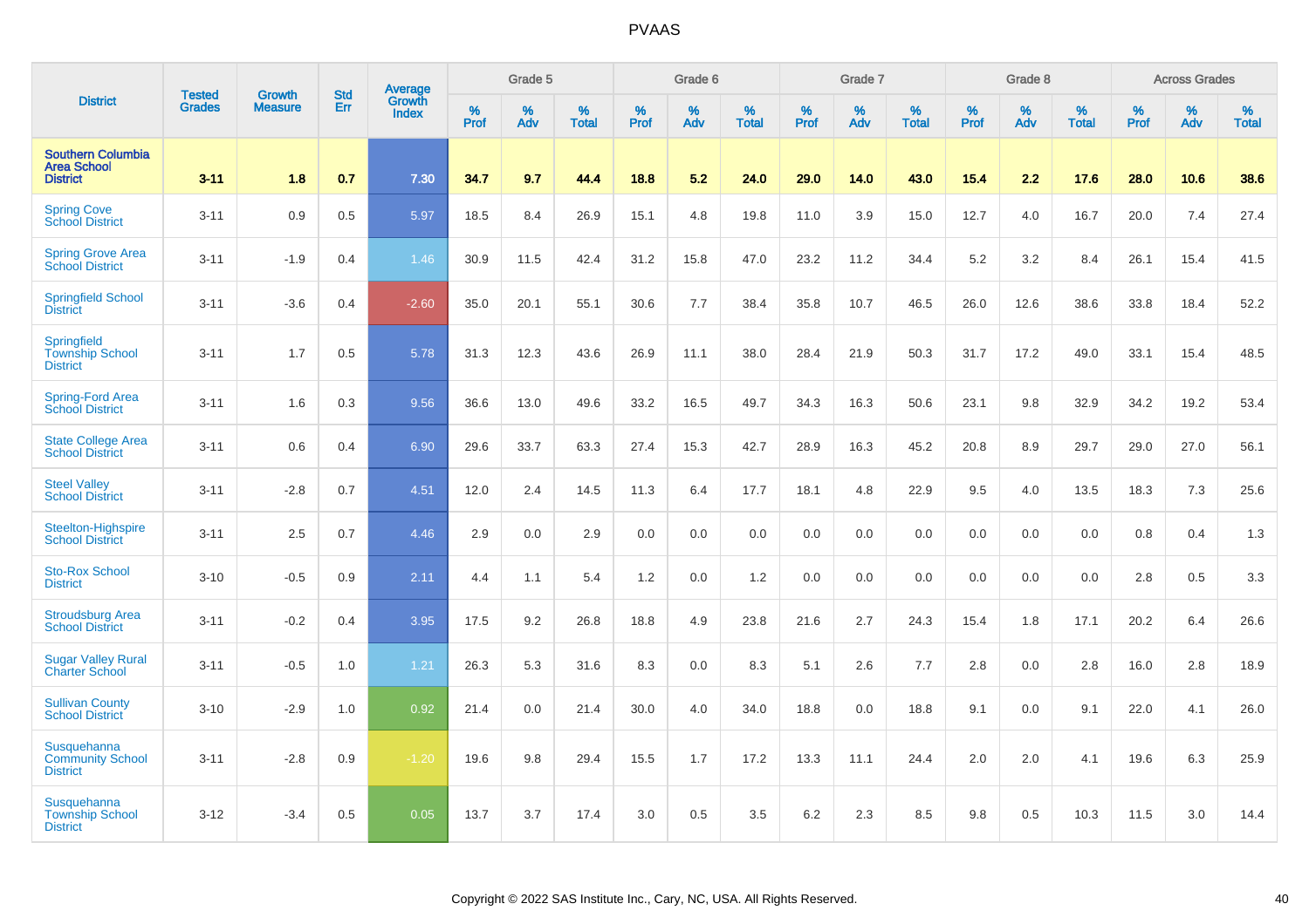# PVAAS

| District | Tested Grades | Growth Measure | Std Err | Average Growth Index | Grade 5 | | | Grade 6 | | | Grade 7 | | | Grade 8 | | | Across Grades | | |
|---|---|---|---|---|---|---|---|---|---|---|---|---|---|---|---|---|---|---|---|
| | | | | | % Prof | % Adv | % Total | % Prof | % Adv | % Total | % Prof | % Adv | % Total | % Prof | % Adv | % Total | % Prof | % Adv | % Total |
| **Southern Columbia Area School District** | **3-11** | **1.8** | **0.7** | **7.30** | **34.7** | **9.7** | **44.4** | **18.8** | **5.2** | **24.0** | **29.0** | **14.0** | **43.0** | **15.4** | **2.2** | **17.6** | **28.0** | **10.6** | **38.6** |
| Spring Cove School District | 3-11 | 0.9 | 0.5 | 5.97 | 18.5 | 8.4 | 26.9 | 15.1 | 4.8 | 19.8 | 11.0 | 3.9 | 15.0 | 12.7 | 4.0 | 16.7 | 20.0 | 7.4 | 27.4 |
| Spring Grove Area School District | 3-11 | -1.9 | 0.4 | 1.46 | 30.9 | 11.5 | 42.4 | 31.2 | 15.8 | 47.0 | 23.2 | 11.2 | 34.4 | 5.2 | 3.2 | 8.4 | 26.1 | 15.4 | 41.5 |
| Springfield School District | 3-11 | -3.6 | 0.4 | -2.60 | 35.0 | 20.1 | 55.1 | 30.6 | 7.7 | 38.4 | 35.8 | 10.7 | 46.5 | 26.0 | 12.6 | 38.6 | 33.8 | 18.4 | 52.2 |
| Springfield Township School District | 3-11 | 1.7 | 0.5 | 5.78 | 31.3 | 12.3 | 43.6 | 26.9 | 11.1 | 38.0 | 28.4 | 21.9 | 50.3 | 31.7 | 17.2 | 49.0 | 33.1 | 15.4 | 48.5 |
| Spring-Ford Area School District | 3-11 | 1.6 | 0.3 | 9.56 | 36.6 | 13.0 | 49.6 | 33.2 | 16.5 | 49.7 | 34.3 | 16.3 | 50.6 | 23.1 | 9.8 | 32.9 | 34.2 | 19.2 | 53.4 |
| State College Area School District | 3-11 | 0.6 | 0.4 | 6.90 | 29.6 | 33.7 | 63.3 | 27.4 | 15.3 | 42.7 | 28.9 | 16.3 | 45.2 | 20.8 | 8.9 | 29.7 | 29.0 | 27.0 | 56.1 |
| Steel Valley School District | 3-11 | -2.8 | 0.7 | 4.51 | 12.0 | 2.4 | 14.5 | 11.3 | 6.4 | 17.7 | 18.1 | 4.8 | 22.9 | 9.5 | 4.0 | 13.5 | 18.3 | 7.3 | 25.6 |
| Steelton-Highspire School District | 3-11 | 2.5 | 0.7 | 4.46 | 2.9 | 0.0 | 2.9 | 0.0 | 0.0 | 0.0 | 0.0 | 0.0 | 0.0 | 0.0 | 0.0 | 0.0 | 0.8 | 0.4 | 1.3 |
| Sto-Rox School District | 3-10 | -0.5 | 0.9 | 2.11 | 4.4 | 1.1 | 5.4 | 1.2 | 0.0 | 1.2 | 0.0 | 0.0 | 0.0 | 0.0 | 0.0 | 0.0 | 2.8 | 0.5 | 3.3 |
| Stroudsburg Area School District | 3-11 | -0.2 | 0.4 | 3.95 | 17.5 | 9.2 | 26.8 | 18.8 | 4.9 | 23.8 | 21.6 | 2.7 | 24.3 | 15.4 | 1.8 | 17.1 | 20.2 | 6.4 | 26.6 |
| Sugar Valley Rural Charter School | 3-11 | -0.5 | 1.0 | 1.21 | 26.3 | 5.3 | 31.6 | 8.3 | 0.0 | 8.3 | 5.1 | 2.6 | 7.7 | 2.8 | 0.0 | 2.8 | 16.0 | 2.8 | 18.9 |
| Sullivan County School District | 3-10 | -2.9 | 1.0 | 0.92 | 21.4 | 0.0 | 21.4 | 30.0 | 4.0 | 34.0 | 18.8 | 0.0 | 18.8 | 9.1 | 0.0 | 9.1 | 22.0 | 4.1 | 26.0 |
| Susquehanna Community School District | 3-11 | -2.8 | 0.9 | -1.20 | 19.6 | 9.8 | 29.4 | 15.5 | 1.7 | 17.2 | 13.3 | 11.1 | 24.4 | 2.0 | 2.0 | 4.1 | 19.6 | 6.3 | 25.9 |
| Susquehanna Township School District | 3-12 | -3.4 | 0.5 | 0.05 | 13.7 | 3.7 | 17.4 | 3.0 | 0.5 | 3.5 | 6.2 | 2.3 | 8.5 | 9.8 | 0.5 | 10.3 | 11.5 | 3.0 | 14.4 |

Copyright © 2022 SAS Institute Inc., Cary, NC, USA. All Rights Reserved.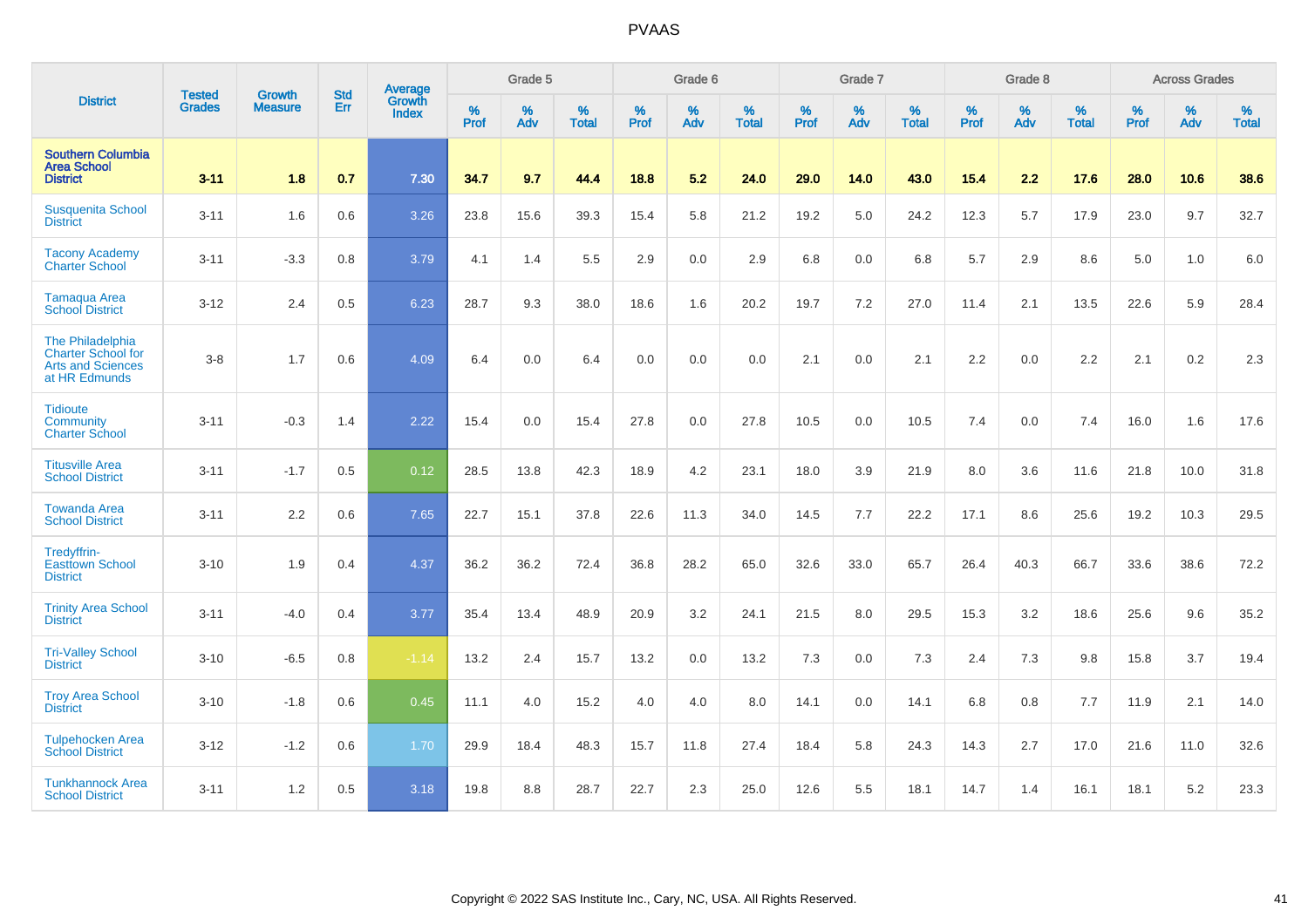| District | Tested Grades | Growth Measure | Std Err | Average Growth Index | Grade 5 | | | Grade 6 | | | Grade 7 | | | Grade 8 | | | Across Grades | | |
|---|---|---|---|---|---|---|---|---|---|---|---|---|---|---|---|---|---|---|---|
| | | | | | % Prof | % Adv | % Total | % Prof | % Adv | % Total | % Prof | % Adv | % Total | % Prof | % Adv | % Total | % Prof | % Adv | % Total |
| **Southern Columbia Area School District** | **3-11** | **1.8** | **0.7** | **7.30** | **34.7** | **9.7** | **44.4** | **18.8** | **5.2** | **24.0** | **29.0** | **14.0** | **43.0** | **15.4** | **2.2** | **17.6** | **28.0** | **10.6** | **38.6** |
| Susquenita School District | 3-11 | 1.6 | 0.6 | 3.26 | 23.8 | 15.6 | 39.3 | 15.4 | 5.8 | 21.2 | 19.2 | 5.0 | 24.2 | 12.3 | 5.7 | 17.9 | 23.0 | 9.7 | 32.7 |
| Tacony Academy Charter School | 3-11 | -3.3 | 0.8 | 3.79 | 4.1 | 1.4 | 5.5 | 2.9 | 0.0 | 2.9 | 6.8 | 0.0 | 6.8 | 5.7 | 2.9 | 8.6 | 5.0 | 1.0 | 6.0 |
| Tamaqua Area School District | 3-12 | 2.4 | 0.5 | 6.23 | 28.7 | 9.3 | 38.0 | 18.6 | 1.6 | 20.2 | 19.7 | 7.2 | 27.0 | 11.4 | 2.1 | 13.5 | 22.6 | 5.9 | 28.4 |
| The Philadelphia Charter School for Arts and Sciences at HR Edmunds | 3-8 | 1.7 | 0.6 | 4.09 | 6.4 | 0.0 | 6.4 | 0.0 | 0.0 | 0.0 | 2.1 | 0.0 | 2.1 | 2.2 | 0.0 | 2.2 | 2.1 | 0.2 | 2.3 |
| Tidioute Community Charter School | 3-11 | -0.3 | 1.4 | 2.22 | 15.4 | 0.0 | 15.4 | 27.8 | 0.0 | 27.8 | 10.5 | 0.0 | 10.5 | 7.4 | 0.0 | 7.4 | 16.0 | 1.6 | 17.6 |
| Titusville Area School District | 3-11 | -1.7 | 0.5 | 0.12 | 28.5 | 13.8 | 42.3 | 18.9 | 4.2 | 23.1 | 18.0 | 3.9 | 21.9 | 8.0 | 3.6 | 11.6 | 21.8 | 10.0 | 31.8 |
| Towanda Area School District | 3-11 | 2.2 | 0.6 | 7.65 | 22.7 | 15.1 | 37.8 | 22.6 | 11.3 | 34.0 | 14.5 | 7.7 | 22.2 | 17.1 | 8.6 | 25.6 | 19.2 | 10.3 | 29.5 |
| Tredyffrin-Easttown School District | 3-10 | 1.9 | 0.4 | 4.37 | 36.2 | 36.2 | 72.4 | 36.8 | 28.2 | 65.0 | 32.6 | 33.0 | 65.7 | 26.4 | 40.3 | 66.7 | 33.6 | 38.6 | 72.2 |
| Trinity Area School District | 3-11 | -4.0 | 0.4 | 3.77 | 35.4 | 13.4 | 48.9 | 20.9 | 3.2 | 24.1 | 21.5 | 8.0 | 29.5 | 15.3 | 3.2 | 18.6 | 25.6 | 9.6 | 35.2 |
| Tri-Valley School District | 3-10 | -6.5 | 0.8 | -1.14 | 13.2 | 2.4 | 15.7 | 13.2 | 0.0 | 13.2 | 7.3 | 0.0 | 7.3 | 2.4 | 7.3 | 9.8 | 15.8 | 3.7 | 19.4 |
| Troy Area School District | 3-10 | -1.8 | 0.6 | 0.45 | 11.1 | 4.0 | 15.2 | 4.0 | 4.0 | 8.0 | 14.1 | 0.0 | 14.1 | 6.8 | 0.8 | 7.7 | 11.9 | 2.1 | 14.0 |
| Tulpehocken Area School District | 3-12 | -1.2 | 0.6 | 1.70 | 29.9 | 18.4 | 48.3 | 15.7 | 11.8 | 27.4 | 18.4 | 5.8 | 24.3 | 14.3 | 2.7 | 17.0 | 21.6 | 11.0 | 32.6 |
| Tunkhannock Area School District | 3-11 | 1.2 | 0.5 | 3.18 | 19.8 | 8.8 | 28.7 | 22.7 | 2.3 | 25.0 | 12.6 | 5.5 | 18.1 | 14.7 | 1.4 | 16.1 | 18.1 | 5.2 | 23.3 |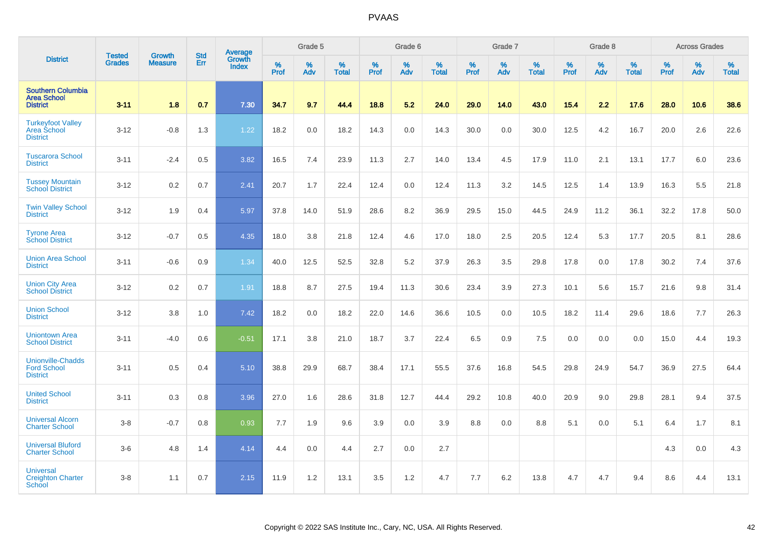# PVAAS

| District | Tested Grades | Growth Measure | Std Err | Average Growth Index | Grade 5 | | | Grade 6 | | | Grade 7 | | | Grade 8 | | | Across Grades | | |
|---|---|---|---|---|---|---|---|---|---|---|---|---|---|---|---|---|---|---|---|
| | | | | | % Prof | % Adv | % Total | % Prof | % Adv | % Total | % Prof | % Adv | % Total | % Prof | % Adv | % Total | % Prof | % Adv | % Total |
| **Southern Columbia Area School District** | **3-11** | **1.8** | **0.7** | **7.30** | **34.7** | **9.7** | **44.4** | **18.8** | **5.2** | **24.0** | **29.0** | **14.0** | **43.0** | **15.4** | **2.2** | **17.6** | **28.0** | **10.6** | **38.6** |
| Turkeyfoot Valley Area School District | 3-12 | -0.8 | 1.3 | 1.22 | 18.2 | 0.0 | 18.2 | 14.3 | 0.0 | 14.3 | 30.0 | 0.0 | 30.0 | 12.5 | 4.2 | 16.7 | 20.0 | 2.6 | 22.6 |
| Tuscarora School District | 3-11 | -2.4 | 0.5 | 3.82 | 16.5 | 7.4 | 23.9 | 11.3 | 2.7 | 14.0 | 13.4 | 4.5 | 17.9 | 11.0 | 2.1 | 13.1 | 17.7 | 6.0 | 23.6 |
| Tussey Mountain School District | 3-12 | 0.2 | 0.7 | 2.41 | 20.7 | 1.7 | 22.4 | 12.4 | 0.0 | 12.4 | 11.3 | 3.2 | 14.5 | 12.5 | 1.4 | 13.9 | 16.3 | 5.5 | 21.8 |
| Twin Valley School District | 3-12 | 1.9 | 0.4 | 5.97 | 37.8 | 14.0 | 51.9 | 28.6 | 8.2 | 36.9 | 29.5 | 15.0 | 44.5 | 24.9 | 11.2 | 36.1 | 32.2 | 17.8 | 50.0 |
| Tyrone Area School District | 3-12 | -0.7 | 0.5 | 4.35 | 18.0 | 3.8 | 21.8 | 12.4 | 4.6 | 17.0 | 18.0 | 2.5 | 20.5 | 12.4 | 5.3 | 17.7 | 20.5 | 8.1 | 28.6 |
| Union Area School District | 3-11 | -0.6 | 0.9 | 1.34 | 40.0 | 12.5 | 52.5 | 32.8 | 5.2 | 37.9 | 26.3 | 3.5 | 29.8 | 17.8 | 0.0 | 17.8 | 30.2 | 7.4 | 37.6 |
| Union City Area School District | 3-12 | 0.2 | 0.7 | 1.91 | 18.8 | 8.7 | 27.5 | 19.4 | 11.3 | 30.6 | 23.4 | 3.9 | 27.3 | 10.1 | 5.6 | 15.7 | 21.6 | 9.8 | 31.4 |
| Union School District | 3-12 | 3.8 | 1.0 | 7.42 | 18.2 | 0.0 | 18.2 | 22.0 | 14.6 | 36.6 | 10.5 | 0.0 | 10.5 | 18.2 | 11.4 | 29.6 | 18.6 | 7.7 | 26.3 |
| Uniontown Area School District | 3-11 | -4.0 | 0.6 | -0.51 | 17.1 | 3.8 | 21.0 | 18.7 | 3.7 | 22.4 | 6.5 | 0.9 | 7.5 | 0.0 | 0.0 | 0.0 | 15.0 | 4.4 | 19.3 |
| Unionville-Chadds Ford School District | 3-11 | 0.5 | 0.4 | 5.10 | 38.8 | 29.9 | 68.7 | 38.4 | 17.1 | 55.5 | 37.6 | 16.8 | 54.5 | 29.8 | 24.9 | 54.7 | 36.9 | 27.5 | 64.4 |
| United School District | 3-11 | 0.3 | 0.8 | 3.96 | 27.0 | 1.6 | 28.6 | 31.8 | 12.7 | 44.4 | 29.2 | 10.8 | 40.0 | 20.9 | 9.0 | 29.8 | 28.1 | 9.4 | 37.5 |
| Universal Alcorn Charter School | 3-8 | -0.7 | 0.8 | 0.93 | 7.7 | 1.9 | 9.6 | 3.9 | 0.0 | 3.9 | 8.8 | 0.0 | 8.8 | 5.1 | 0.0 | 5.1 | 6.4 | 1.7 | 8.1 |
| Universal Bluford Charter School | 3-6 | 4.8 | 1.4 | 4.14 | 4.4 | 0.0 | 4.4 | 2.7 | 0.0 | 2.7 | | | | | | | 4.3 | 0.0 | 4.3 |
| Universal Creighton Charter School | 3-8 | 1.1 | 0.7 | 2.15 | 11.9 | 1.2 | 13.1 | 3.5 | 1.2 | 4.7 | 7.7 | 6.2 | 13.8 | 4.7 | 4.7 | 9.4 | 8.6 | 4.4 | 13.1 |

Copyright © 2022 SAS Institute Inc., Cary, NC, USA. All Rights Reserved.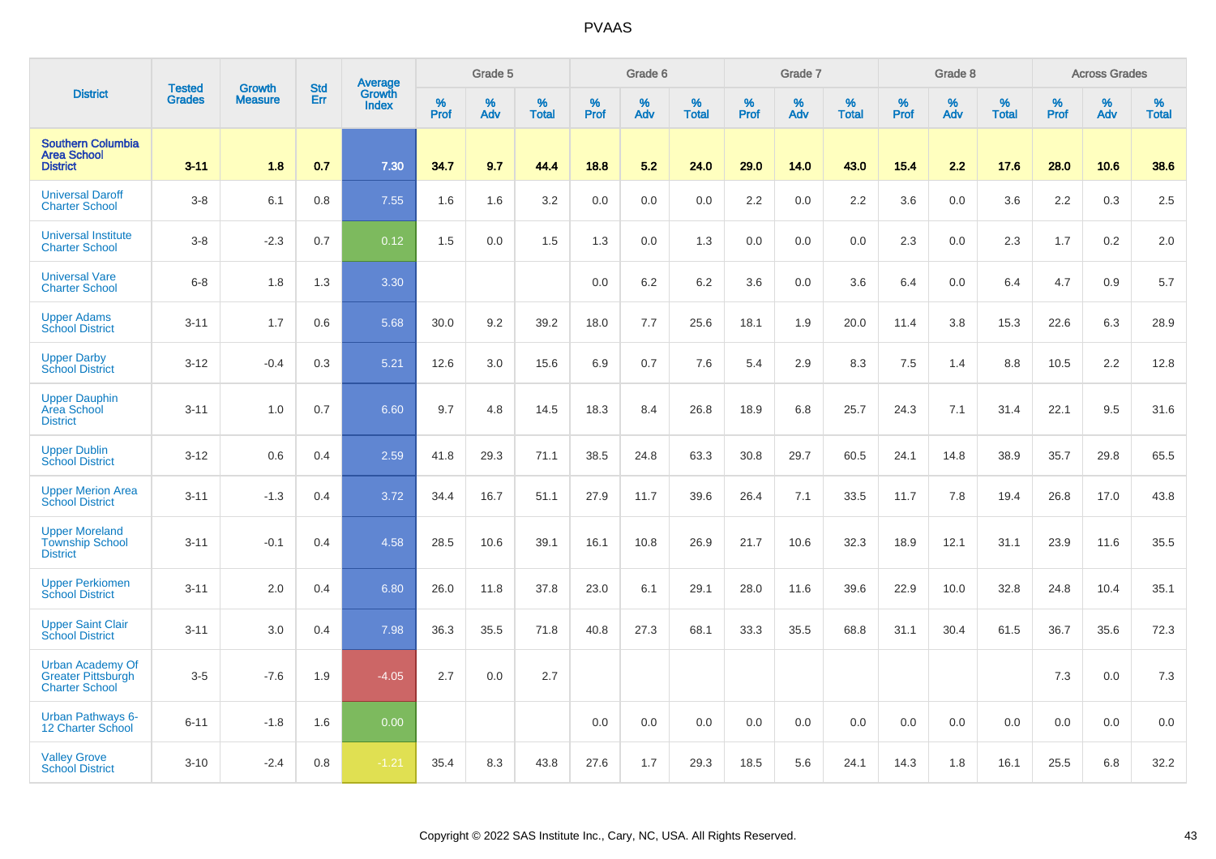# PVAAS

| District | Tested Grades | Growth Measure | Std Err | Average Growth Index | Grade 5 | | | Grade 6 | | | Grade 7 | | | Grade 8 | | | Across Grades | | |
|---|---|---|---|---|---|---|---|---|---|---|---|---|---|---|---|---|---|---|---|
| | | | | | % Prof | % Adv | % Total | % Prof | % Adv | % Total | % Prof | % Adv | % Total | % Prof | % Adv | % Total | % Prof | % Adv | % Total |
| **Southern Columbia Area School District** | **3-11** | **1.8** | **0.7** | **7.30** | **34.7** | **9.7** | **44.4** | **18.8** | **5.2** | **24.0** | **29.0** | **14.0** | **43.0** | **15.4** | **2.2** | **17.6** | **28.0** | **10.6** | **38.6** |
| Universal Daroff Charter School | 3-8 | 6.1 | 0.8 | 7.55 | 1.6 | 1.6 | 3.2 | 0.0 | 0.0 | 0.0 | 2.2 | 0.0 | 2.2 | 3.6 | 0.0 | 3.6 | 2.2 | 0.3 | 2.5 |
| Universal Institute Charter School | 3-8 | -2.3 | 0.7 | 0.12 | 1.5 | 0.0 | 1.5 | 1.3 | 0.0 | 1.3 | 0.0 | 0.0 | 0.0 | 2.3 | 0.0 | 2.3 | 1.7 | 0.2 | 2.0 |
| Universal Vare Charter School | 6-8 | 1.8 | 1.3 | 3.30 | | | | 0.0 | 6.2 | 6.2 | 3.6 | 0.0 | 3.6 | 6.4 | 0.0 | 6.4 | 4.7 | 0.9 | 5.7 |
| Upper Adams School District | 3-11 | 1.7 | 0.6 | 5.68 | 30.0 | 9.2 | 39.2 | 18.0 | 7.7 | 25.6 | 18.1 | 1.9 | 20.0 | 11.4 | 3.8 | 15.3 | 22.6 | 6.3 | 28.9 |
| Upper Darby School District | 3-12 | -0.4 | 0.3 | 5.21 | 12.6 | 3.0 | 15.6 | 6.9 | 0.7 | 7.6 | 5.4 | 2.9 | 8.3 | 7.5 | 1.4 | 8.8 | 10.5 | 2.2 | 12.8 |
| Upper Dauphin Area School District | 3-11 | 1.0 | 0.7 | 6.60 | 9.7 | 4.8 | 14.5 | 18.3 | 8.4 | 26.8 | 18.9 | 6.8 | 25.7 | 24.3 | 7.1 | 31.4 | 22.1 | 9.5 | 31.6 |
| Upper Dublin School District | 3-12 | 0.6 | 0.4 | 2.59 | 41.8 | 29.3 | 71.1 | 38.5 | 24.8 | 63.3 | 30.8 | 29.7 | 60.5 | 24.1 | 14.8 | 38.9 | 35.7 | 29.8 | 65.5 |
| Upper Merion Area School District | 3-11 | -1.3 | 0.4 | 3.72 | 34.4 | 16.7 | 51.1 | 27.9 | 11.7 | 39.6 | 26.4 | 7.1 | 33.5 | 11.7 | 7.8 | 19.4 | 26.8 | 17.0 | 43.8 |
| Upper Moreland Township School District | 3-11 | -0.1 | 0.4 | 4.58 | 28.5 | 10.6 | 39.1 | 16.1 | 10.8 | 26.9 | 21.7 | 10.6 | 32.3 | 18.9 | 12.1 | 31.1 | 23.9 | 11.6 | 35.5 |
| Upper Perkiomen School District | 3-11 | 2.0 | 0.4 | 6.80 | 26.0 | 11.8 | 37.8 | 23.0 | 6.1 | 29.1 | 28.0 | 11.6 | 39.6 | 22.9 | 10.0 | 32.8 | 24.8 | 10.4 | 35.1 |
| Upper Saint Clair School District | 3-11 | 3.0 | 0.4 | 7.98 | 36.3 | 35.5 | 71.8 | 40.8 | 27.3 | 68.1 | 33.3 | 35.5 | 68.8 | 31.1 | 30.4 | 61.5 | 36.7 | 35.6 | 72.3 |
| Urban Academy Of Greater Pittsburgh Charter School | 3-5 | -7.6 | 1.9 | -4.05 | 2.7 | 0.0 | 2.7 | | | | | | | | | | 7.3 | 0.0 | 7.3 |
| Urban Pathways 6-12 Charter School | 6-11 | -1.8 | 1.6 | 0.00 | | | | 0.0 | 0.0 | 0.0 | 0.0 | 0.0 | 0.0 | 0.0 | 0.0 | 0.0 | 0.0 | 0.0 | 0.0 |
| Valley Grove School District | 3-10 | -2.4 | 0.8 | -1.21 | 35.4 | 8.3 | 43.8 | 27.6 | 1.7 | 29.3 | 18.5 | 5.6 | 24.1 | 14.3 | 1.8 | 16.1 | 25.5 | 6.8 | 32.2 |

Copyright © 2022 SAS Institute Inc., Cary, NC, USA. All Rights Reserved.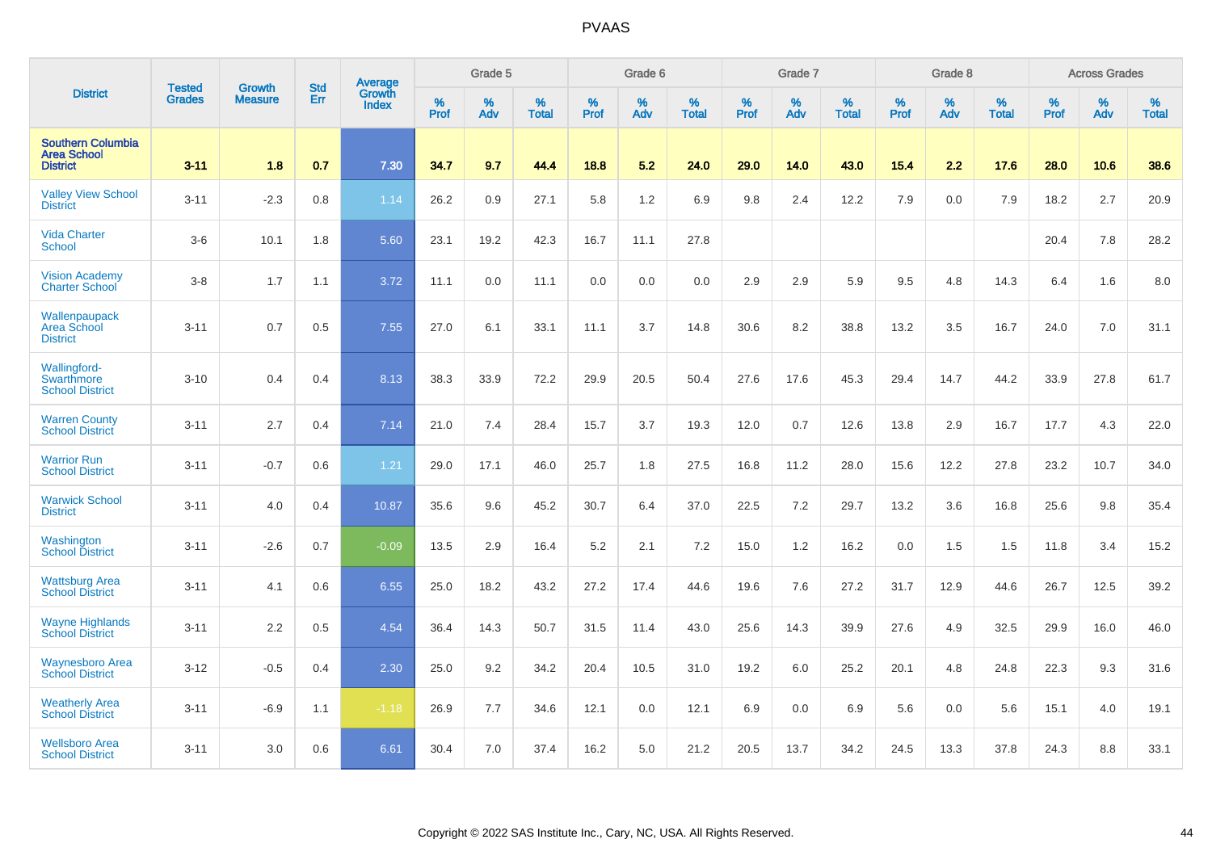# PVAAS

| District | Tested Grades | Growth Measure | Std Err | Average Growth Index | Grade 5 | | | Grade 6 | | | Grade 7 | | | Grade 8 | | | Across Grades | | |
|---|---|---|---|---|---|---|---|---|---|---|---|---|---|---|---|---|---|---|---|
| | | | | | % Prof | % Adv | % Total | % Prof | % Adv | % Total | % Prof | % Adv | % Total | % Prof | % Adv | % Total | % Prof | % Adv | % Total |
| **Southern Columbia Area School District** | **3-11** | **1.8** | **0.7** | **7.30** | **34.7** | **9.7** | **44.4** | **18.8** | **5.2** | **24.0** | **29.0** | **14.0** | **43.0** | **15.4** | **2.2** | **17.6** | **28.0** | **10.6** | **38.6** |
| Valley View School District | 3-11 | -2.3 | 0.8 | 1.14 | 26.2 | 0.9 | 27.1 | 5.8 | 1.2 | 6.9 | 9.8 | 2.4 | 12.2 | 7.9 | 0.0 | 7.9 | 18.2 | 2.7 | 20.9 |
| Vida Charter School | 3-6 | 10.1 | 1.8 | 5.60 | 23.1 | 19.2 | 42.3 | 16.7 | 11.1 | 27.8 | | | | | | | 20.4 | 7.8 | 28.2 |
| Vision Academy Charter School | 3-8 | 1.7 | 1.1 | 3.72 | 11.1 | 0.0 | 11.1 | 0.0 | 0.0 | 0.0 | 2.9 | 2.9 | 5.9 | 9.5 | 4.8 | 14.3 | 6.4 | 1.6 | 8.0 |
| Wallenpaupack Area School District | 3-11 | 0.7 | 0.5 | 7.55 | 27.0 | 6.1 | 33.1 | 11.1 | 3.7 | 14.8 | 30.6 | 8.2 | 38.8 | 13.2 | 3.5 | 16.7 | 24.0 | 7.0 | 31.1 |
| Wallingford-Swarthmore School District | 3-10 | 0.4 | 0.4 | 8.13 | 38.3 | 33.9 | 72.2 | 29.9 | 20.5 | 50.4 | 27.6 | 17.6 | 45.3 | 29.4 | 14.7 | 44.2 | 33.9 | 27.8 | 61.7 |
| Warren County School District | 3-11 | 2.7 | 0.4 | 7.14 | 21.0 | 7.4 | 28.4 | 15.7 | 3.7 | 19.3 | 12.0 | 0.7 | 12.6 | 13.8 | 2.9 | 16.7 | 17.7 | 4.3 | 22.0 |
| Warrior Run School District | 3-11 | -0.7 | 0.6 | 1.21 | 29.0 | 17.1 | 46.0 | 25.7 | 1.8 | 27.5 | 16.8 | 11.2 | 28.0 | 15.6 | 12.2 | 27.8 | 23.2 | 10.7 | 34.0 |
| Warwick School District | 3-11 | 4.0 | 0.4 | 10.87 | 35.6 | 9.6 | 45.2 | 30.7 | 6.4 | 37.0 | 22.5 | 7.2 | 29.7 | 13.2 | 3.6 | 16.8 | 25.6 | 9.8 | 35.4 |
| Washington School District | 3-11 | -2.6 | 0.7 | -0.09 | 13.5 | 2.9 | 16.4 | 5.2 | 2.1 | 7.2 | 15.0 | 1.2 | 16.2 | 0.0 | 1.5 | 1.5 | 11.8 | 3.4 | 15.2 |
| Wattsburg Area School District | 3-11 | 4.1 | 0.6 | 6.55 | 25.0 | 18.2 | 43.2 | 27.2 | 17.4 | 44.6 | 19.6 | 7.6 | 27.2 | 31.7 | 12.9 | 44.6 | 26.7 | 12.5 | 39.2 |
| Wayne Highlands School District | 3-11 | 2.2 | 0.5 | 4.54 | 36.4 | 14.3 | 50.7 | 31.5 | 11.4 | 43.0 | 25.6 | 14.3 | 39.9 | 27.6 | 4.9 | 32.5 | 29.9 | 16.0 | 46.0 |
| Waynesboro Area School District | 3-12 | -0.5 | 0.4 | 2.30 | 25.0 | 9.2 | 34.2 | 20.4 | 10.5 | 31.0 | 19.2 | 6.0 | 25.2 | 20.1 | 4.8 | 24.8 | 22.3 | 9.3 | 31.6 |
| Weatherly Area School District | 3-11 | -6.9 | 1.1 | -1.18 | 26.9 | 7.7 | 34.6 | 12.1 | 0.0 | 12.1 | 6.9 | 0.0 | 6.9 | 5.6 | 0.0 | 5.6 | 15.1 | 4.0 | 19.1 |
| Wellsboro Area School District | 3-11 | 3.0 | 0.6 | 6.61 | 30.4 | 7.0 | 37.4 | 16.2 | 5.0 | 21.2 | 20.5 | 13.7 | 34.2 | 24.5 | 13.3 | 37.8 | 24.3 | 8.8 | 33.1 |

Copyright © 2022 SAS Institute Inc., Cary, NC, USA. All Rights Reserved.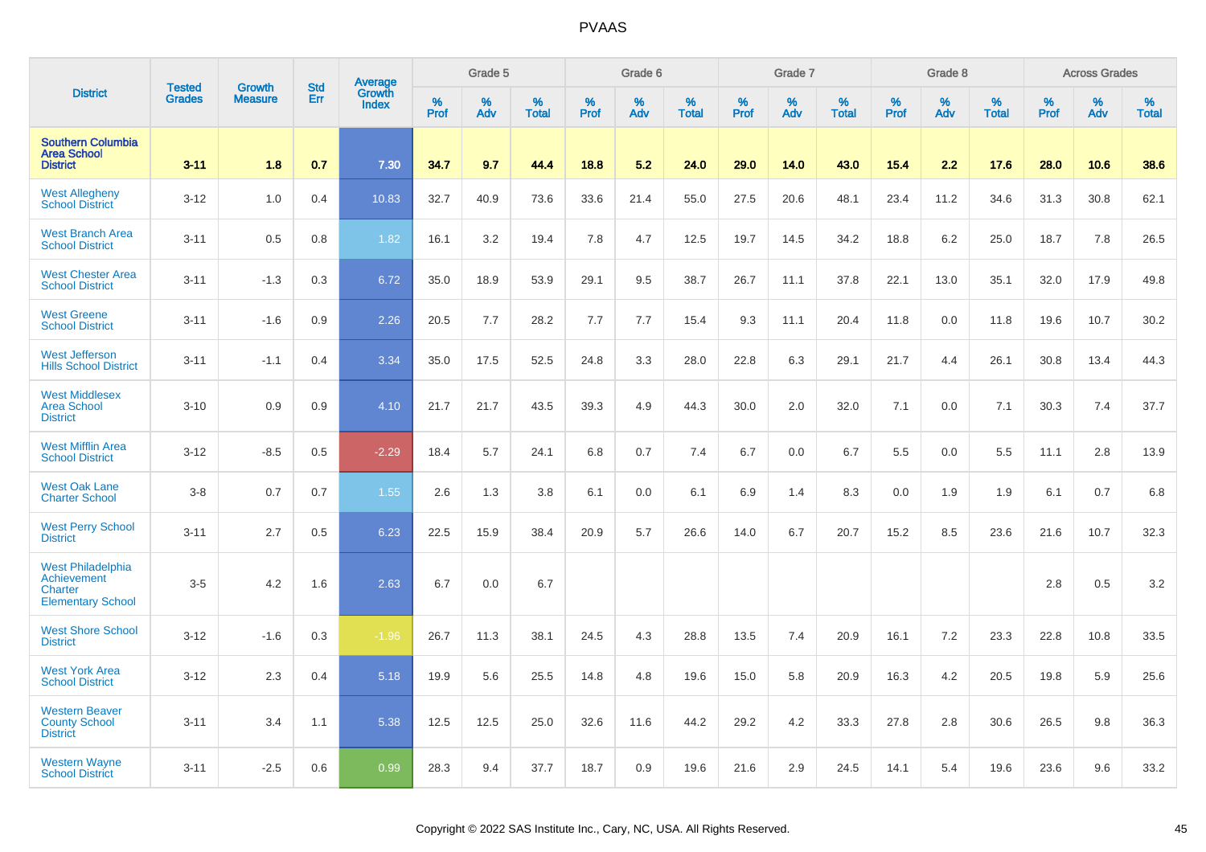# PVAAS

| District | Tested Grades | Growth Measure | Std Err | Average Growth Index | Grade 5 | | | Grade 6 | | | Grade 7 | | | Grade 8 | | | Across Grades | | |
|---|---|---|---|---|---|---|---|---|---|---|---|---|---|---|---|---|---|---|---|
| | | | | | % Prof | % Adv | % Total | % Prof | % Adv | % Total | % Prof | % Adv | % Total | % Prof | % Adv | % Total | % Prof | % Adv | % Total |
| **Southern Columbia Area School District** | **3-11** | **1.8** | **0.7** | **7.30** | **34.7** | **9.7** | **44.4** | **18.8** | **5.2** | **24.0** | **29.0** | **14.0** | **43.0** | **15.4** | **2.2** | **17.6** | **28.0** | **10.6** | **38.6** |
| West Allegheny School District | 3-12 | 1.0 | 0.4 | 10.83 | 32.7 | 40.9 | 73.6 | 33.6 | 21.4 | 55.0 | 27.5 | 20.6 | 48.1 | 23.4 | 11.2 | 34.6 | 31.3 | 30.8 | 62.1 |
| West Branch Area School District | 3-11 | 0.5 | 0.8 | 1.82 | 16.1 | 3.2 | 19.4 | 7.8 | 4.7 | 12.5 | 19.7 | 14.5 | 34.2 | 18.8 | 6.2 | 25.0 | 18.7 | 7.8 | 26.5 |
| West Chester Area School District | 3-11 | -1.3 | 0.3 | 6.72 | 35.0 | 18.9 | 53.9 | 29.1 | 9.5 | 38.7 | 26.7 | 11.1 | 37.8 | 22.1 | 13.0 | 35.1 | 32.0 | 17.9 | 49.8 |
| West Greene School District | 3-11 | -1.6 | 0.9 | 2.26 | 20.5 | 7.7 | 28.2 | 7.7 | 7.7 | 15.4 | 9.3 | 11.1 | 20.4 | 11.8 | 0.0 | 11.8 | 19.6 | 10.7 | 30.2 |
| West Jefferson Hills School District | 3-11 | -1.1 | 0.4 | 3.34 | 35.0 | 17.5 | 52.5 | 24.8 | 3.3 | 28.0 | 22.8 | 6.3 | 29.1 | 21.7 | 4.4 | 26.1 | 30.8 | 13.4 | 44.3 |
| West Middlesex Area School District | 3-10 | 0.9 | 0.9 | 4.10 | 21.7 | 21.7 | 43.5 | 39.3 | 4.9 | 44.3 | 30.0 | 2.0 | 32.0 | 7.1 | 0.0 | 7.1 | 30.3 | 7.4 | 37.7 |
| West Mifflin Area School District | 3-12 | -8.5 | 0.5 | -2.29 | 18.4 | 5.7 | 24.1 | 6.8 | 0.7 | 7.4 | 6.7 | 0.0 | 6.7 | 5.5 | 0.0 | 5.5 | 11.1 | 2.8 | 13.9 |
| West Oak Lane Charter School | 3-8 | 0.7 | 0.7 | 1.55 | 2.6 | 1.3 | 3.8 | 6.1 | 0.0 | 6.1 | 6.9 | 1.4 | 8.3 | 0.0 | 1.9 | 1.9 | 6.1 | 0.7 | 6.8 |
| West Perry School District | 3-11 | 2.7 | 0.5 | 6.23 | 22.5 | 15.9 | 38.4 | 20.9 | 5.7 | 26.6 | 14.0 | 6.7 | 20.7 | 15.2 | 8.5 | 23.6 | 21.6 | 10.7 | 32.3 |
| West Philadelphia Achievement Charter Elementary School | 3-5 | 4.2 | 1.6 | 2.63 | 6.7 | 0.0 | 6.7 | | | | | | | | | | 2.8 | 0.5 | 3.2 |
| West Shore School District | 3-12 | -1.6 | 0.3 | -1.96 | 26.7 | 11.3 | 38.1 | 24.5 | 4.3 | 28.8 | 13.5 | 7.4 | 20.9 | 16.1 | 7.2 | 23.3 | 22.8 | 10.8 | 33.5 |
| West York Area School District | 3-12 | 2.3 | 0.4 | 5.18 | 19.9 | 5.6 | 25.5 | 14.8 | 4.8 | 19.6 | 15.0 | 5.8 | 20.9 | 16.3 | 4.2 | 20.5 | 19.8 | 5.9 | 25.6 |
| Western Beaver County School District | 3-11 | 3.4 | 1.1 | 5.38 | 12.5 | 12.5 | 25.0 | 32.6 | 11.6 | 44.2 | 29.2 | 4.2 | 33.3 | 27.8 | 2.8 | 30.6 | 26.5 | 9.8 | 36.3 |
| Western Wayne School District | 3-11 | -2.5 | 0.6 | 0.99 | 28.3 | 9.4 | 37.7 | 18.7 | 0.9 | 19.6 | 21.6 | 2.9 | 24.5 | 14.1 | 5.4 | 19.6 | 23.6 | 9.6 | 33.2 |

Copyright © 2022 SAS Institute Inc., Cary, NC, USA. All Rights Reserved.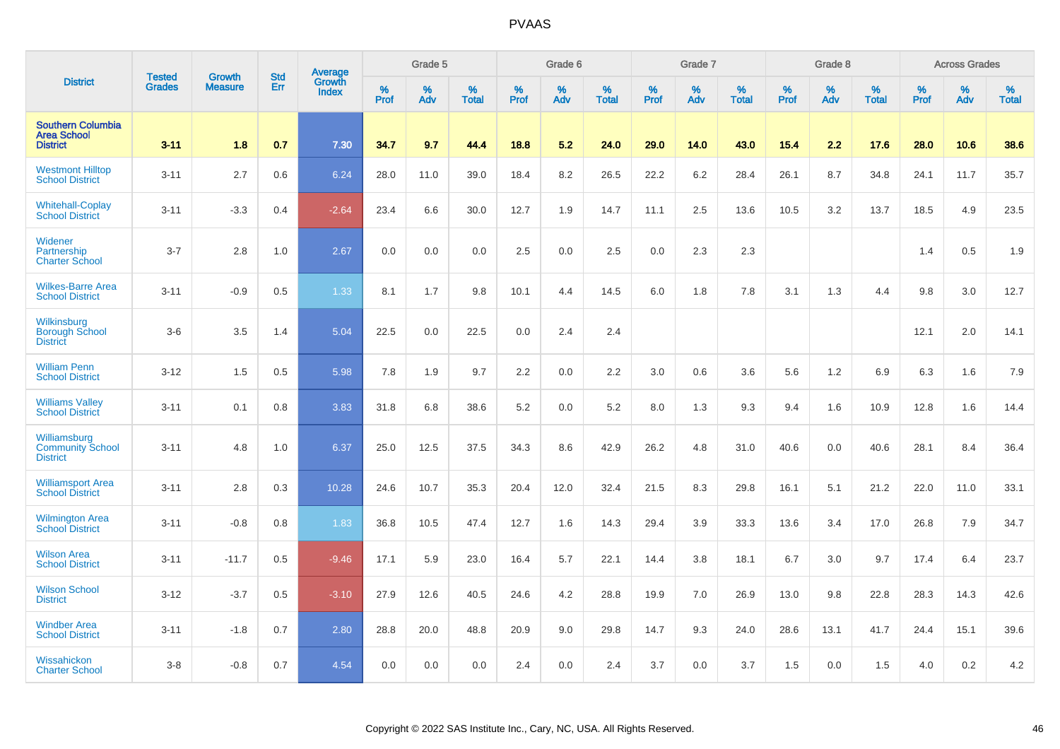# PVAAS

| District | Tested Grades | Growth Measure | Std Err | Average Growth Index | Grade 5 | | | Grade 6 | | | Grade 7 | | | Grade 8 | | | Across Grades | | |
|---|---|---|---|---|---|---|---|---|---|---|---|---|---|---|---|---|---|---|---|
| | | | | | % Prof | % Adv | % Total | % Prof | % Adv | % Total | % Prof | % Adv | % Total | % Prof | % Adv | % Total | % Prof | % Adv | % Total |
| **Southern Columbia Area School District** | **3-11** | **1.8** | **0.7** | **7.30** | **34.7** | **9.7** | **44.4** | **18.8** | **5.2** | **24.0** | **29.0** | **14.0** | **43.0** | **15.4** | **2.2** | **17.6** | **28.0** | **10.6** | **38.6** |
| Westmont Hilltop School District | 3-11 | 2.7 | 0.6 | 6.24 | 28.0 | 11.0 | 39.0 | 18.4 | 8.2 | 26.5 | 22.2 | 6.2 | 28.4 | 26.1 | 8.7 | 34.8 | 24.1 | 11.7 | 35.7 |
| Whitehall-Coplay School District | 3-11 | -3.3 | 0.4 | -2.64 | 23.4 | 6.6 | 30.0 | 12.7 | 1.9 | 14.7 | 11.1 | 2.5 | 13.6 | 10.5 | 3.2 | 13.7 | 18.5 | 4.9 | 23.5 |
| Widener Partnership Charter School | 3-7 | 2.8 | 1.0 | 2.67 | 0.0 | 0.0 | 0.0 | 2.5 | 0.0 | 2.5 | 0.0 | 2.3 | 2.3 | | | | 1.4 | 0.5 | 1.9 |
| Wilkes-Barre Area School District | 3-11 | -0.9 | 0.5 | 1.33 | 8.1 | 1.7 | 9.8 | 10.1 | 4.4 | 14.5 | 6.0 | 1.8 | 7.8 | 3.1 | 1.3 | 4.4 | 9.8 | 3.0 | 12.7 |
| Wilkinsburg Borough School District | 3-6 | 3.5 | 1.4 | 5.04 | 22.5 | 0.0 | 22.5 | 0.0 | 2.4 | 2.4 | | | | | | | 12.1 | 2.0 | 14.1 |
| William Penn School District | 3-12 | 1.5 | 0.5 | 5.98 | 7.8 | 1.9 | 9.7 | 2.2 | 0.0 | 2.2 | 3.0 | 0.6 | 3.6 | 5.6 | 1.2 | 6.9 | 6.3 | 1.6 | 7.9 |
| Williams Valley School District | 3-11 | 0.1 | 0.8 | 3.83 | 31.8 | 6.8 | 38.6 | 5.2 | 0.0 | 5.2 | 8.0 | 1.3 | 9.3 | 9.4 | 1.6 | 10.9 | 12.8 | 1.6 | 14.4 |
| Williamsburg Community School District | 3-11 | 4.8 | 1.0 | 6.37 | 25.0 | 12.5 | 37.5 | 34.3 | 8.6 | 42.9 | 26.2 | 4.8 | 31.0 | 40.6 | 0.0 | 40.6 | 28.1 | 8.4 | 36.4 |
| Williamsport Area School District | 3-11 | 2.8 | 0.3 | 10.28 | 24.6 | 10.7 | 35.3 | 20.4 | 12.0 | 32.4 | 21.5 | 8.3 | 29.8 | 16.1 | 5.1 | 21.2 | 22.0 | 11.0 | 33.1 |
| Wilmington Area School District | 3-11 | -0.8 | 0.8 | 1.83 | 36.8 | 10.5 | 47.4 | 12.7 | 1.6 | 14.3 | 29.4 | 3.9 | 33.3 | 13.6 | 3.4 | 17.0 | 26.8 | 7.9 | 34.7 |
| Wilson Area School District | 3-11 | -11.7 | 0.5 | -9.46 | 17.1 | 5.9 | 23.0 | 16.4 | 5.7 | 22.1 | 14.4 | 3.8 | 18.1 | 6.7 | 3.0 | 9.7 | 17.4 | 6.4 | 23.7 |
| Wilson School District | 3-12 | -3.7 | 0.5 | -3.10 | 27.9 | 12.6 | 40.5 | 24.6 | 4.2 | 28.8 | 19.9 | 7.0 | 26.9 | 13.0 | 9.8 | 22.8 | 28.3 | 14.3 | 42.6 |
| Windber Area School District | 3-11 | -1.8 | 0.7 | 2.80 | 28.8 | 20.0 | 48.8 | 20.9 | 9.0 | 29.8 | 14.7 | 9.3 | 24.0 | 28.6 | 13.1 | 41.7 | 24.4 | 15.1 | 39.6 |
| Wissahickon Charter School | 3-8 | -0.8 | 0.7 | 4.54 | 0.0 | 0.0 | 0.0 | 2.4 | 0.0 | 2.4 | 3.7 | 0.0 | 3.7 | 1.5 | 0.0 | 1.5 | 4.0 | 0.2 | 4.2 |

Copyright © 2022 SAS Institute Inc., Cary, NC, USA. All Rights Reserved.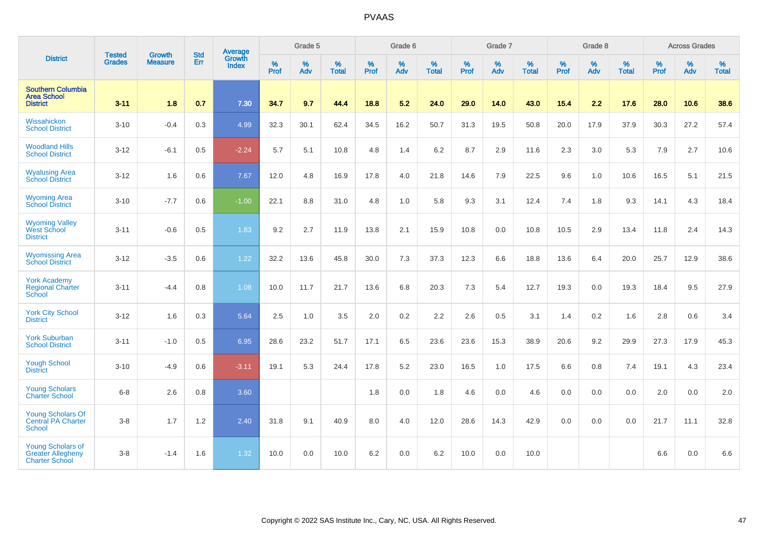| District | Tested Grades | Growth Measure | Std Err | Average Growth Index | Grade 5 | | | Grade 6 | | | Grade 7 | | | Grade 8 | | | Across Grades | | |
|---|---|---|---|---|---|---|---|---|---|---|---|---|---|---|---|---|---|---|---|
| | | | | | % Prof | % Adv | % Total | % Prof | % Adv | % Total | % Prof | % Adv | % Total | % Prof | % Adv | % Total | % Prof | % Adv | % Total |
| **Southern Columbia Area School District** | **3-11** | **1.8** | **0.7** | **7.30** | **34.7** | **9.7** | **44.4** | **18.8** | **5.2** | **24.0** | **29.0** | **14.0** | **43.0** | **15.4** | **2.2** | **17.6** | **28.0** | **10.6** | **38.6** |
| Wissahickon School District | 3-10 | -0.4 | 0.3 | 4.99 | 32.3 | 30.1 | 62.4 | 34.5 | 16.2 | 50.7 | 31.3 | 19.5 | 50.8 | 20.0 | 17.9 | 37.9 | 30.3 | 27.2 | 57.4 |
| Woodland Hills School District | 3-12 | -6.1 | 0.5 | -2.24 | 5.7 | 5.1 | 10.8 | 4.8 | 1.4 | 6.2 | 8.7 | 2.9 | 11.6 | 2.3 | 3.0 | 5.3 | 7.9 | 2.7 | 10.6 |
| Wyalusing Area School District | 3-12 | 1.6 | 0.6 | 7.67 | 12.0 | 4.8 | 16.9 | 17.8 | 4.0 | 21.8 | 14.6 | 7.9 | 22.5 | 9.6 | 1.0 | 10.6 | 16.5 | 5.1 | 21.5 |
| Wyoming Area School District | 3-10 | -7.7 | 0.6 | -1.00 | 22.1 | 8.8 | 31.0 | 4.8 | 1.0 | 5.8 | 9.3 | 3.1 | 12.4 | 7.4 | 1.8 | 9.3 | 14.1 | 4.3 | 18.4 |
| Wyoming Valley West School District | 3-11 | -0.6 | 0.5 | 1.83 | 9.2 | 2.7 | 11.9 | 13.8 | 2.1 | 15.9 | 10.8 | 0.0 | 10.8 | 10.5 | 2.9 | 13.4 | 11.8 | 2.4 | 14.3 |
| Wyomissing Area School District | 3-12 | -3.5 | 0.6 | 1.22 | 32.2 | 13.6 | 45.8 | 30.0 | 7.3 | 37.3 | 12.3 | 6.6 | 18.8 | 13.6 | 6.4 | 20.0 | 25.7 | 12.9 | 38.6 |
| York Academy Regional Charter School | 3-11 | -4.4 | 0.8 | 1.08 | 10.0 | 11.7 | 21.7 | 13.6 | 6.8 | 20.3 | 7.3 | 5.4 | 12.7 | 19.3 | 0.0 | 19.3 | 18.4 | 9.5 | 27.9 |
| York City School District | 3-12 | 1.6 | 0.3 | 5.64 | 2.5 | 1.0 | 3.5 | 2.0 | 0.2 | 2.2 | 2.6 | 0.5 | 3.1 | 1.4 | 0.2 | 1.6 | 2.8 | 0.6 | 3.4 |
| York Suburban School District | 3-11 | -1.0 | 0.5 | 6.95 | 28.6 | 23.2 | 51.7 | 17.1 | 6.5 | 23.6 | 23.6 | 15.3 | 38.9 | 20.6 | 9.2 | 29.9 | 27.3 | 17.9 | 45.3 |
| Yough School District | 3-10 | -4.9 | 0.6 | -3.11 | 19.1 | 5.3 | 24.4 | 17.8 | 5.2 | 23.0 | 16.5 | 1.0 | 17.5 | 6.6 | 0.8 | 7.4 | 19.1 | 4.3 | 23.4 |
| Young Scholars Charter School | 6-8 | 2.6 | 0.8 | 3.60 | | | | 1.8 | 0.0 | 1.8 | 4.6 | 0.0 | 4.6 | 0.0 | 0.0 | 0.0 | 2.0 | 0.0 | 2.0 |
| Young Scholars Of Central PA Charter School | 3-8 | 1.7 | 1.2 | 2.40 | 31.8 | 9.1 | 40.9 | 8.0 | 4.0 | 12.0 | 28.6 | 14.3 | 42.9 | 0.0 | 0.0 | 0.0 | 21.7 | 11.1 | 32.8 |
| Young Scholars of Greater Allegheny Charter School | 3-8 | -1.4 | 1.6 | 1.32 | 10.0 | 0.0 | 10.0 | 6.2 | 0.0 | 6.2 | 10.0 | 0.0 | 10.0 | | | | 6.6 | 0.0 | 6.6 |

Copyright © 2022 SAS Institute Inc., Cary, NC, USA. All Rights Reserved.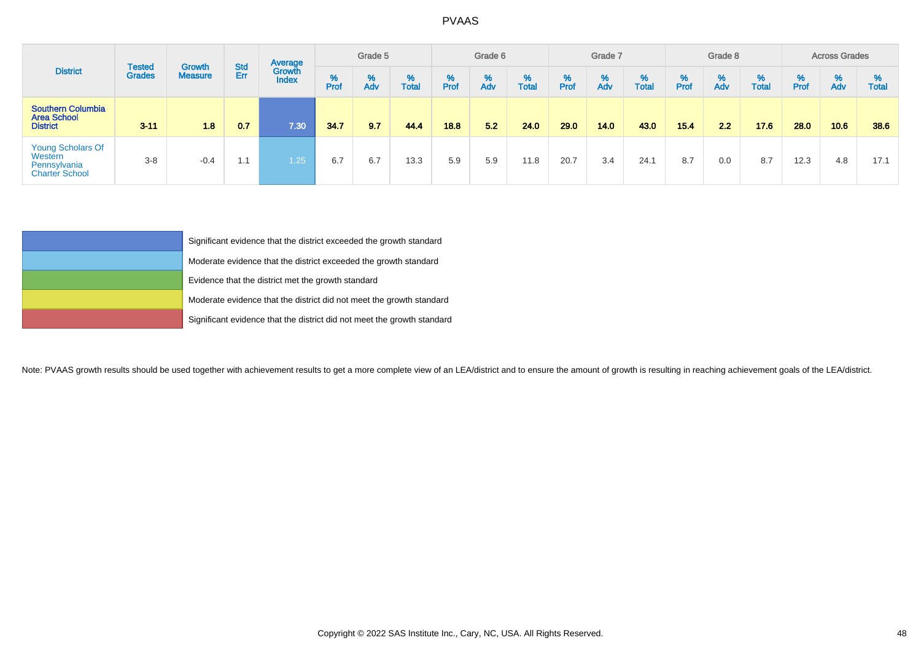# PVAAS

| District | Tested Grades | Growth Measure | Std Err | Average Growth Index | Grade 5 | | | Grade 6 | | | Grade 7 | | | Grade 8 | | | Across Grades | | |
|---|---|---|---|---|---|---|---|---|---|---|---|---|---|---|---|---|---|---|---|
| | | | | | % Prof | % Adv | % Total | % Prof | % Adv | % Total | % Prof | % Adv | % Total | % Prof | % Adv | % Total | % Prof | % Adv | % Total |
| **Southern Columbia Area School District** | **3-11** | **1.8** | **0.7** | **7.30** | **34.7** | **9.7** | **44.4** | **18.8** | **5.2** | **24.0** | **29.0** | **14.0** | **43.0** | **15.4** | **2.2** | **17.6** | **28.0** | **10.6** | **38.6** |
| Young Scholars Of Western Pennsylvania Charter School | 3-8 | -0.4 | 1.1 | 1.25 | 6.7 | 6.7 | 13.3 | 5.9 | 5.9 | 11.8 | 20.7 | 3.4 | 24.1 | 8.7 | 0.0 | 8.7 | 12.3 | 4.8 | 17.1 |

- Significant evidence that the district exceeded the growth standard
- Moderate evidence that the district exceeded the growth standard
- Evidence that the district met the growth standard
- Moderate evidence that the district did not meet the growth standard
- Significant evidence that the district did not meet the growth standard

Note: PVAAS growth results should be used together with achievement results to get a more complete view of an LEA/district and to ensure the amount of growth is resulting in reaching achievement goals of the LEA/district.

Copyright © 2022 SAS Institute Inc., Cary, NC, USA. All Rights Reserved.